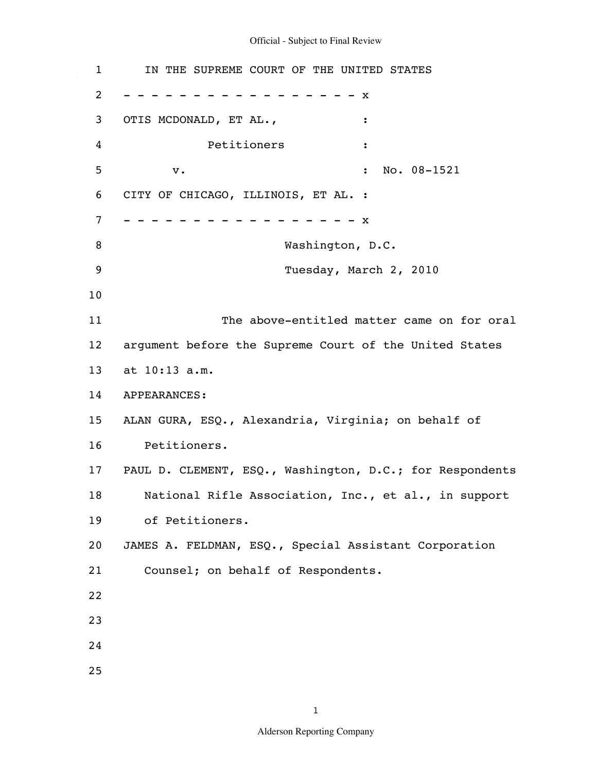IN THE SUPREME COURT OF THE UNITED STATES

- - - - - - - - - - - - - - - - - - x

OTIS MCDONALD, ET AL., :

Petitioners :

v. : No. 08-1521

CITY OF CHICAGO, ILLINOIS, ET AL. :

- - - - - - - - - - - - - - - - - - x

Washington, D.C.

Tuesday, March 2, 2010

The above-entitled matter came on for oral argument before the Supreme Court of the United States at 10:13 a.m.

APPEARANCES:

ALAN GURA, ESQ., Alexandria, Virginia; on behalf of Petitioners.

PAUL D. CLEMENT, ESQ., Washington, D.C.; for Respondents National Rifle Association, Inc., et al., in support of Petitioners.

JAMES A. FELDMAN, ESQ., Special Assistant Corporation Counsel; on behalf of Respondents.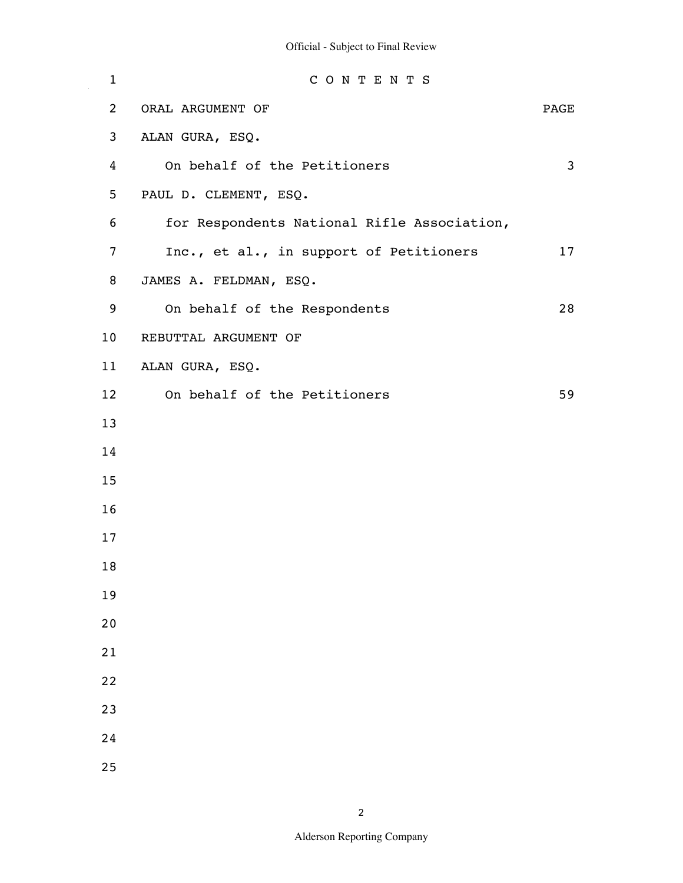# C O N T E N T S

| ORAL ARGUMENT OF | PAGE |
| --- | --- |
| ALAN GURA, ESQ. | |
| On behalf of the Petitioners | 3 |
| PAUL D. CLEMENT, ESQ. | |
| for Respondents National Rifle Association, | |
| Inc., et al., in support of Petitioners | 17 |
| JAMES A. FELDMAN, ESQ. | |
| On behalf of the Respondents | 28 |
| REBUTTAL ARGUMENT OF | |
| ALAN GURA, ESQ. | |
| On behalf of the Petitioners | 59 |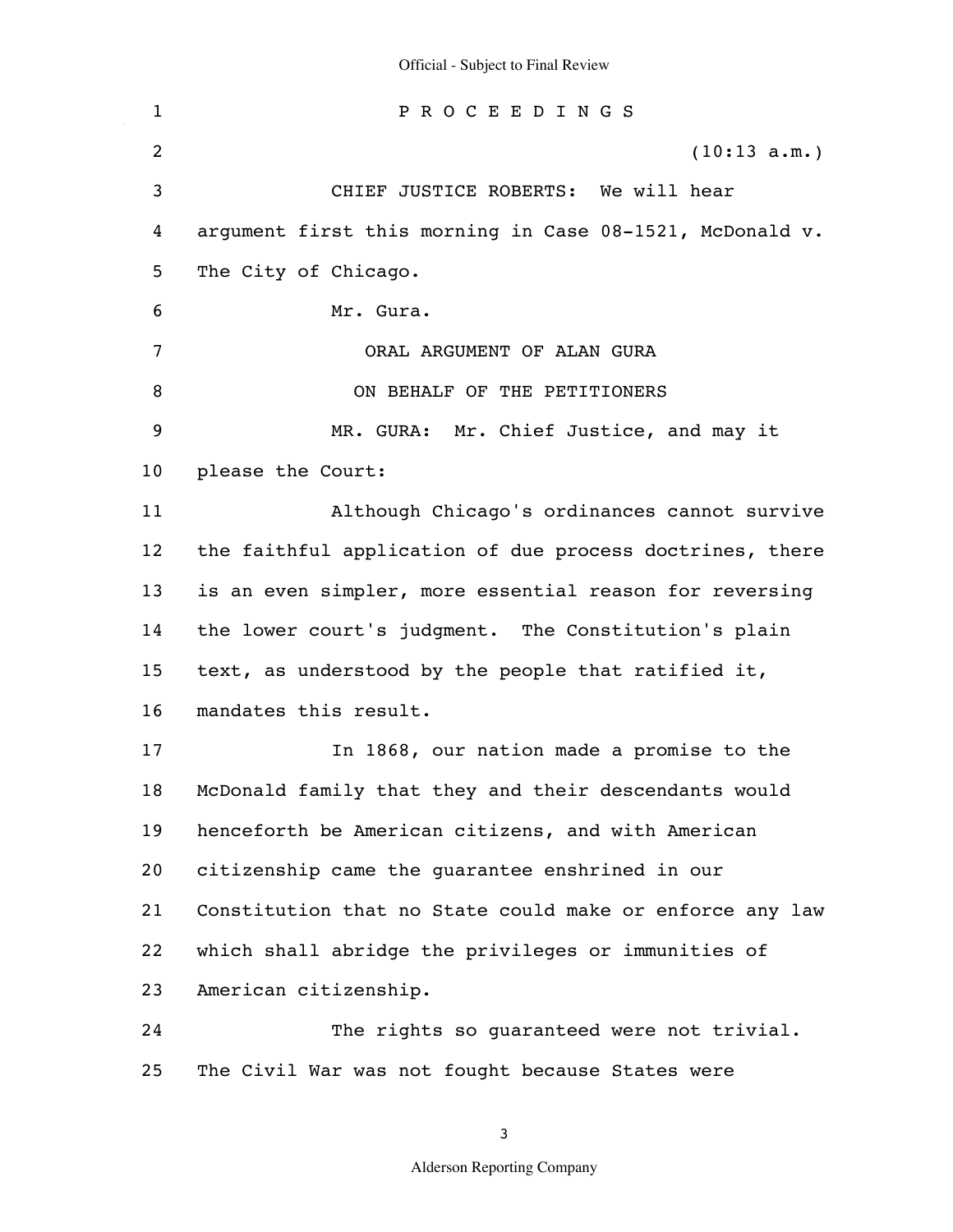P R O C E E D I N G S

(10:13 a.m.)

CHIEF JUSTICE ROBERTS: We will hear argument first this morning in Case 08-1521, McDonald v. The City of Chicago.

Mr. Gura.

ORAL ARGUMENT OF ALAN GURA

ON BEHALF OF THE PETITIONERS

MR. GURA: Mr. Chief Justice, and may it please the Court:

Although Chicago's ordinances cannot survive the faithful application of due process doctrines, there is an even simpler, more essential reason for reversing the lower court's judgment. The Constitution's plain text, as understood by the people that ratified it, mandates this result.

In 1868, our nation made a promise to the McDonald family that they and their descendants would henceforth be American citizens, and with American citizenship came the guarantee enshrined in our Constitution that no State could make or enforce any law which shall abridge the privileges or immunities of American citizenship.

The rights so guaranteed were not trivial. The Civil War was not fought because States were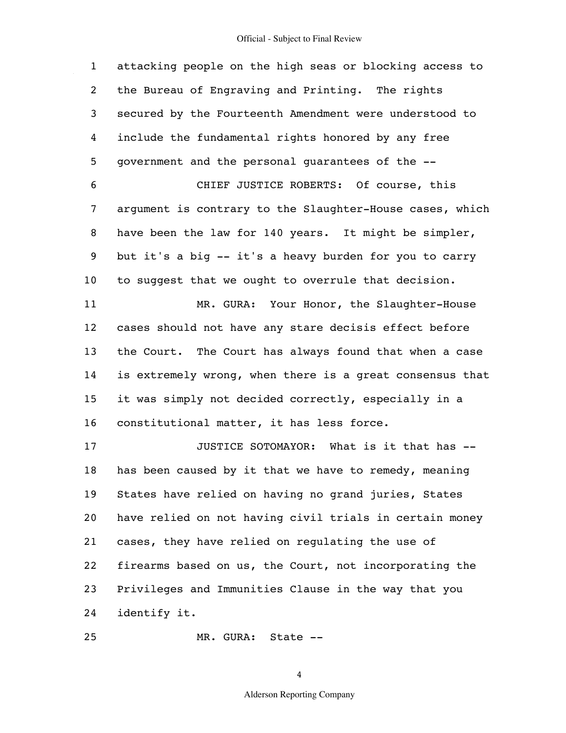attacking people on the high seas or blocking access to the Bureau of Engraving and Printing. The rights secured by the Fourteenth Amendment were understood to include the fundamental rights honored by any free government and the personal guarantees of the --

CHIEF JUSTICE ROBERTS: Of course, this argument is contrary to the Slaughter-House cases, which have been the law for 140 years. It might be simpler, but it's a big -- it's a heavy burden for you to carry to suggest that we ought to overrule that decision.

MR. GURA: Your Honor, the Slaughter-House cases should not have any stare decisis effect before the Court. The Court has always found that when a case is extremely wrong, when there is a great consensus that it was simply not decided correctly, especially in a constitutional matter, it has less force.

JUSTICE SOTOMAYOR: What is it that has -- has been caused by it that we have to remedy, meaning States have relied on having no grand juries, States have relied on not having civil trials in certain money cases, they have relied on regulating the use of firearms based on us, the Court, not incorporating the Privileges and Immunities Clause in the way that you identify it.

MR. GURA: State --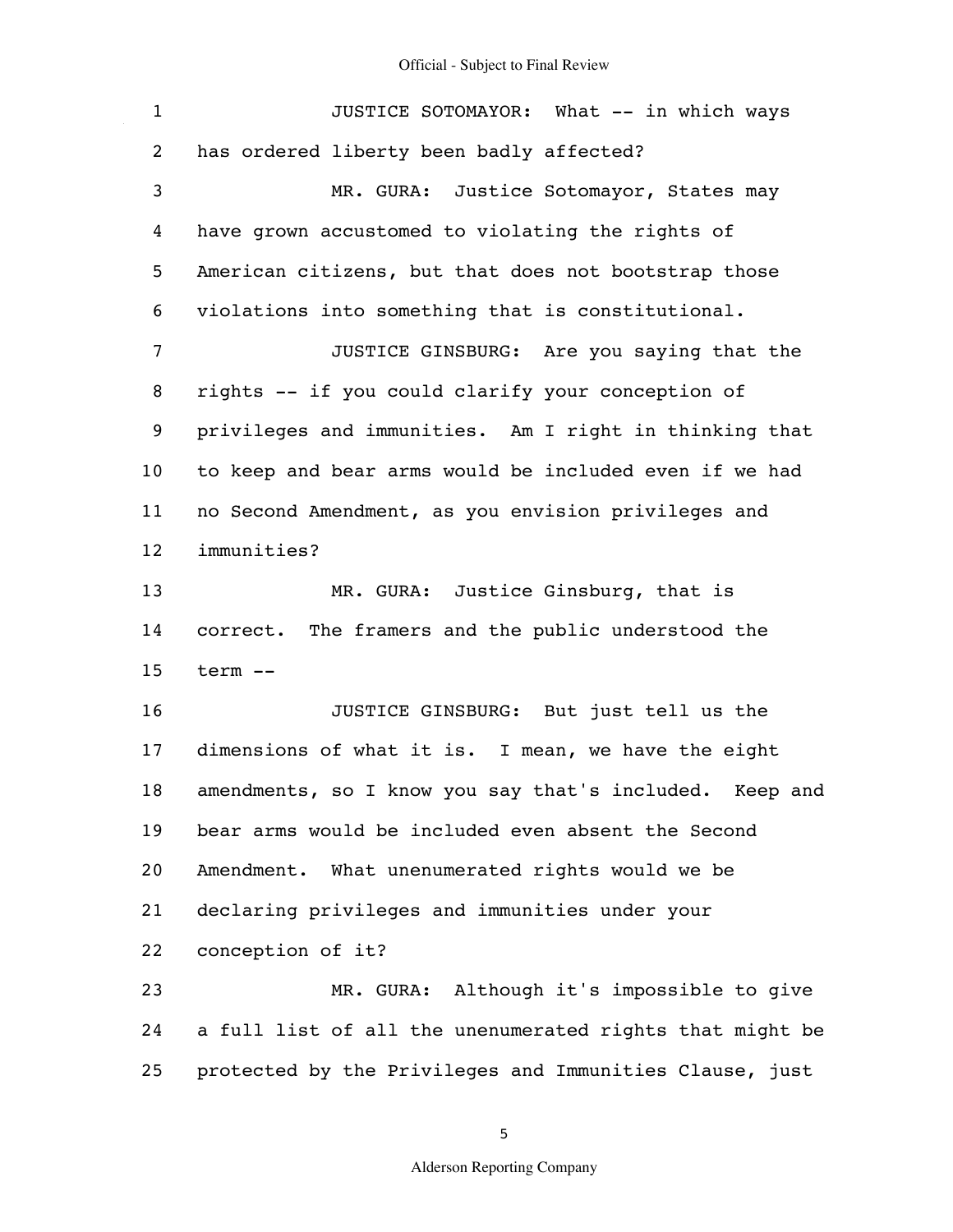JUSTICE SOTOMAYOR: What -- in which ways has ordered liberty been badly affected?

MR. GURA: Justice Sotomayor, States may have grown accustomed to violating the rights of American citizens, but that does not bootstrap those violations into something that is constitutional.

JUSTICE GINSBURG: Are you saying that the rights -- if you could clarify your conception of privileges and immunities. Am I right in thinking that to keep and bear arms would be included even if we had no Second Amendment, as you envision privileges and immunities?

MR. GURA: Justice Ginsburg, that is correct. The framers and the public understood the term --

JUSTICE GINSBURG: But just tell us the dimensions of what it is. I mean, we have the eight amendments, so I know you say that's included. Keep and bear arms would be included even absent the Second Amendment. What unenumerated rights would we be declaring privileges and immunities under your conception of it?

MR. GURA: Although it's impossible to give a full list of all the unenumerated rights that might be protected by the Privileges and Immunities Clause, just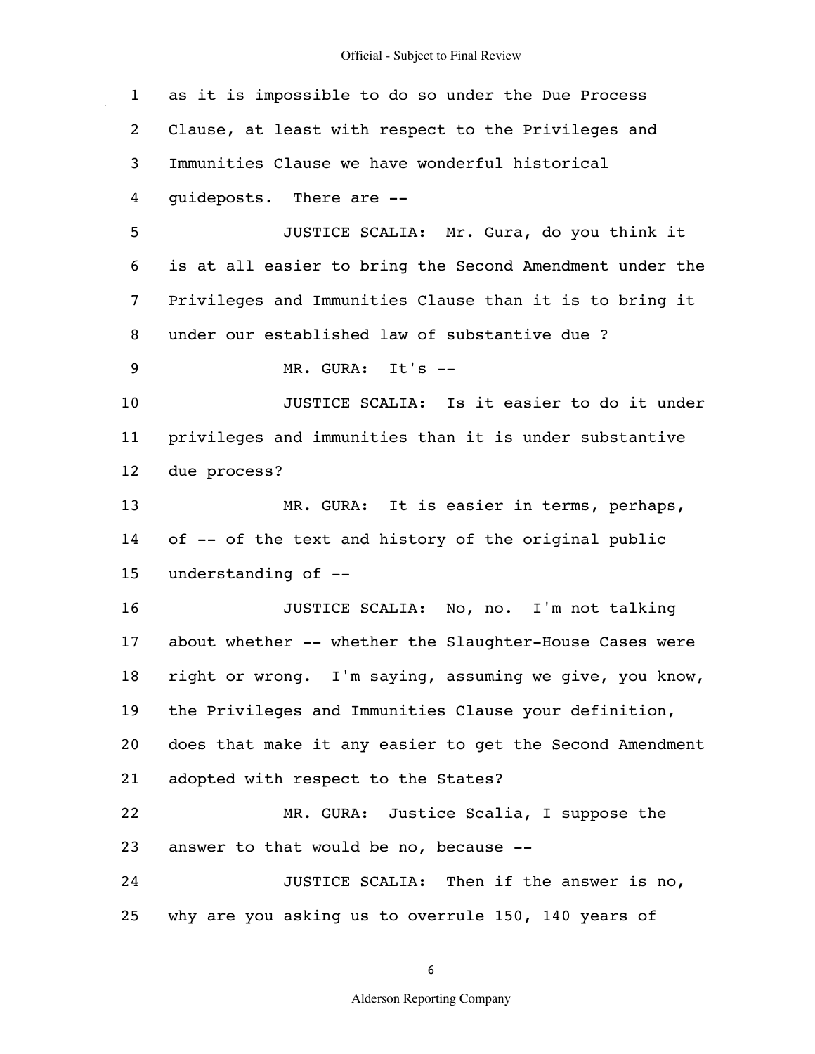1 as it is impossible to do so under the Due Process
2 Clause, at least with respect to the Privileges and
3 Immunities Clause we have wonderful historical
4 guideposts. There are --
5 JUSTICE SCALIA: Mr. Gura, do you think it
6 is at all easier to bring the Second Amendment under the
7 Privileges and Immunities Clause than it is to bring it
8 under our established law of substantive due ?
9 MR. GURA: It's --
10 JUSTICE SCALIA: Is it easier to do it under
11 privileges and immunities than it is under substantive
12 due process?
13 MR. GURA: It is easier in terms, perhaps,
14 of -- of the text and history of the original public
15 understanding of --
16 JUSTICE SCALIA: No, no. I'm not talking
17 about whether -- whether the Slaughter-House Cases were
18 right or wrong. I'm saying, assuming we give, you know,
19 the Privileges and Immunities Clause your definition,
20 does that make it any easier to get the Second Amendment
21 adopted with respect to the States?
22 MR. GURA: Justice Scalia, I suppose the
23 answer to that would be no, because --
24 JUSTICE SCALIA: Then if the answer is no,
25 why are you asking us to overrule 150, 140 years of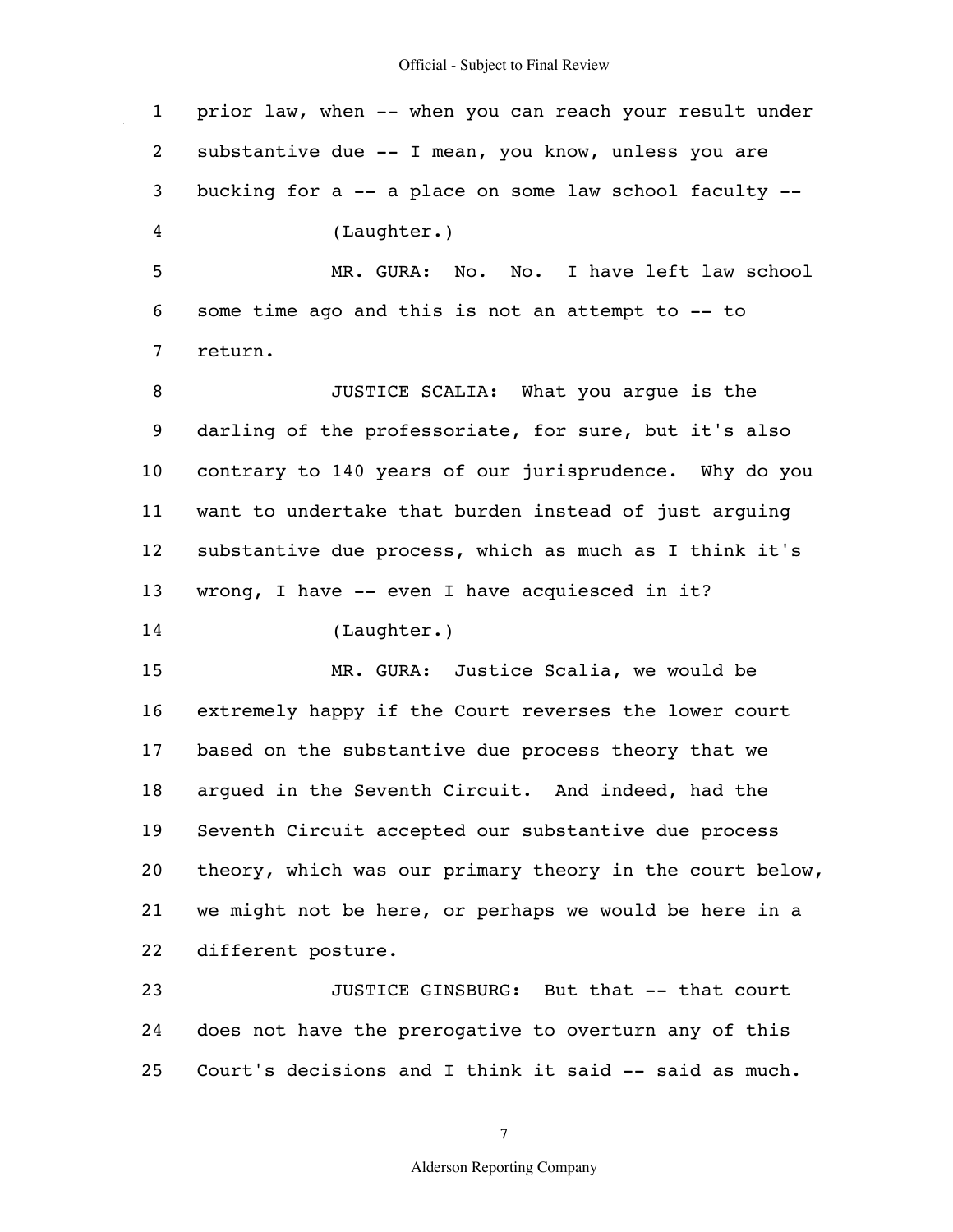prior law, when -- when you can reach your result under substantive due -- I mean, you know, unless you are bucking for a -- a place on some law school faculty --

(Laughter.)

MR. GURA: No. No. I have left law school some time ago and this is not an attempt to -- to return.

JUSTICE SCALIA: What you argue is the darling of the professoriate, for sure, but it's also contrary to 140 years of our jurisprudence. Why do you want to undertake that burden instead of just arguing substantive due process, which as much as I think it's wrong, I have -- even I have acquiesced in it?

(Laughter.)

MR. GURA: Justice Scalia, we would be extremely happy if the Court reverses the lower court based on the substantive due process theory that we argued in the Seventh Circuit. And indeed, had the Seventh Circuit accepted our substantive due process theory, which was our primary theory in the court below, we might not be here, or perhaps we would be here in a different posture.

JUSTICE GINSBURG: But that -- that court does not have the prerogative to overturn any of this Court's decisions and I think it said -- said as much.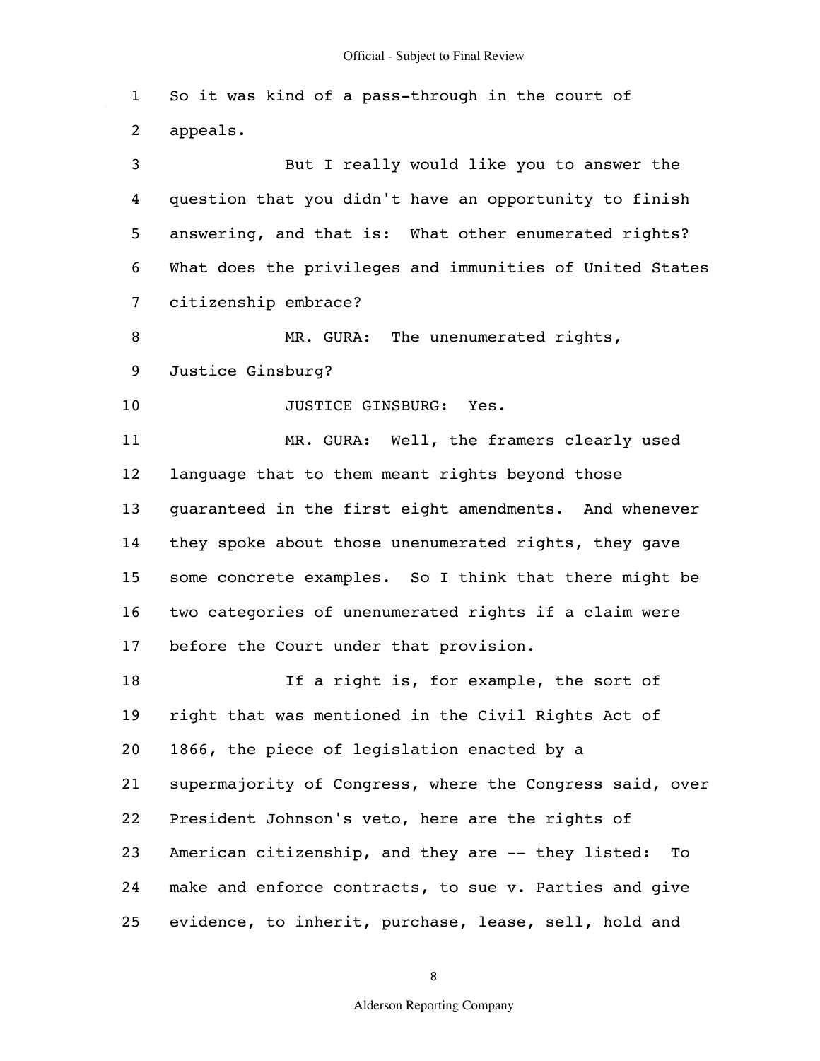So it was kind of a pass-through in the court of appeals.

But I really would like you to answer the question that you didn't have an opportunity to finish answering, and that is: What other enumerated rights? What does the privileges and immunities of United States citizenship embrace?

MR. GURA: The unenumerated rights, Justice Ginsburg?

JUSTICE GINSBURG: Yes.

MR. GURA: Well, the framers clearly used language that to them meant rights beyond those guaranteed in the first eight amendments. And whenever they spoke about those unenumerated rights, they gave some concrete examples. So I think that there might be two categories of unenumerated rights if a claim were before the Court under that provision.

If a right is, for example, the sort of right that was mentioned in the Civil Rights Act of 1866, the piece of legislation enacted by a supermajority of Congress, where the Congress said, over President Johnson's veto, here are the rights of American citizenship, and they are -- they listed: To make and enforce contracts, to sue v. Parties and give evidence, to inherit, purchase, lease, sell, hold and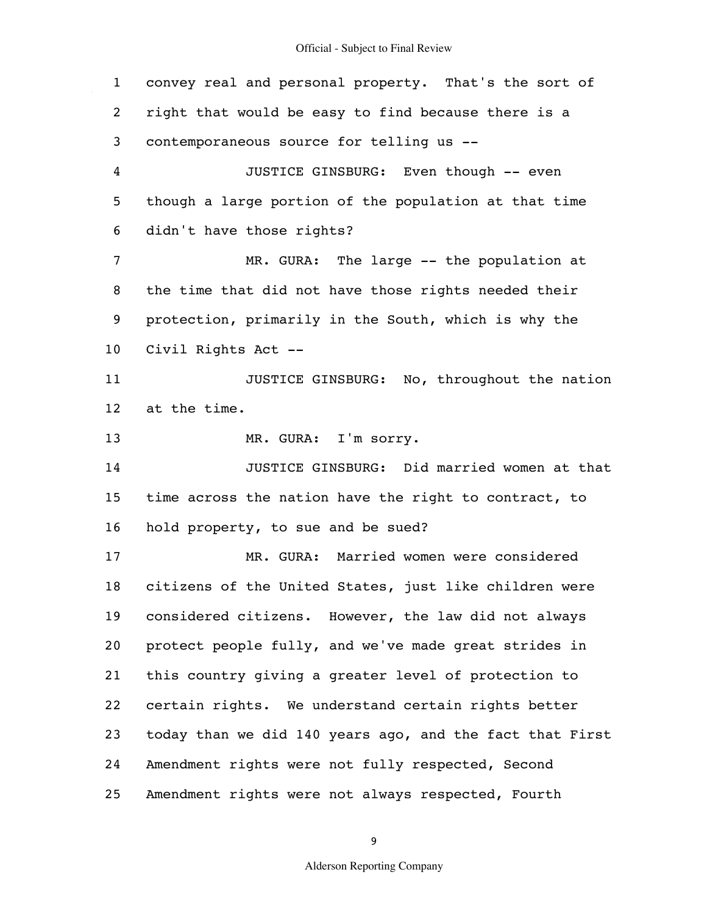1 convey real and personal property. That's the sort of
2 right that would be easy to find because there is a
3 contemporaneous source for telling us --

4 JUSTICE GINSBURG: Even though -- even
5 though a large portion of the population at that time
6 didn't have those rights?

7 MR. GURA: The large -- the population at
8 the time that did not have those rights needed their
9 protection, primarily in the South, which is why the
10 Civil Rights Act --

11 JUSTICE GINSBURG: No, throughout the nation
12 at the time.

13 MR. GURA: I'm sorry.

14 JUSTICE GINSBURG: Did married women at that
15 time across the nation have the right to contract, to
16 hold property, to sue and be sued?

17 MR. GURA: Married women were considered
18 citizens of the United States, just like children were
19 considered citizens. However, the law did not always
20 protect people fully, and we've made great strides in
21 this country giving a greater level of protection to
22 certain rights. We understand certain rights better
23 today than we did 140 years ago, and the fact that First
24 Amendment rights were not fully respected, Second
25 Amendment rights were not always respected, Fourth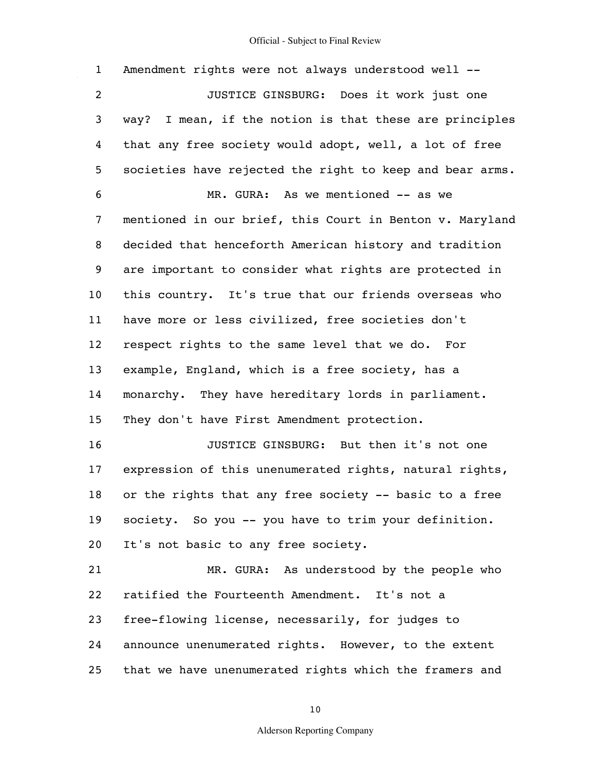Amendment rights were not always understood well --

JUSTICE GINSBURG: Does it work just one way? I mean, if the notion is that these are principles that any free society would adopt, well, a lot of free societies have rejected the right to keep and bear arms.

MR. GURA: As we mentioned -- as we mentioned in our brief, this Court in Benton v. Maryland decided that henceforth American history and tradition are important to consider what rights are protected in this country. It's true that our friends overseas who have more or less civilized, free societies don't respect rights to the same level that we do. For example, England, which is a free society, has a monarchy. They have hereditary lords in parliament. They don't have First Amendment protection.

JUSTICE GINSBURG: But then it's not one expression of this unenumerated rights, natural rights, or the rights that any free society -- basic to a free society. So you -- you have to trim your definition. It's not basic to any free society.

MR. GURA: As understood by the people who ratified the Fourteenth Amendment. It's not a free-flowing license, necessarily, for judges to announce unenumerated rights. However, to the extent that we have unenumerated rights which the framers and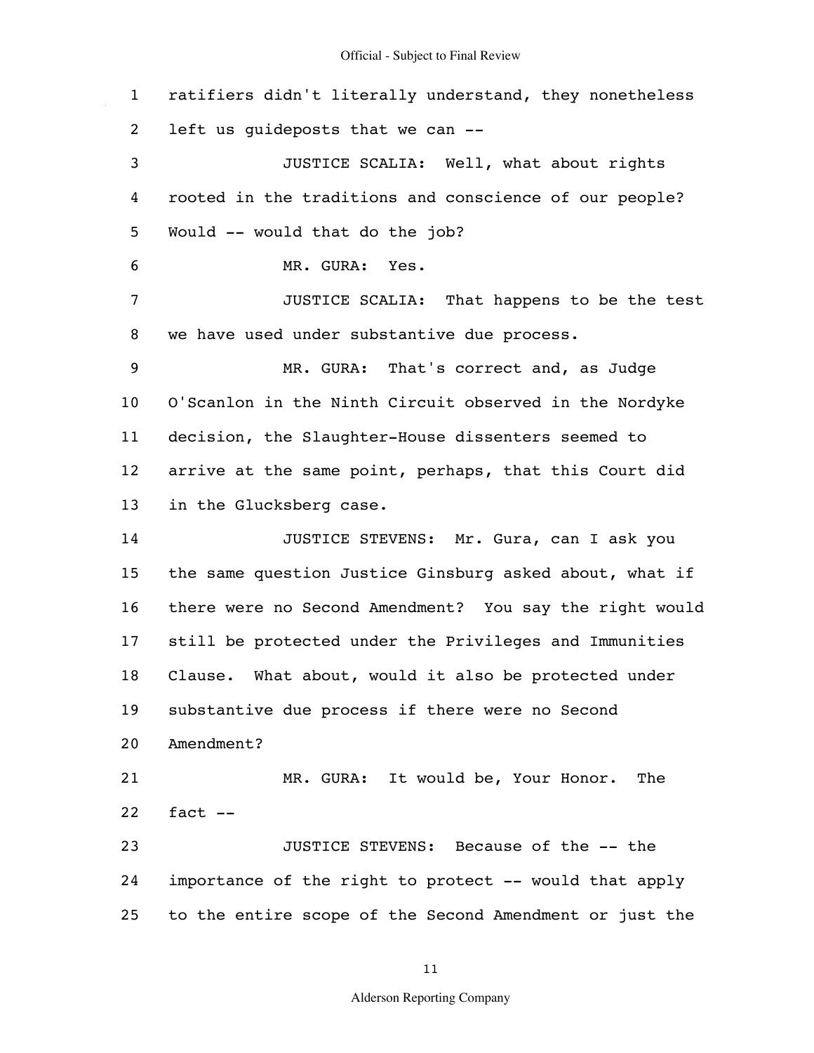1 ratifiers didn't literally understand, they nonetheless

2 left us guideposts that we can --

3 JUSTICE SCALIA: Well, what about rights

4 rooted in the traditions and conscience of our people?

5 Would -- would that do the job?

6 MR. GURA: Yes.

7 JUSTICE SCALIA: That happens to be the test

8 we have used under substantive due process.

9 MR. GURA: That's correct and, as Judge

10 O'Scanlon in the Ninth Circuit observed in the Nordyke

11 decision, the Slaughter-House dissenters seemed to

12 arrive at the same point, perhaps, that this Court did

13 in the Glucksberg case.

14 JUSTICE STEVENS: Mr. Gura, can I ask you

15 the same question Justice Ginsburg asked about, what if

16 there were no Second Amendment? You say the right would

17 still be protected under the Privileges and Immunities

18 Clause. What about, would it also be protected under

19 substantive due process if there were no Second

20 Amendment?

21 MR. GURA: It would be, Your Honor. The

22 fact --

23 JUSTICE STEVENS: Because of the -- the

24 importance of the right to protect -- would that apply

25 to the entire scope of the Second Amendment or just the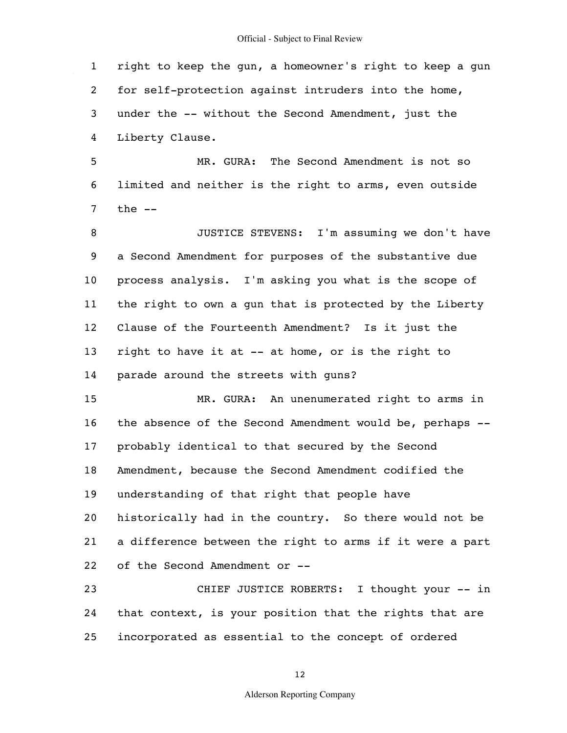right to keep the gun, a homeowner's right to keep a gun for self-protection against intruders into the home, under the -- without the Second Amendment, just the Liberty Clause.

MR. GURA: The Second Amendment is not so limited and neither is the right to arms, even outside the --

JUSTICE STEVENS: I'm assuming we don't have a Second Amendment for purposes of the substantive due process analysis. I'm asking you what is the scope of the right to own a gun that is protected by the Liberty Clause of the Fourteenth Amendment? Is it just the right to have it at -- at home, or is the right to parade around the streets with guns?

MR. GURA: An unenumerated right to arms in the absence of the Second Amendment would be, perhaps -- probably identical to that secured by the Second Amendment, because the Second Amendment codified the understanding of that right that people have historically had in the country. So there would not be a difference between the right to arms if it were a part of the Second Amendment or --

CHIEF JUSTICE ROBERTS: I thought your -- in that context, is your position that the rights that are incorporated as essential to the concept of ordered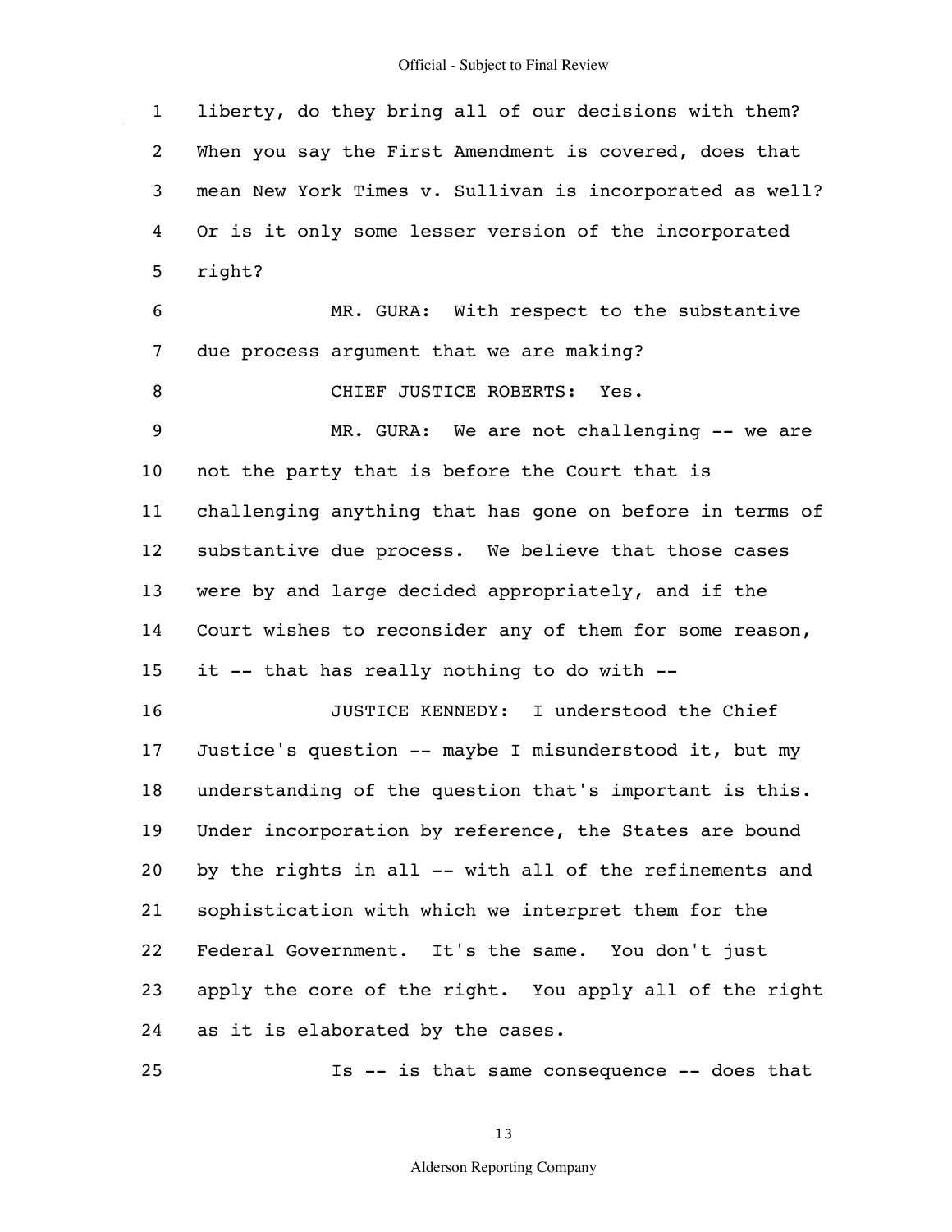liberty, do they bring all of our decisions with them? When you say the First Amendment is covered, does that mean New York Times v. Sullivan is incorporated as well? Or is it only some lesser version of the incorporated right?

MR. GURA: With respect to the substantive due process argument that we are making?

CHIEF JUSTICE ROBERTS: Yes.

MR. GURA: We are not challenging -- we are not the party that is before the Court that is challenging anything that has gone on before in terms of substantive due process. We believe that those cases were by and large decided appropriately, and if the Court wishes to reconsider any of them for some reason, it -- that has really nothing to do with --

JUSTICE KENNEDY: I understood the Chief Justice's question -- maybe I misunderstood it, but my understanding of the question that's important is this. Under incorporation by reference, the States are bound by the rights in all -- with all of the refinements and sophistication with which we interpret them for the Federal Government. It's the same. You don't just apply the core of the right. You apply all of the right as it is elaborated by the cases.

Is -- is that same consequence -- does that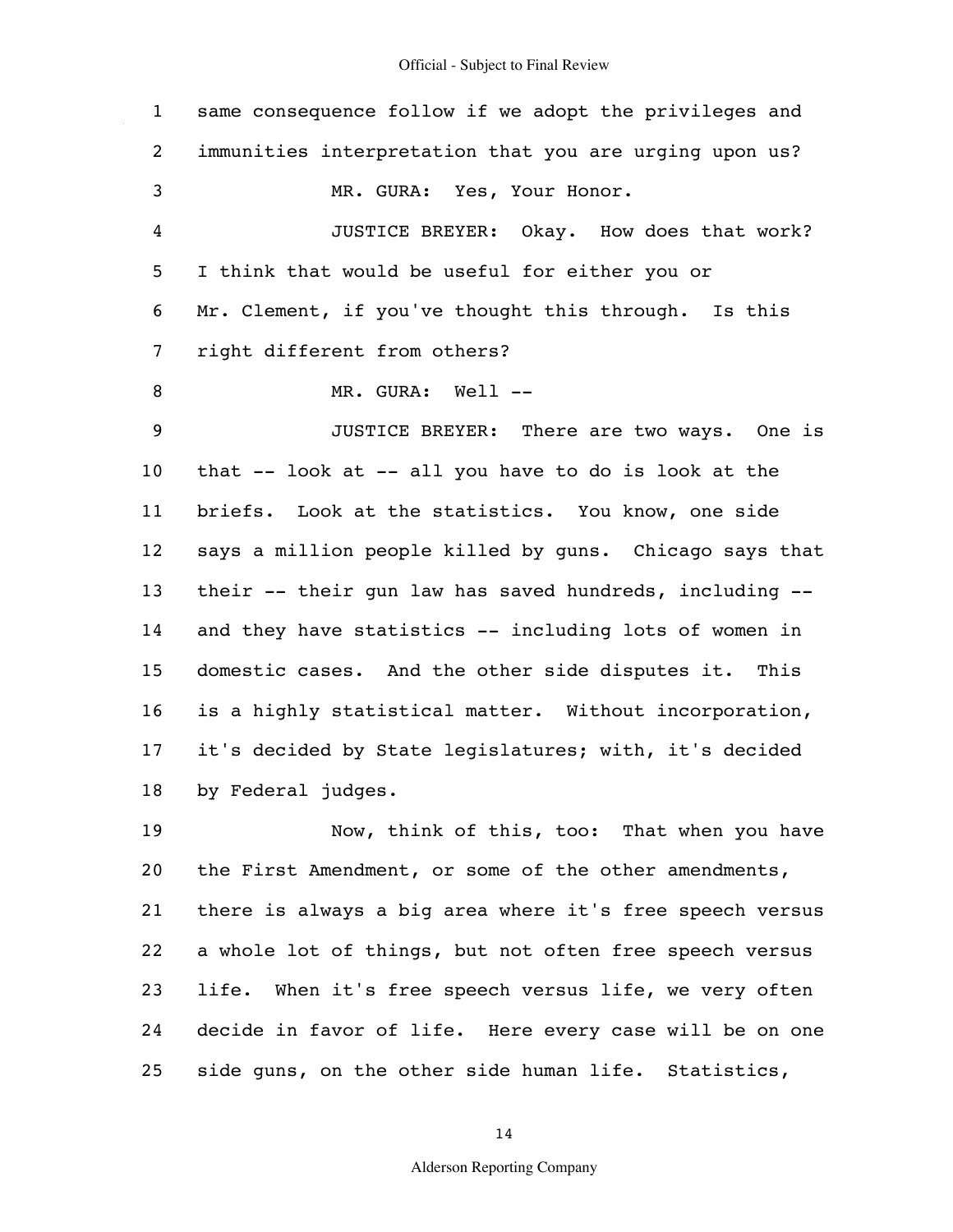same consequence follow if we adopt the privileges and immunities interpretation that you are urging upon us?

MR. GURA: Yes, Your Honor.

JUSTICE BREYER: Okay. How does that work? I think that would be useful for either you or Mr. Clement, if you've thought this through. Is this right different from others?

MR. GURA: Well --

JUSTICE BREYER: There are two ways. One is that -- look at -- all you have to do is look at the briefs. Look at the statistics. You know, one side says a million people killed by guns. Chicago says that their -- their gun law has saved hundreds, including -- and they have statistics -- including lots of women in domestic cases. And the other side disputes it. This is a highly statistical matter. Without incorporation, it's decided by State legislatures; with, it's decided by Federal judges.

Now, think of this, too: That when you have the First Amendment, or some of the other amendments, there is always a big area where it's free speech versus a whole lot of things, but not often free speech versus life. When it's free speech versus life, we very often decide in favor of life. Here every case will be on one side guns, on the other side human life. Statistics,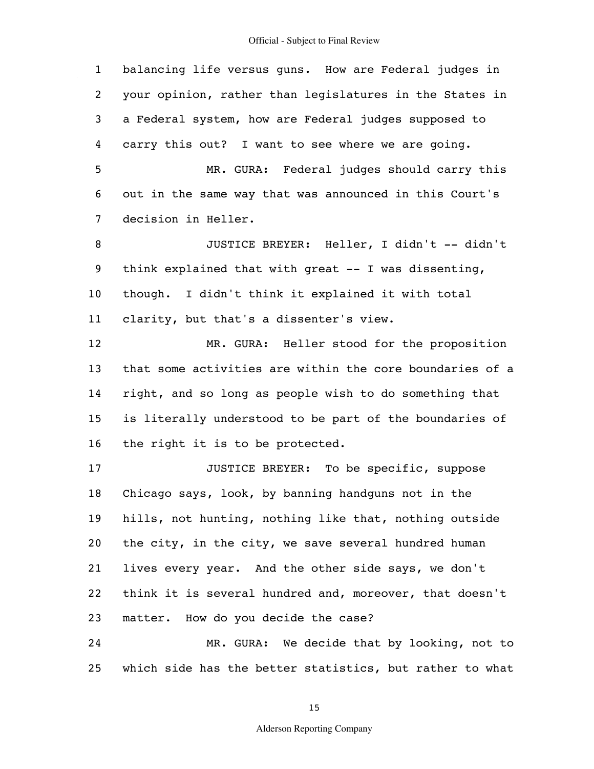1 balancing life versus guns. How are Federal judges in
2 your opinion, rather than legislatures in the States in
3 a Federal system, how are Federal judges supposed to
4 carry this out? I want to see where we are going.

5 MR. GURA: Federal judges should carry this
6 out in the same way that was announced in this Court's
7 decision in Heller.

8 JUSTICE BREYER: Heller, I didn't -- didn't
9 think explained that with great -- I was dissenting,
10 though. I didn't think it explained it with total
11 clarity, but that's a dissenter's view.

12 MR. GURA: Heller stood for the proposition
13 that some activities are within the core boundaries of a
14 right, and so long as people wish to do something that
15 is literally understood to be part of the boundaries of
16 the right it is to be protected.

17 JUSTICE BREYER: To be specific, suppose
18 Chicago says, look, by banning handguns not in the
19 hills, not hunting, nothing like that, nothing outside
20 the city, in the city, we save several hundred human
21 lives every year. And the other side says, we don't
22 think it is several hundred and, moreover, that doesn't
23 matter. How do you decide the case?

24 MR. GURA: We decide that by looking, not to
25 which side has the better statistics, but rather to what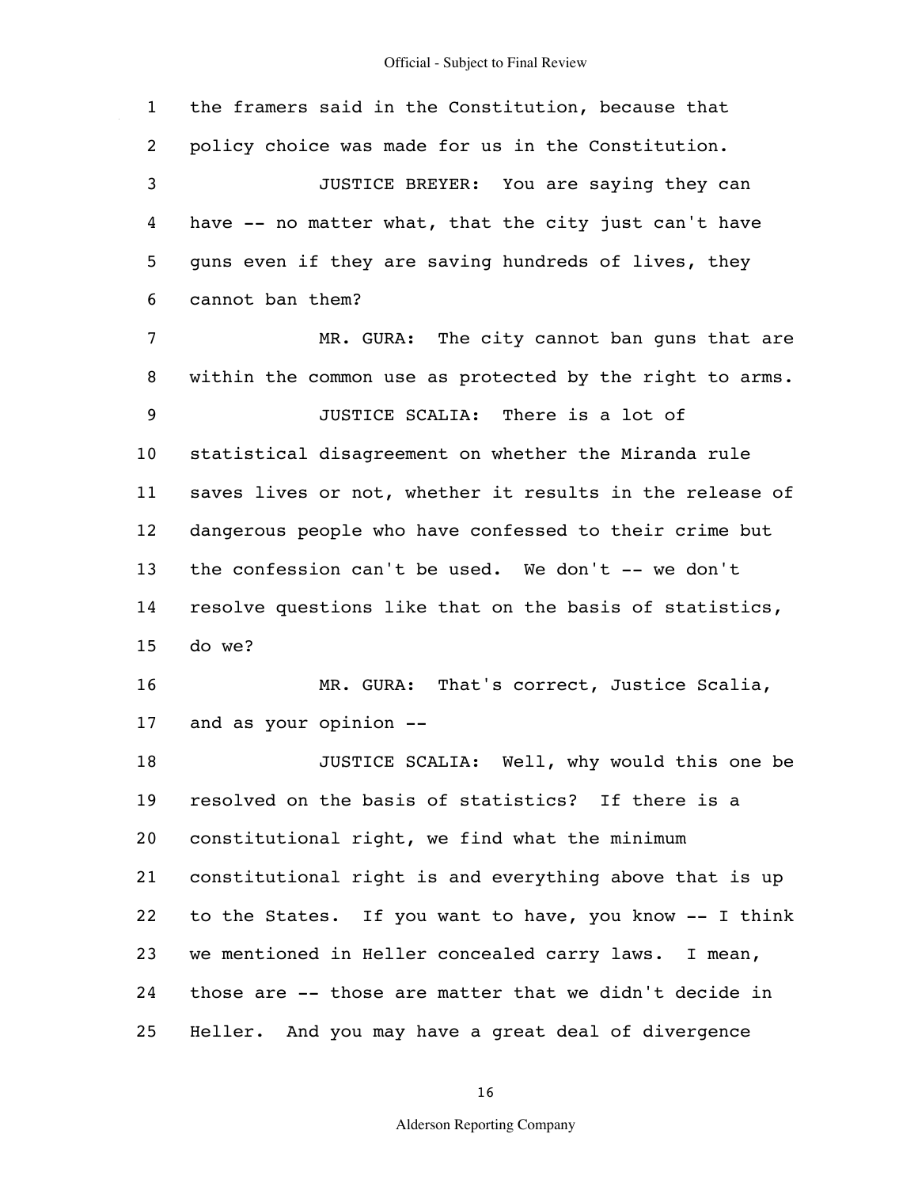1 the framers said in the Constitution, because that
2 policy choice was made for us in the Constitution.
3 JUSTICE BREYER: You are saying they can
4 have -- no matter what, that the city just can't have
5 guns even if they are saving hundreds of lives, they
6 cannot ban them?
7 MR. GURA: The city cannot ban guns that are
8 within the common use as protected by the right to arms.
9 JUSTICE SCALIA: There is a lot of
10 statistical disagreement on whether the Miranda rule
11 saves lives or not, whether it results in the release of
12 dangerous people who have confessed to their crime but
13 the confession can't be used. We don't -- we don't
14 resolve questions like that on the basis of statistics,
15 do we?
16 MR. GURA: That's correct, Justice Scalia,
17 and as your opinion --
18 JUSTICE SCALIA: Well, why would this one be
19 resolved on the basis of statistics? If there is a
20 constitutional right, we find what the minimum
21 constitutional right is and everything above that is up
22 to the States. If you want to have, you know -- I think
23 we mentioned in Heller concealed carry laws. I mean,
24 those are -- those are matter that we didn't decide in
25 Heller. And you may have a great deal of divergence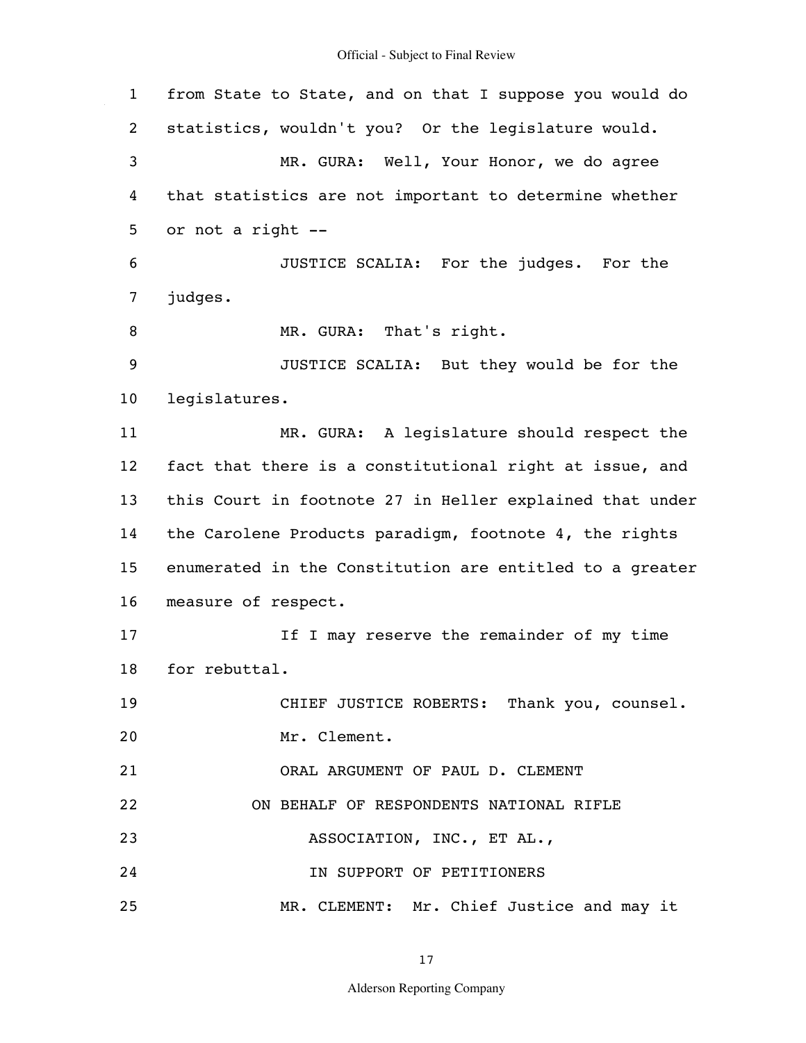from State to State, and on that I suppose you would do statistics, wouldn't you? Or the legislature would.

MR. GURA: Well, Your Honor, we do agree that statistics are not important to determine whether or not a right --

JUSTICE SCALIA: For the judges. For the judges.

MR. GURA: That's right.

JUSTICE SCALIA: But they would be for the legislatures.

MR. GURA: A legislature should respect the fact that there is a constitutional right at issue, and this Court in footnote 27 in Heller explained that under the Carolene Products paradigm, footnote 4, the rights enumerated in the Constitution are entitled to a greater measure of respect.

If I may reserve the remainder of my time for rebuttal.

CHIEF JUSTICE ROBERTS: Thank you, counsel.

Mr. Clement.

ORAL ARGUMENT OF PAUL D. CLEMENT

ON BEHALF OF RESPONDENTS NATIONAL RIFLE

ASSOCIATION, INC., ET AL.,

IN SUPPORT OF PETITIONERS

MR. CLEMENT: Mr. Chief Justice and may it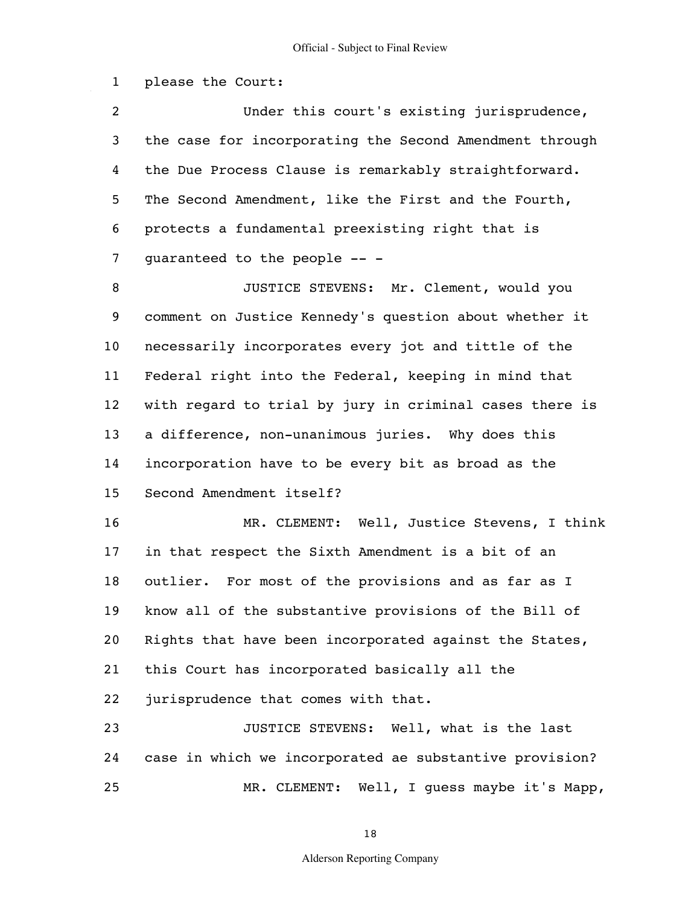please the Court:

Under this court's existing jurisprudence, the case for incorporating the Second Amendment through the Due Process Clause is remarkably straightforward. The Second Amendment, like the First and the Fourth, protects a fundamental preexisting right that is guaranteed to the people -- -

JUSTICE STEVENS: Mr. Clement, would you comment on Justice Kennedy's question about whether it necessarily incorporates every jot and tittle of the Federal right into the Federal, keeping in mind that with regard to trial by jury in criminal cases there is a difference, non-unanimous juries. Why does this incorporation have to be every bit as broad as the Second Amendment itself?

MR. CLEMENT: Well, Justice Stevens, I think in that respect the Sixth Amendment is a bit of an outlier. For most of the provisions and as far as I know all of the substantive provisions of the Bill of Rights that have been incorporated against the States, this Court has incorporated basically all the jurisprudence that comes with that.

JUSTICE STEVENS: Well, what is the last case in which we incorporated ae substantive provision?

MR. CLEMENT: Well, I guess maybe it's Mapp,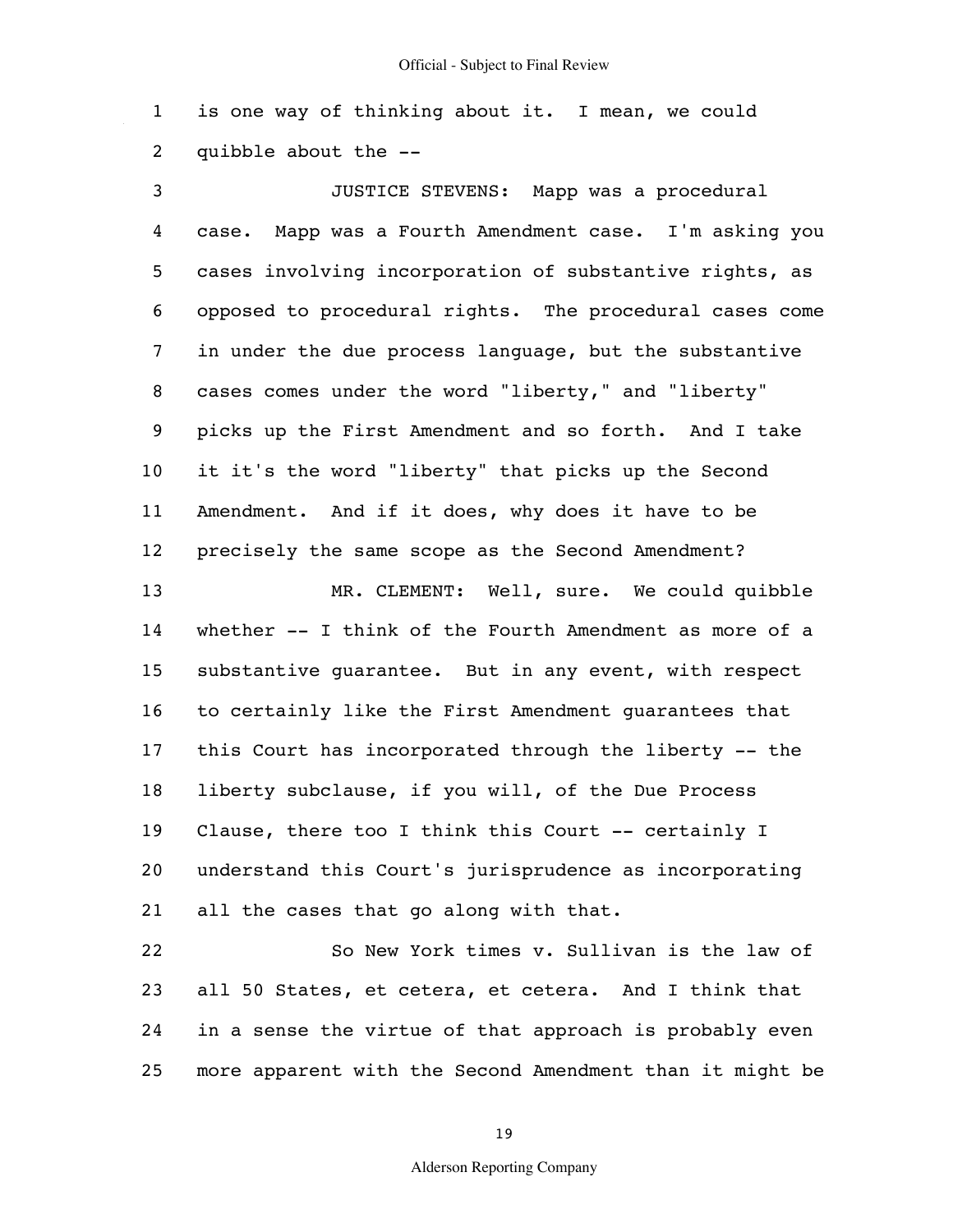is one way of thinking about it. I mean, we could quibble about the --

JUSTICE STEVENS: Mapp was a procedural case. Mapp was a Fourth Amendment case. I'm asking you cases involving incorporation of substantive rights, as opposed to procedural rights. The procedural cases come in under the due process language, but the substantive cases comes under the word "liberty," and "liberty" picks up the First Amendment and so forth. And I take it it's the word "liberty" that picks up the Second Amendment. And if it does, why does it have to be precisely the same scope as the Second Amendment?

MR. CLEMENT: Well, sure. We could quibble whether -- I think of the Fourth Amendment as more of a substantive guarantee. But in any event, with respect to certainly like the First Amendment guarantees that this Court has incorporated through the liberty -- the liberty subclause, if you will, of the Due Process Clause, there too I think this Court -- certainly I understand this Court's jurisprudence as incorporating all the cases that go along with that.

So New York times v. Sullivan is the law of all 50 States, et cetera, et cetera. And I think that in a sense the virtue of that approach is probably even more apparent with the Second Amendment than it might be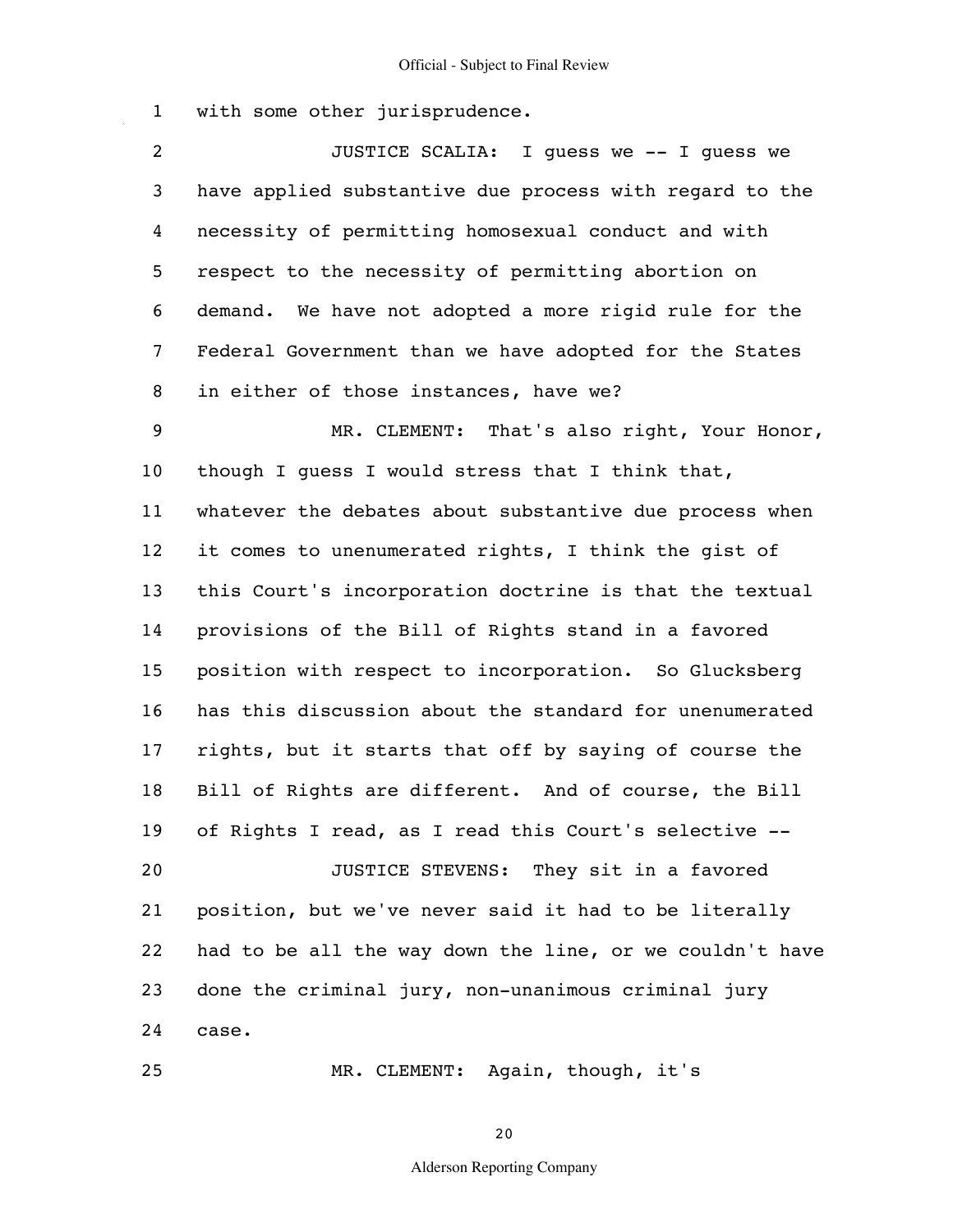with some other jurisprudence.

JUSTICE SCALIA: I guess we -- I guess we have applied substantive due process with regard to the necessity of permitting homosexual conduct and with respect to the necessity of permitting abortion on demand. We have not adopted a more rigid rule for the Federal Government than we have adopted for the States in either of those instances, have we?

MR. CLEMENT: That's also right, Your Honor, though I guess I would stress that I think that, whatever the debates about substantive due process when it comes to unenumerated rights, I think the gist of this Court's incorporation doctrine is that the textual provisions of the Bill of Rights stand in a favored position with respect to incorporation. So Glucksberg has this discussion about the standard for unenumerated rights, but it starts that off by saying of course the Bill of Rights are different. And of course, the Bill of Rights I read, as I read this Court's selective --

JUSTICE STEVENS: They sit in a favored position, but we've never said it had to be literally had to be all the way down the line, or we couldn't have done the criminal jury, non-unanimous criminal jury case.

MR. CLEMENT: Again, though, it's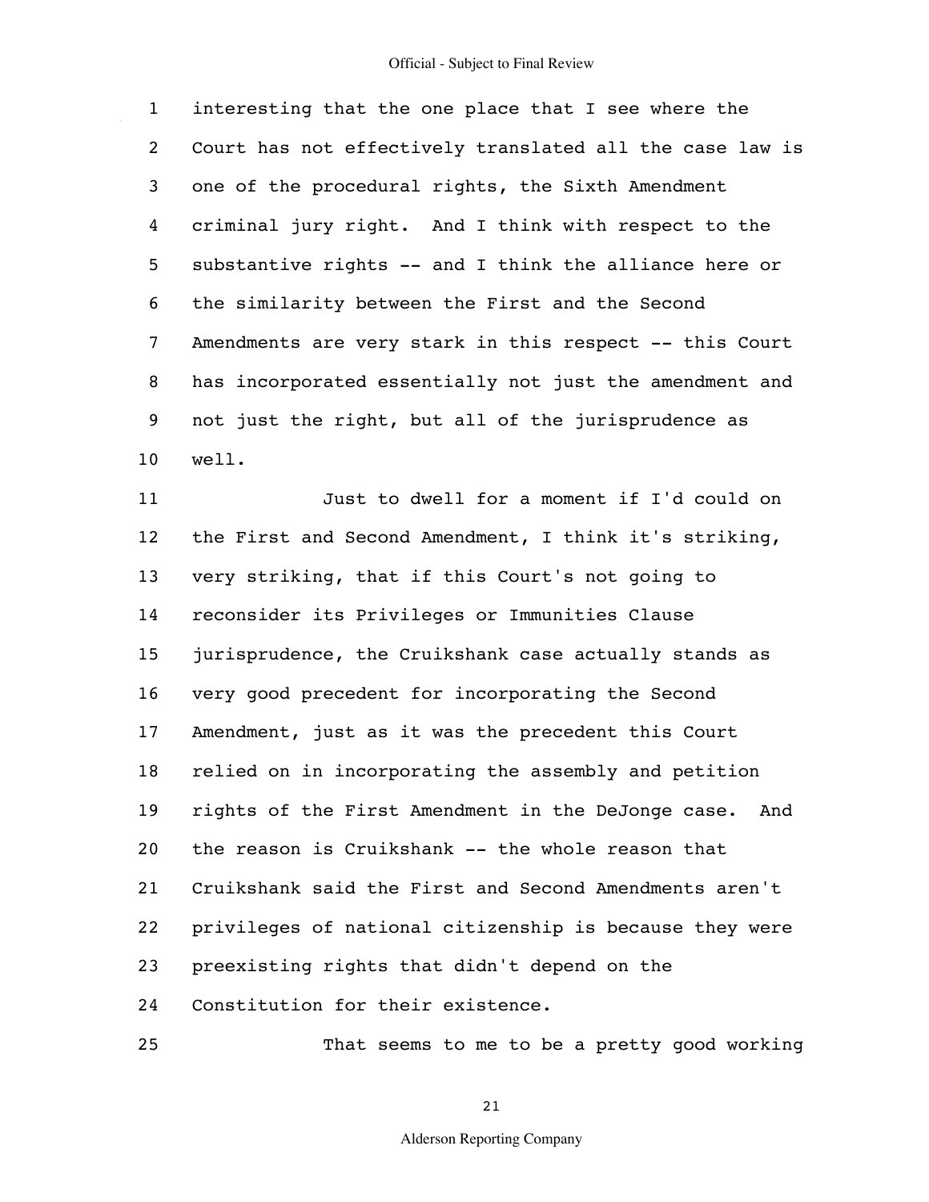interesting that the one place that I see where the Court has not effectively translated all the case law is one of the procedural rights, the Sixth Amendment criminal jury right. And I think with respect to the substantive rights -- and I think the alliance here or the similarity between the First and the Second Amendments are very stark in this respect -- this Court has incorporated essentially not just the amendment and not just the right, but all of the jurisprudence as well.

Just to dwell for a moment if I'd could on the First and Second Amendment, I think it's striking, very striking, that if this Court's not going to reconsider its Privileges or Immunities Clause jurisprudence, the Cruikshank case actually stands as very good precedent for incorporating the Second Amendment, just as it was the precedent this Court relied on in incorporating the assembly and petition rights of the First Amendment in the DeJonge case. And the reason is Cruikshank -- the whole reason that Cruikshank said the First and Second Amendments aren't privileges of national citizenship is because they were preexisting rights that didn't depend on the Constitution for their existence.

That seems to me to be a pretty good working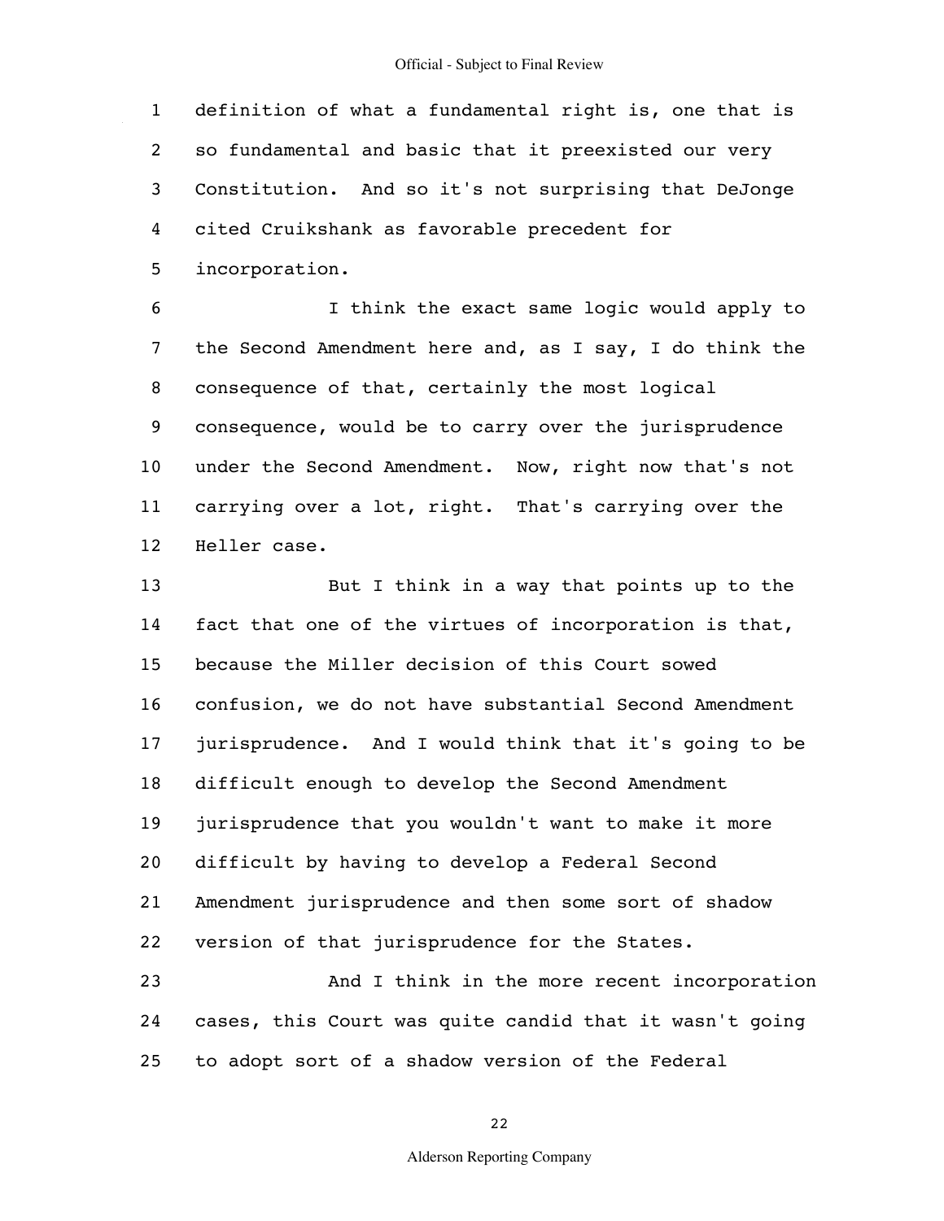definition of what a fundamental right is, one that is so fundamental and basic that it preexisted our very Constitution. And so it's not surprising that DeJonge cited Cruikshank as favorable precedent for incorporation.

I think the exact same logic would apply to the Second Amendment here and, as I say, I do think the consequence of that, certainly the most logical consequence, would be to carry over the jurisprudence under the Second Amendment. Now, right now that's not carrying over a lot, right. That's carrying over the Heller case.

But I think in a way that points up to the fact that one of the virtues of incorporation is that, because the Miller decision of this Court sowed confusion, we do not have substantial Second Amendment jurisprudence. And I would think that it's going to be difficult enough to develop the Second Amendment jurisprudence that you wouldn't want to make it more difficult by having to develop a Federal Second Amendment jurisprudence and then some sort of shadow version of that jurisprudence for the States.

And I think in the more recent incorporation cases, this Court was quite candid that it wasn't going to adopt sort of a shadow version of the Federal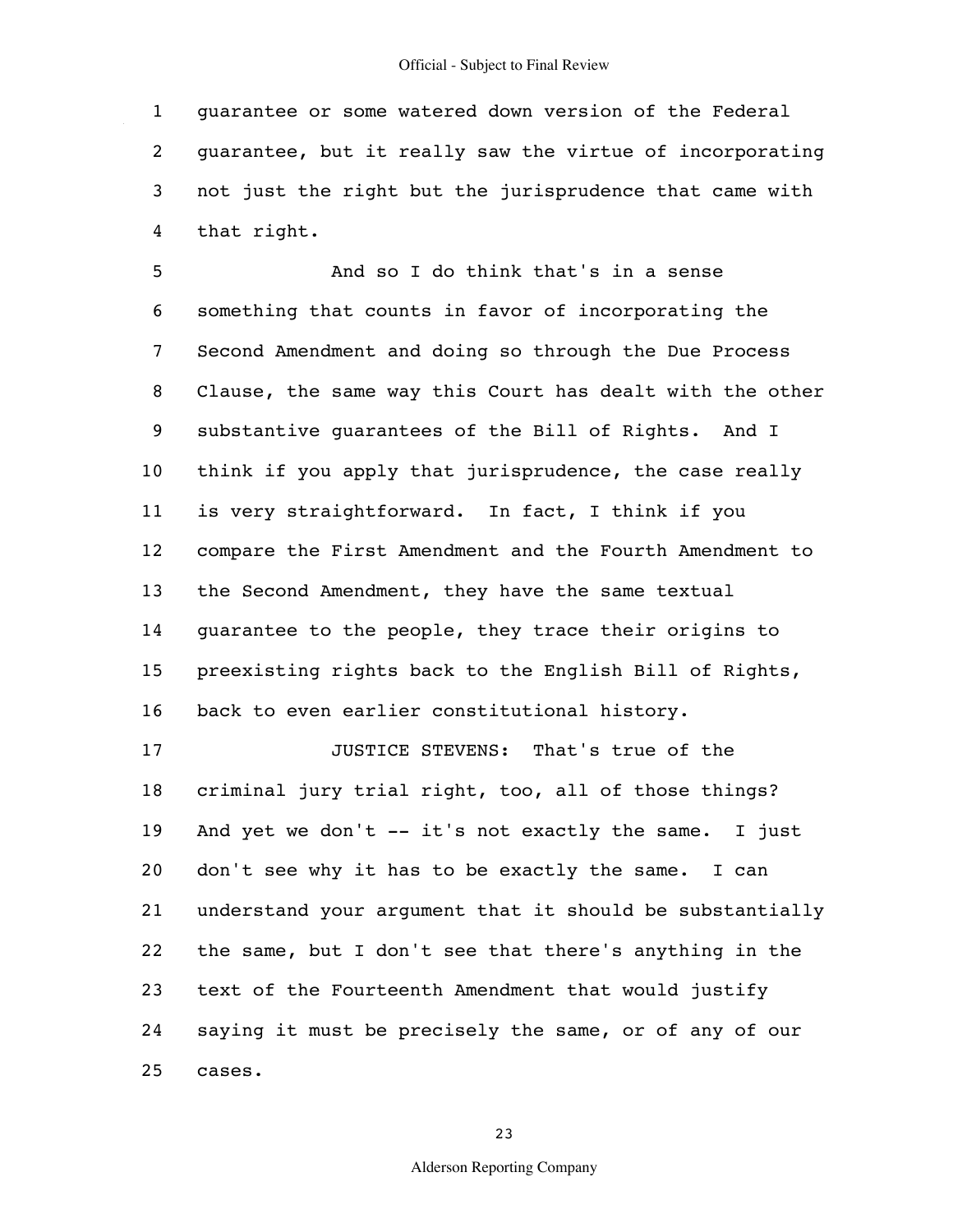guarantee or some watered down version of the Federal guarantee, but it really saw the virtue of incorporating not just the right but the jurisprudence that came with that right.

And so I do think that's in a sense something that counts in favor of incorporating the Second Amendment and doing so through the Due Process Clause, the same way this Court has dealt with the other substantive guarantees of the Bill of Rights. And I think if you apply that jurisprudence, the case really is very straightforward. In fact, I think if you compare the First Amendment and the Fourth Amendment to the Second Amendment, they have the same textual guarantee to the people, they trace their origins to preexisting rights back to the English Bill of Rights, back to even earlier constitutional history.

JUSTICE STEVENS: That's true of the criminal jury trial right, too, all of those things? And yet we don't -- it's not exactly the same. I just don't see why it has to be exactly the same. I can understand your argument that it should be substantially the same, but I don't see that there's anything in the text of the Fourteenth Amendment that would justify saying it must be precisely the same, or of any of our cases.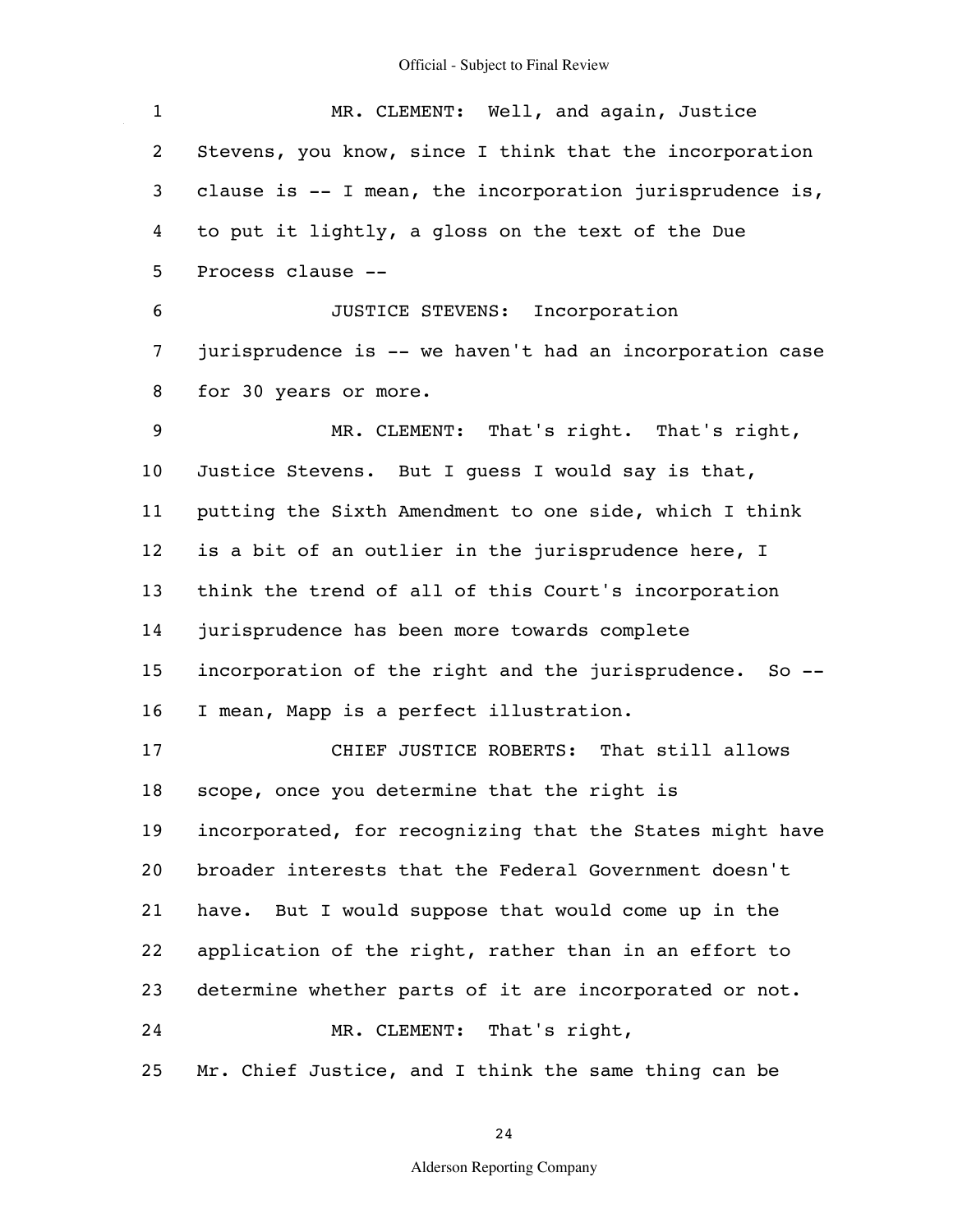MR. CLEMENT: Well, and again, Justice Stevens, you know, since I think that the incorporation clause is -- I mean, the incorporation jurisprudence is, to put it lightly, a gloss on the text of the Due Process clause --

JUSTICE STEVENS: Incorporation jurisprudence is -- we haven't had an incorporation case for 30 years or more.

MR. CLEMENT: That's right. That's right, Justice Stevens. But I guess I would say is that, putting the Sixth Amendment to one side, which I think is a bit of an outlier in the jurisprudence here, I think the trend of all of this Court's incorporation jurisprudence has been more towards complete incorporation of the right and the jurisprudence. So -- I mean, Mapp is a perfect illustration.

CHIEF JUSTICE ROBERTS: That still allows scope, once you determine that the right is incorporated, for recognizing that the States might have broader interests that the Federal Government doesn't have. But I would suppose that would come up in the application of the right, rather than in an effort to determine whether parts of it are incorporated or not.

MR. CLEMENT: That's right, Mr. Chief Justice, and I think the same thing can be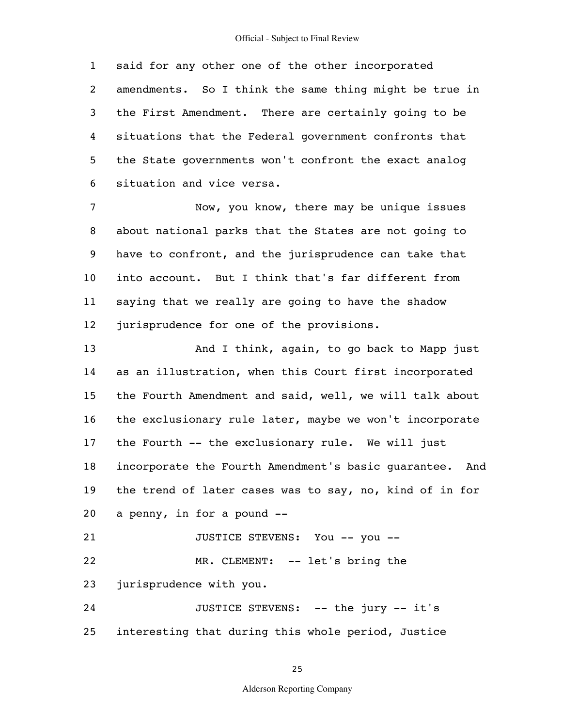said for any other one of the other incorporated amendments. So I think the same thing might be true in the First Amendment. There are certainly going to be situations that the Federal government confronts that the State governments won't confront the exact analog situation and vice versa.

Now, you know, there may be unique issues about national parks that the States are not going to have to confront, and the jurisprudence can take that into account. But I think that's far different from saying that we really are going to have the shadow jurisprudence for one of the provisions.

And I think, again, to go back to Mapp just as an illustration, when this Court first incorporated the Fourth Amendment and said, well, we will talk about the exclusionary rule later, maybe we won't incorporate the Fourth -- the exclusionary rule. We will just incorporate the Fourth Amendment's basic guarantee. And the trend of later cases was to say, no, kind of in for a penny, in for a pound --

JUSTICE STEVENS: You -- you --

MR. CLEMENT: -- let's bring the jurisprudence with you.

JUSTICE STEVENS: -- the jury -- it's interesting that during this whole period, Justice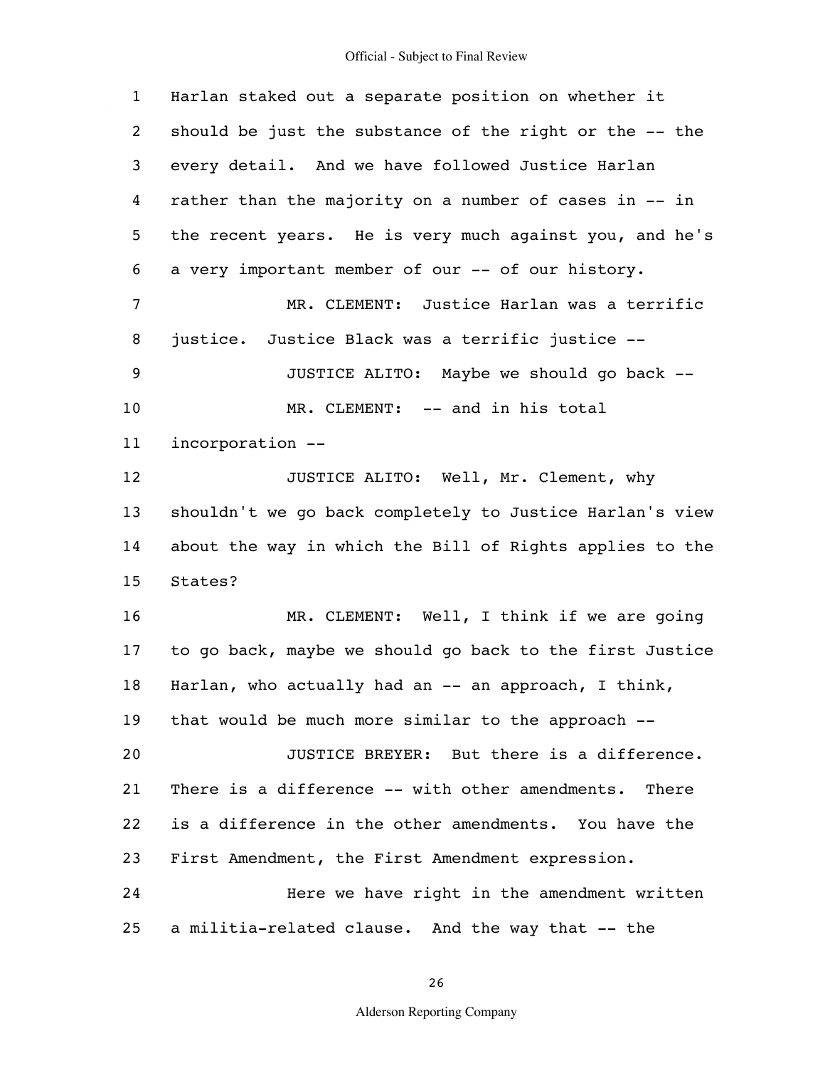Harlan staked out a separate position on whether it should be just the substance of the right or the -- the every detail. And we have followed Justice Harlan rather than the majority on a number of cases in -- in the recent years. He is very much against you, and he's a very important member of our -- of our history.

MR. CLEMENT: Justice Harlan was a terrific justice. Justice Black was a terrific justice --

JUSTICE ALITO: Maybe we should go back --

MR. CLEMENT: -- and in his total incorporation --

JUSTICE ALITO: Well, Mr. Clement, why shouldn't we go back completely to Justice Harlan's view about the way in which the Bill of Rights applies to the States?

MR. CLEMENT: Well, I think if we are going to go back, maybe we should go back to the first Justice Harlan, who actually had an -- an approach, I think, that would be much more similar to the approach --

JUSTICE BREYER: But there is a difference. There is a difference -- with other amendments. There is a difference in the other amendments. You have the First Amendment, the First Amendment expression.

Here we have right in the amendment written a militia-related clause. And the way that -- the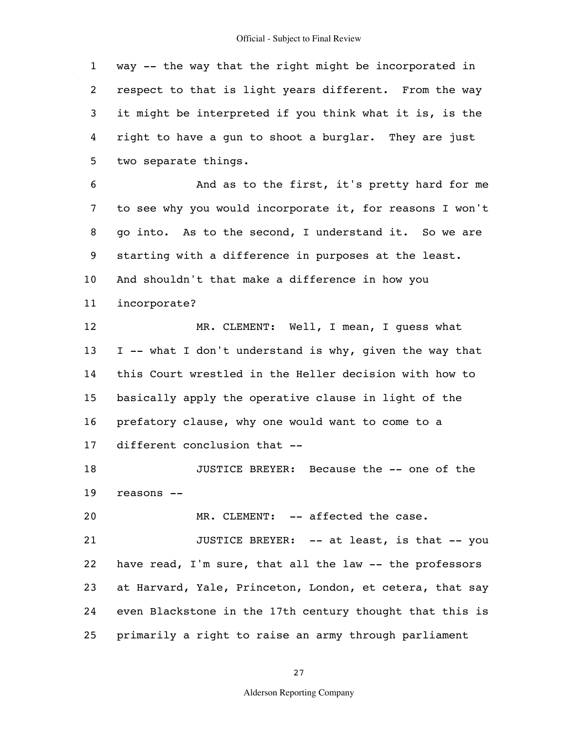way -- the way that the right might be incorporated in respect to that is light years different. From the way it might be interpreted if you think what it is, is the right to have a gun to shoot a burglar. They are just two separate things.

And as to the first, it's pretty hard for me to see why you would incorporate it, for reasons I won't go into. As to the second, I understand it. So we are starting with a difference in purposes at the least. And shouldn't that make a difference in how you incorporate?

MR. CLEMENT: Well, I mean, I guess what I -- what I don't understand is why, given the way that this Court wrestled in the Heller decision with how to basically apply the operative clause in light of the prefatory clause, why one would want to come to a different conclusion that --

JUSTICE BREYER: Because the -- one of the reasons --

MR. CLEMENT: -- affected the case.

JUSTICE BREYER: -- at least, is that -- you have read, I'm sure, that all the law -- the professors at Harvard, Yale, Princeton, London, et cetera, that say even Blackstone in the 17th century thought that this is primarily a right to raise an army through parliament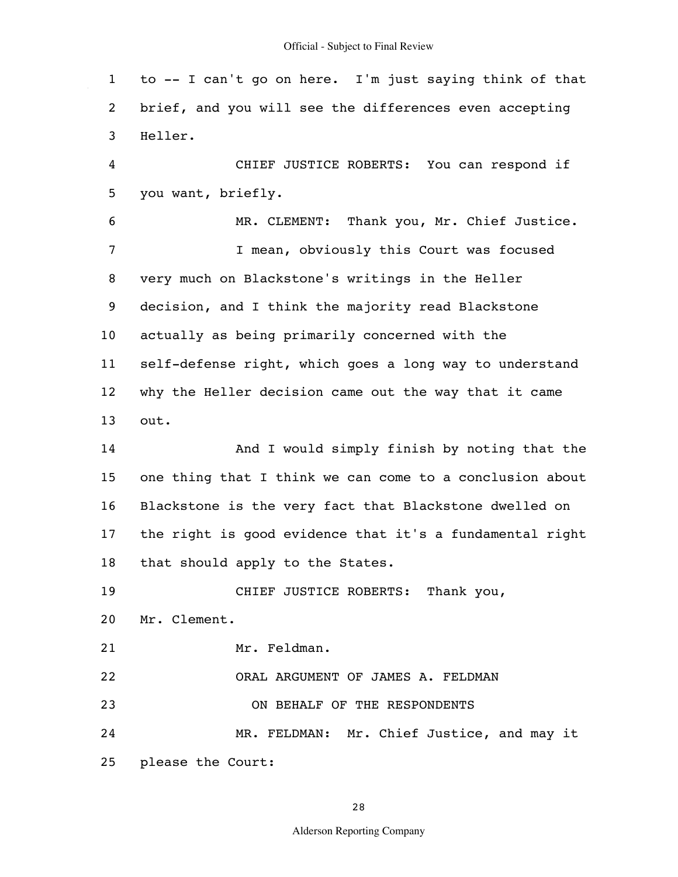to -- I can't go on here. I'm just saying think of that brief, and you will see the differences even accepting Heller.

CHIEF JUSTICE ROBERTS: You can respond if you want, briefly.

MR. CLEMENT: Thank you, Mr. Chief Justice.

I mean, obviously this Court was focused very much on Blackstone's writings in the Heller decision, and I think the majority read Blackstone actually as being primarily concerned with the self-defense right, which goes a long way to understand why the Heller decision came out the way that it came out.

And I would simply finish by noting that the one thing that I think we can come to a conclusion about Blackstone is the very fact that Blackstone dwelled on the right is good evidence that it's a fundamental right that should apply to the States.

CHIEF JUSTICE ROBERTS: Thank you, Mr. Clement.

Mr. Feldman.

ORAL ARGUMENT OF JAMES A. FELDMAN

ON BEHALF OF THE RESPONDENTS

MR. FELDMAN: Mr. Chief Justice, and may it please the Court: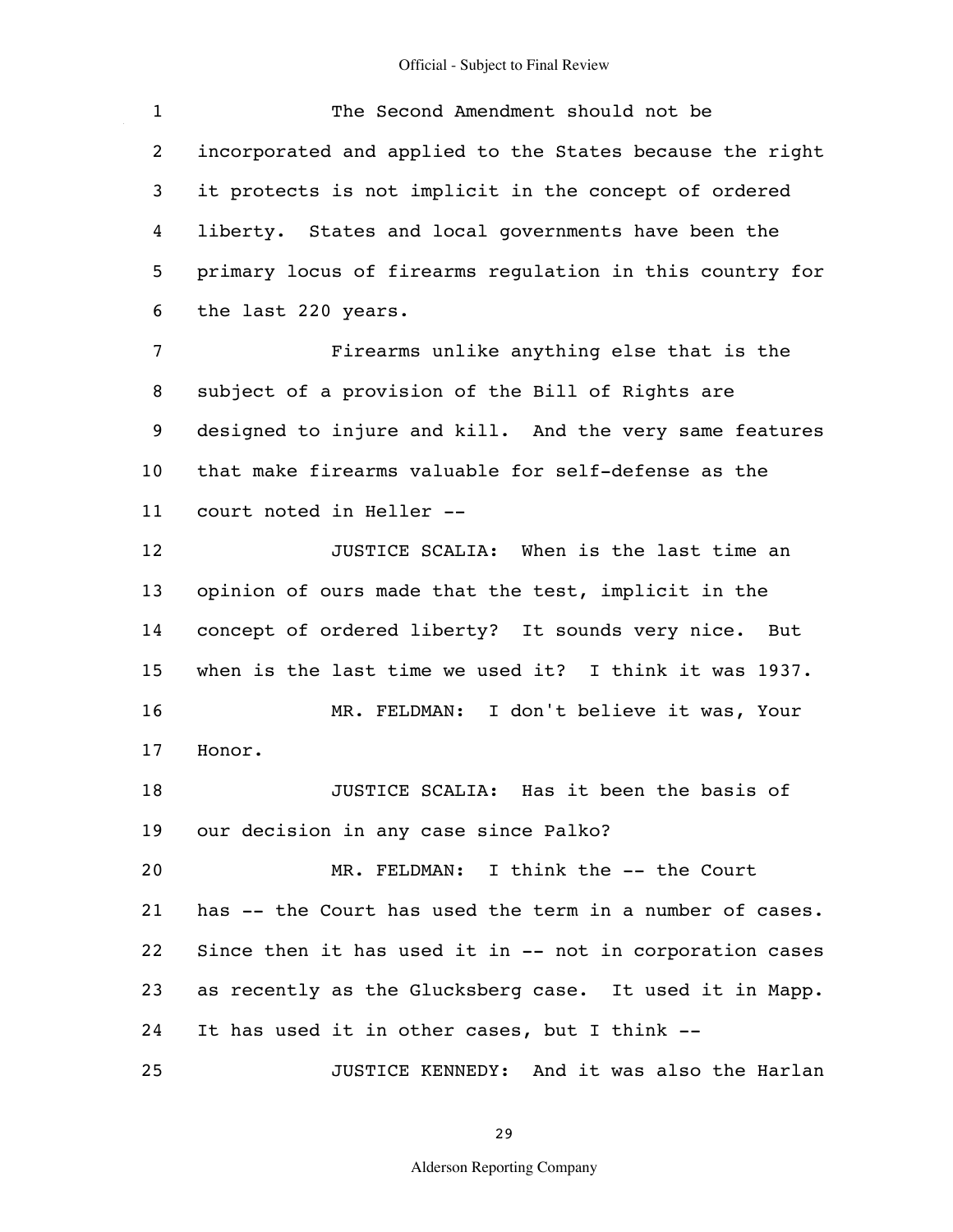The Second Amendment should not be incorporated and applied to the States because the right it protects is not implicit in the concept of ordered liberty. States and local governments have been the primary locus of firearms regulation in this country for the last 220 years.

Firearms unlike anything else that is the subject of a provision of the Bill of Rights are designed to injure and kill. And the very same features that make firearms valuable for self-defense as the court noted in Heller --

JUSTICE SCALIA: When is the last time an opinion of ours made that the test, implicit in the concept of ordered liberty? It sounds very nice. But when is the last time we used it? I think it was 1937.

MR. FELDMAN: I don't believe it was, Your Honor.

JUSTICE SCALIA: Has it been the basis of our decision in any case since Palko?

MR. FELDMAN: I think the -- the Court has -- the Court has used the term in a number of cases. Since then it has used it in -- not in corporation cases as recently as the Glucksberg case. It used it in Mapp. It has used it in other cases, but I think --

JUSTICE KENNEDY: And it was also the Harlan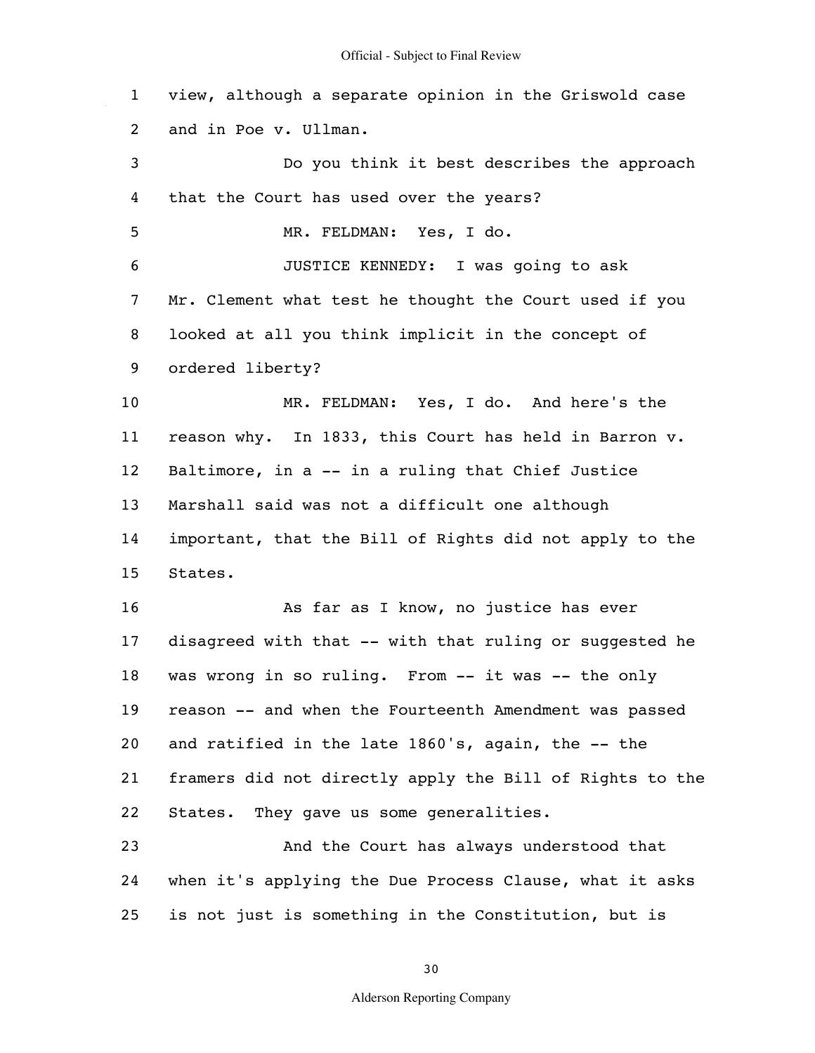1 view, although a separate opinion in the Griswold case
2 and in Poe v. Ullman.

3 Do you think it best describes the approach
4 that the Court has used over the years?

5 MR. FELDMAN: Yes, I do.

6 JUSTICE KENNEDY: I was going to ask
7 Mr. Clement what test he thought the Court used if you
8 looked at all you think implicit in the concept of
9 ordered liberty?

10 MR. FELDMAN: Yes, I do. And here's the
11 reason why. In 1833, this Court has held in Barron v.
12 Baltimore, in a -- in a ruling that Chief Justice
13 Marshall said was not a difficult one although
14 important, that the Bill of Rights did not apply to the
15 States.

16 As far as I know, no justice has ever
17 disagreed with that -- with that ruling or suggested he
18 was wrong in so ruling. From -- it was -- the only
19 reason -- and when the Fourteenth Amendment was passed
20 and ratified in the late 1860's, again, the -- the
21 framers did not directly apply the Bill of Rights to the
22 States. They gave us some generalities.

23 And the Court has always understood that
24 when it's applying the Due Process Clause, what it asks
25 is not just is something in the Constitution, but is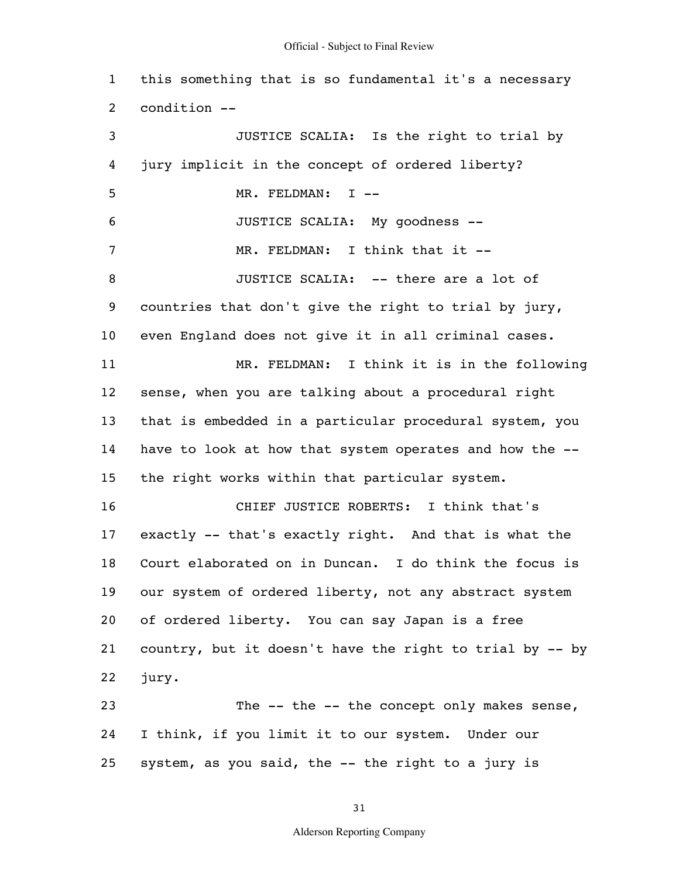this something that is so fundamental it's a necessary condition --

JUSTICE SCALIA: Is the right to trial by jury implicit in the concept of ordered liberty?

MR. FELDMAN: I --

JUSTICE SCALIA: My goodness --

MR. FELDMAN: I think that it --

JUSTICE SCALIA: -- there are a lot of countries that don't give the right to trial by jury, even England does not give it in all criminal cases.

MR. FELDMAN: I think it is in the following sense, when you are talking about a procedural right that is embedded in a particular procedural system, you have to look at how that system operates and how the -- the right works within that particular system.

CHIEF JUSTICE ROBERTS: I think that's exactly -- that's exactly right. And that is what the Court elaborated on in Duncan. I do think the focus is our system of ordered liberty, not any abstract system of ordered liberty. You can say Japan is a free country, but it doesn't have the right to trial by -- by jury.

The -- the -- the concept only makes sense, I think, if you limit it to our system. Under our system, as you said, the -- the right to a jury is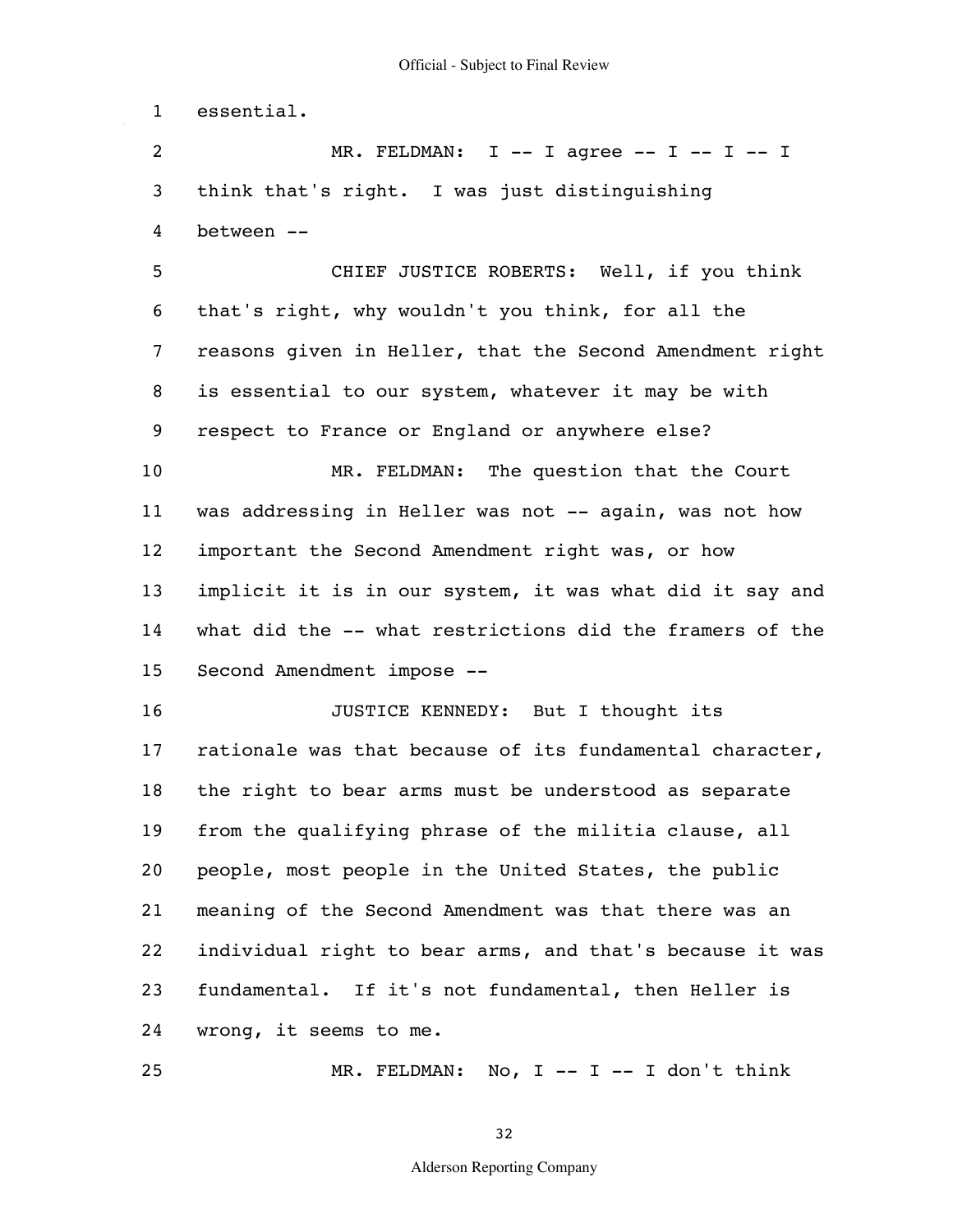essential.

MR. FELDMAN: I -- I agree -- I -- I -- I think that's right. I was just distinguishing between --

CHIEF JUSTICE ROBERTS: Well, if you think that's right, why wouldn't you think, for all the reasons given in Heller, that the Second Amendment right is essential to our system, whatever it may be with respect to France or England or anywhere else?

MR. FELDMAN: The question that the Court was addressing in Heller was not -- again, was not how important the Second Amendment right was, or how implicit it is in our system, it was what did it say and what did the -- what restrictions did the framers of the Second Amendment impose --

JUSTICE KENNEDY: But I thought its rationale was that because of its fundamental character, the right to bear arms must be understood as separate from the qualifying phrase of the militia clause, all people, most people in the United States, the public meaning of the Second Amendment was that there was an individual right to bear arms, and that's because it was fundamental. If it's not fundamental, then Heller is wrong, it seems to me.

MR. FELDMAN: No, I -- I -- I don't think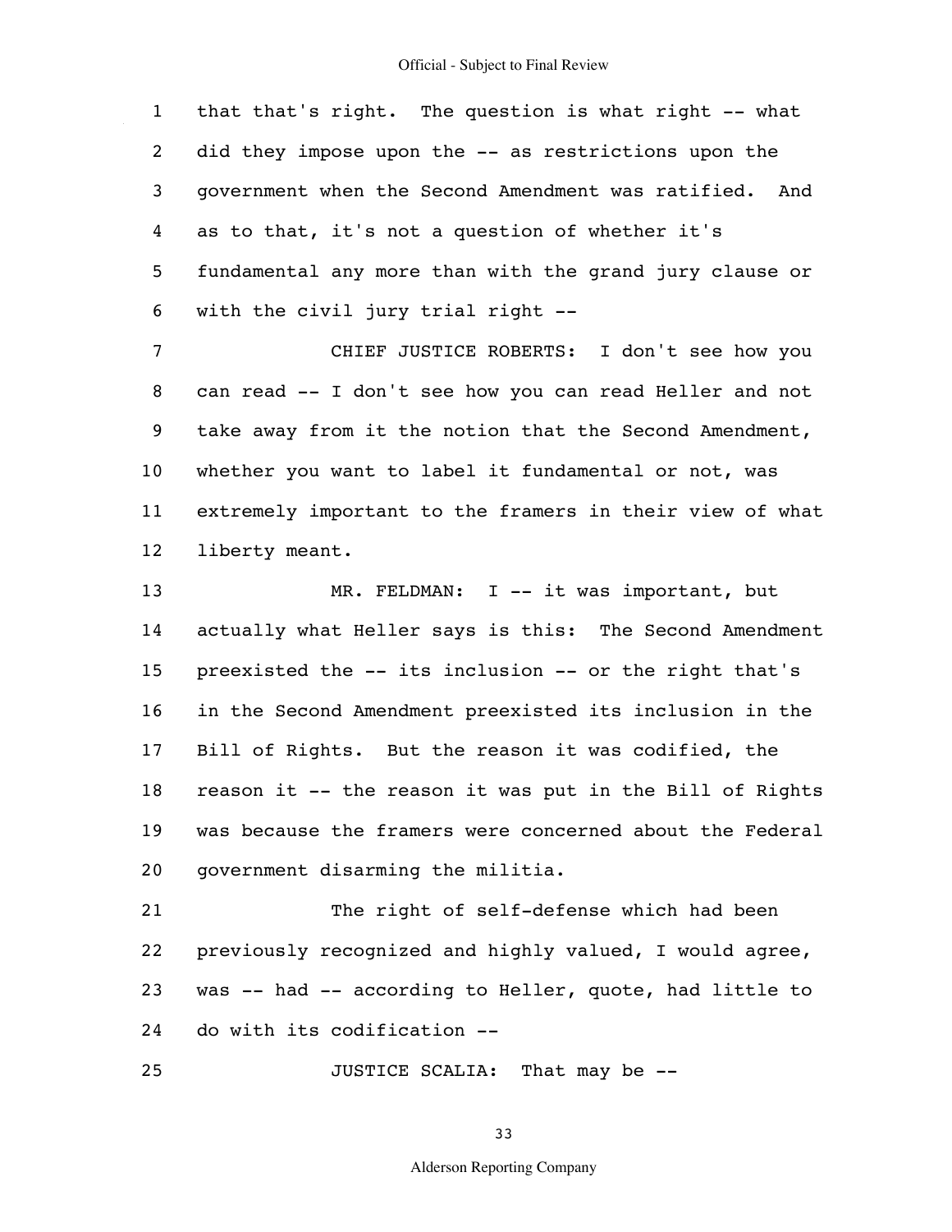that that's right. The question is what right -- what did they impose upon the -- as restrictions upon the government when the Second Amendment was ratified. And as to that, it's not a question of whether it's fundamental any more than with the grand jury clause or with the civil jury trial right --

CHIEF JUSTICE ROBERTS: I don't see how you can read -- I don't see how you can read Heller and not take away from it the notion that the Second Amendment, whether you want to label it fundamental or not, was extremely important to the framers in their view of what liberty meant.

MR. FELDMAN: I -- it was important, but actually what Heller says is this: The Second Amendment preexisted the -- its inclusion -- or the right that's in the Second Amendment preexisted its inclusion in the Bill of Rights. But the reason it was codified, the reason it -- the reason it was put in the Bill of Rights was because the framers were concerned about the Federal government disarming the militia.

The right of self-defense which had been previously recognized and highly valued, I would agree, was -- had -- according to Heller, quote, had little to do with its codification --

JUSTICE SCALIA: That may be --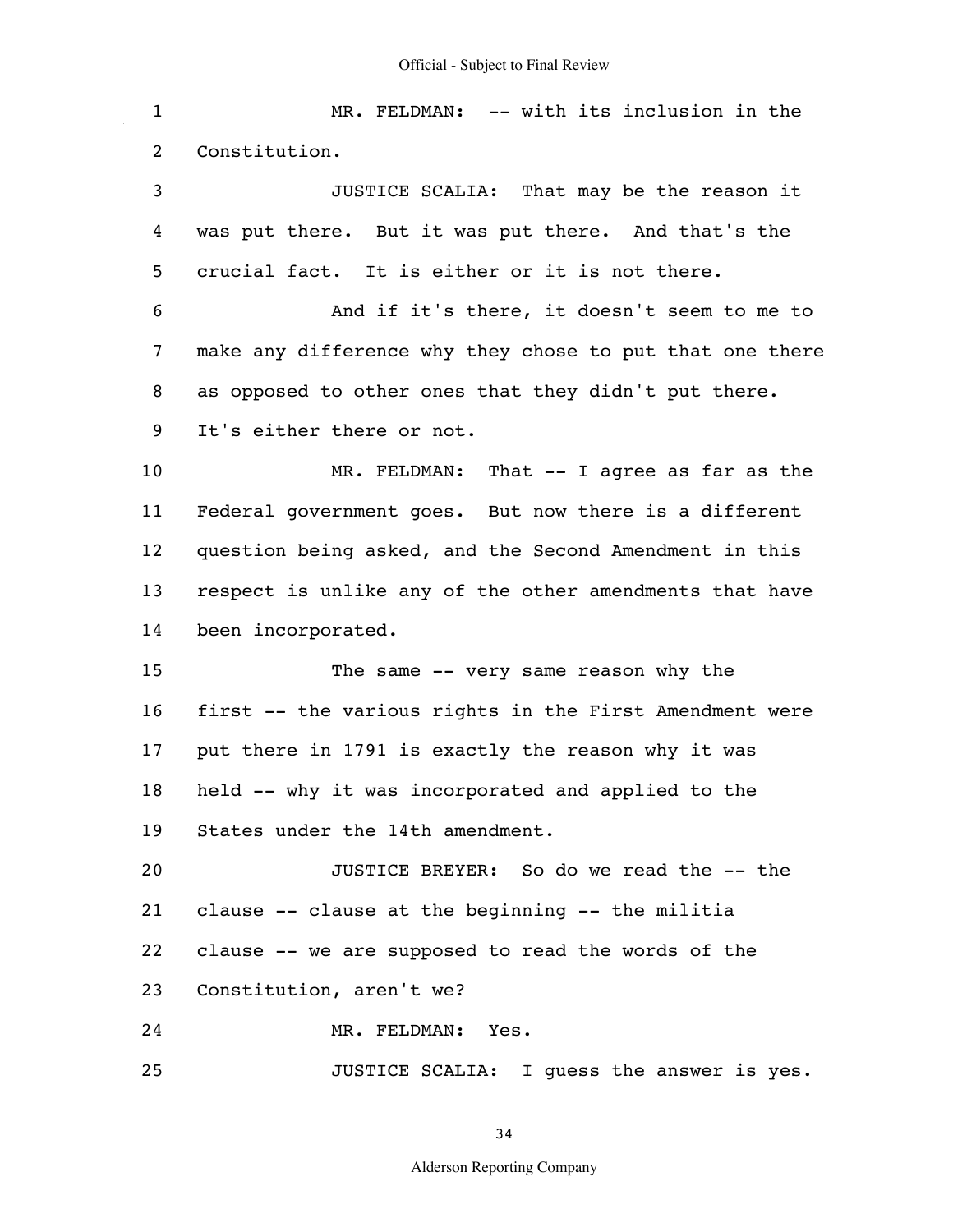MR. FELDMAN: -- with its inclusion in the Constitution.

JUSTICE SCALIA: That may be the reason it was put there. But it was put there. And that's the crucial fact. It is either or it is not there.

And if it's there, it doesn't seem to me to make any difference why they chose to put that one there as opposed to other ones that they didn't put there. It's either there or not.

MR. FELDMAN: That -- I agree as far as the Federal government goes. But now there is a different question being asked, and the Second Amendment in this respect is unlike any of the other amendments that have been incorporated.

The same -- very same reason why the first -- the various rights in the First Amendment were put there in 1791 is exactly the reason why it was held -- why it was incorporated and applied to the States under the 14th amendment.

JUSTICE BREYER: So do we read the -- the clause -- clause at the beginning -- the militia clause -- we are supposed to read the words of the Constitution, aren't we?

MR. FELDMAN: Yes.

JUSTICE SCALIA: I guess the answer is yes.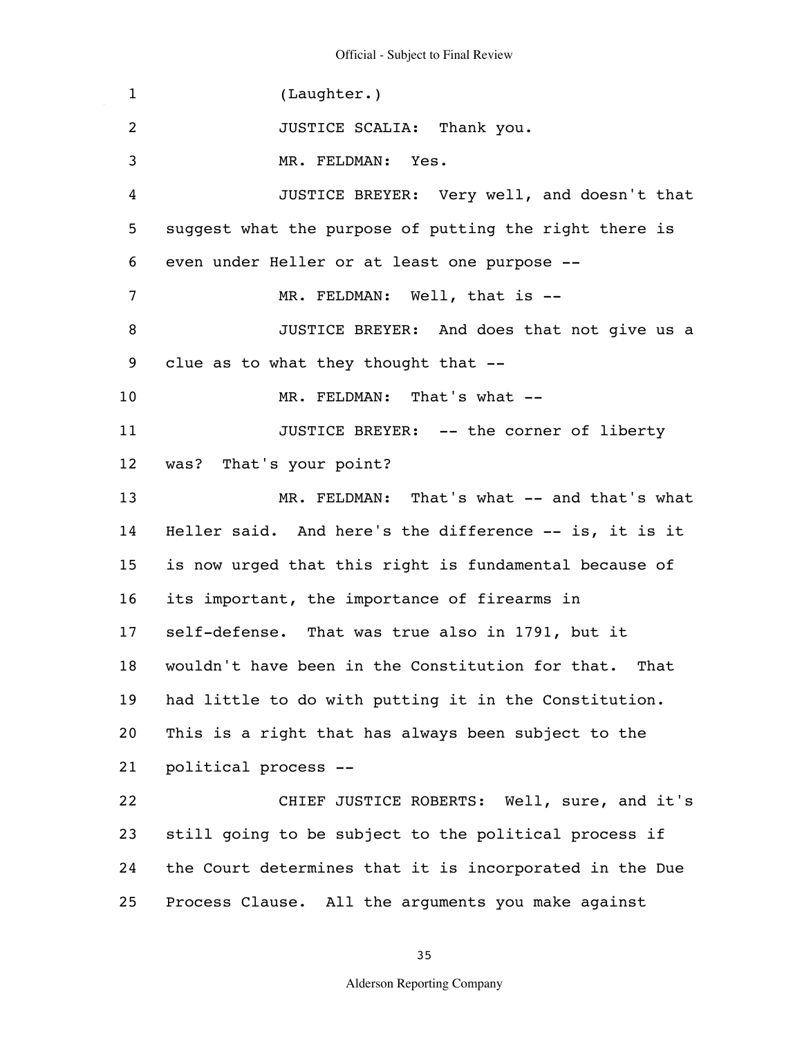(Laughter.)

JUSTICE SCALIA: Thank you.

MR. FELDMAN: Yes.

JUSTICE BREYER: Very well, and doesn't that suggest what the purpose of putting the right there is even under Heller or at least one purpose --

MR. FELDMAN: Well, that is --

JUSTICE BREYER: And does that not give us a clue as to what they thought that --

MR. FELDMAN: That's what --

JUSTICE BREYER: -- the corner of liberty was? That's your point?

MR. FELDMAN: That's what -- and that's what Heller said. And here's the difference -- is, it is it is now urged that this right is fundamental because of its important, the importance of firearms in self-defense. That was true also in 1791, but it wouldn't have been in the Constitution for that. That had little to do with putting it in the Constitution. This is a right that has always been subject to the political process --

CHIEF JUSTICE ROBERTS: Well, sure, and it's still going to be subject to the political process if the Court determines that it is incorporated in the Due Process Clause. All the arguments you make against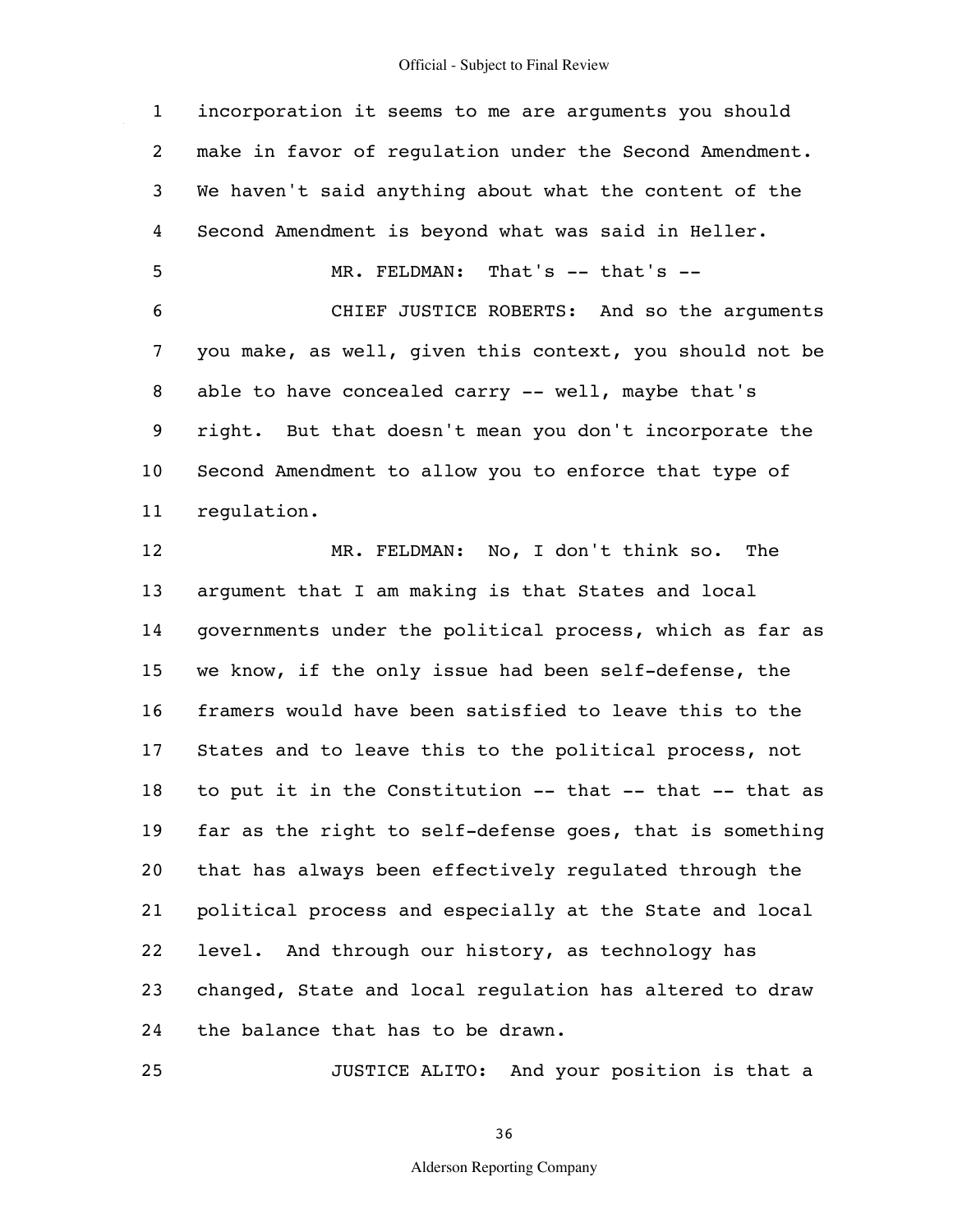incorporation it seems to me are arguments you should make in favor of regulation under the Second Amendment. We haven't said anything about what the content of the Second Amendment is beyond what was said in Heller.

MR. FELDMAN: That's -- that's --

CHIEF JUSTICE ROBERTS: And so the arguments you make, as well, given this context, you should not be able to have concealed carry -- well, maybe that's right. But that doesn't mean you don't incorporate the Second Amendment to allow you to enforce that type of regulation.

MR. FELDMAN: No, I don't think so. The argument that I am making is that States and local governments under the political process, which as far as we know, if the only issue had been self-defense, the framers would have been satisfied to leave this to the States and to leave this to the political process, not to put it in the Constitution -- that -- that -- that as far as the right to self-defense goes, that is something that has always been effectively regulated through the political process and especially at the State and local level. And through our history, as technology has changed, State and local regulation has altered to draw the balance that has to be drawn.

JUSTICE ALITO: And your position is that a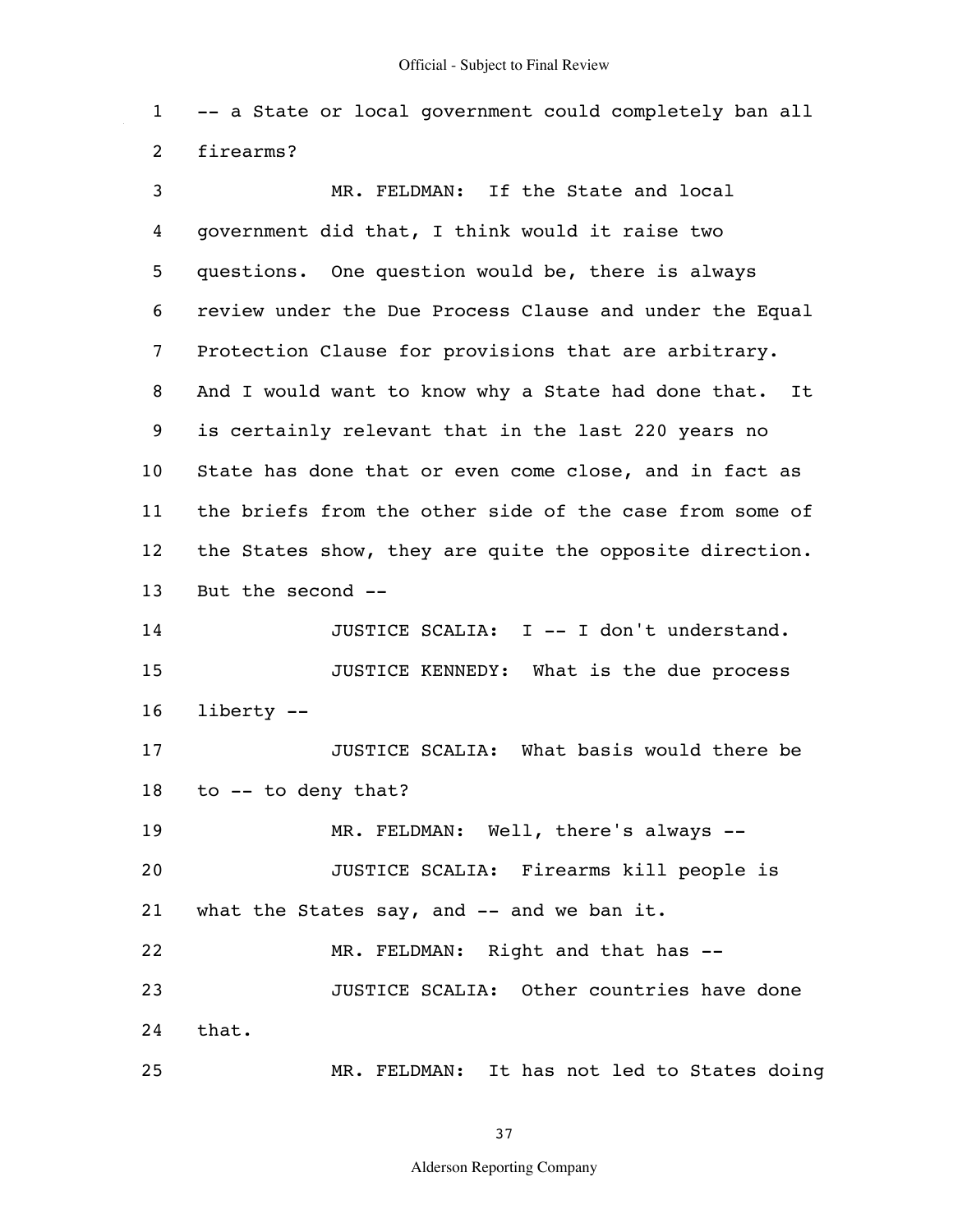1 -- a State or local government could completely ban all
2 firearms?

3 MR. FELDMAN: If the State and local
4 government did that, I think would it raise two
5 questions. One question would be, there is always
6 review under the Due Process Clause and under the Equal
7 Protection Clause for provisions that are arbitrary.
8 And I would want to know why a State had done that. It
9 is certainly relevant that in the last 220 years no
10 State has done that or even come close, and in fact as
11 the briefs from the other side of the case from some of
12 the States show, they are quite the opposite direction.
13 But the second --

14 JUSTICE SCALIA: I -- I don't understand.

15 JUSTICE KENNEDY: What is the due process
16 liberty --

17 JUSTICE SCALIA: What basis would there be
18 to -- to deny that?

19 MR. FELDMAN: Well, there's always --

20 JUSTICE SCALIA: Firearms kill people is
21 what the States say, and -- and we ban it.

22 MR. FELDMAN: Right and that has --

23 JUSTICE SCALIA: Other countries have done
24 that.

25 MR. FELDMAN: It has not led to States doing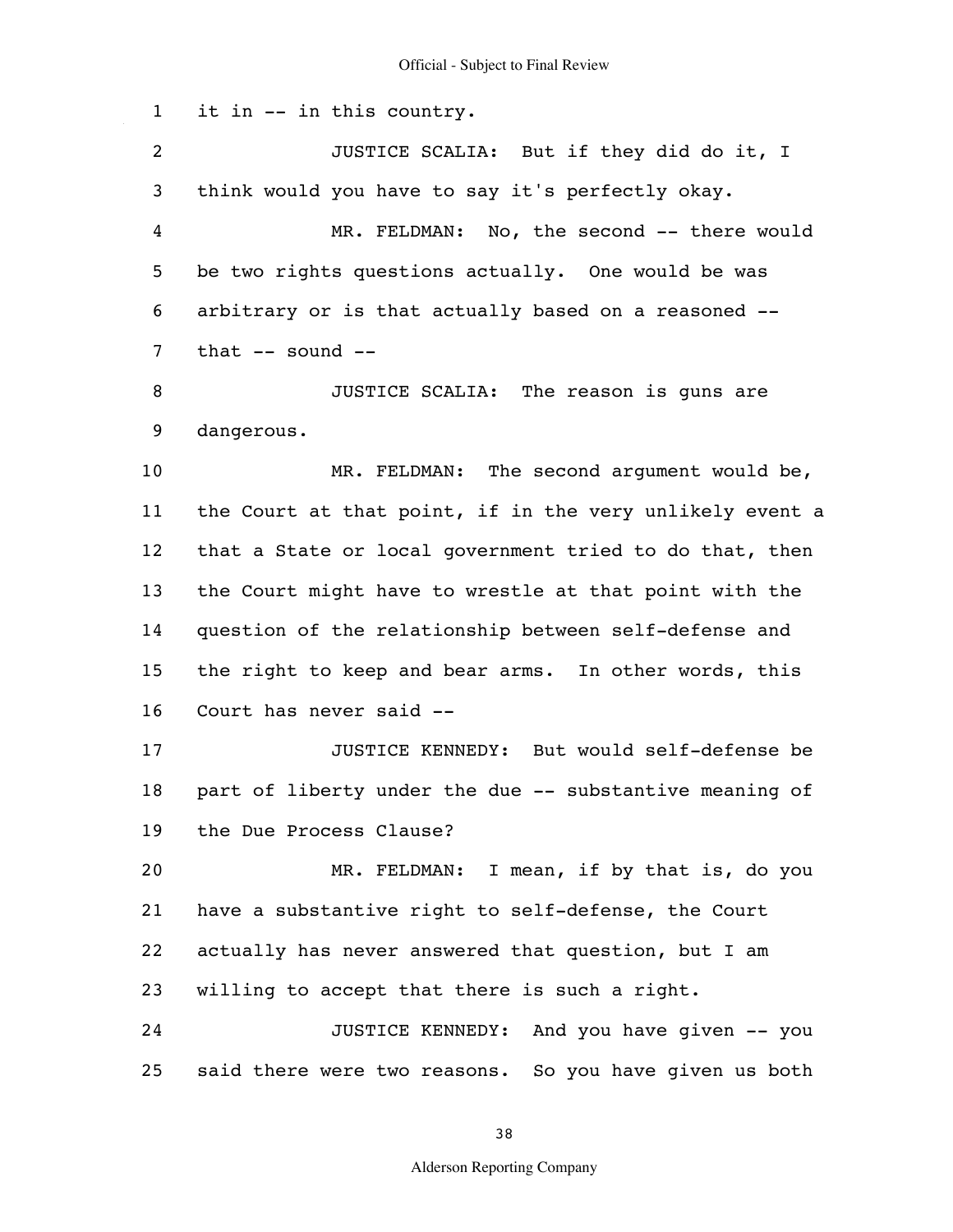1 it in -- in this country.

2 JUSTICE SCALIA: But if they did do it, I

3 think would you have to say it's perfectly okay.

4 MR. FELDMAN: No, the second -- there would

5 be two rights questions actually. One would be was

6 arbitrary or is that actually based on a reasoned --

7 that -- sound --

8 JUSTICE SCALIA: The reason is guns are

9 dangerous.

10 MR. FELDMAN: The second argument would be,

11 the Court at that point, if in the very unlikely event a

12 that a State or local government tried to do that, then

13 the Court might have to wrestle at that point with the

14 question of the relationship between self-defense and

15 the right to keep and bear arms. In other words, this

16 Court has never said --

17 JUSTICE KENNEDY: But would self-defense be

18 part of liberty under the due -- substantive meaning of

19 the Due Process Clause?

20 MR. FELDMAN: I mean, if by that is, do you

21 have a substantive right to self-defense, the Court

22 actually has never answered that question, but I am

23 willing to accept that there is such a right.

24 JUSTICE KENNEDY: And you have given -- you

25 said there were two reasons. So you have given us both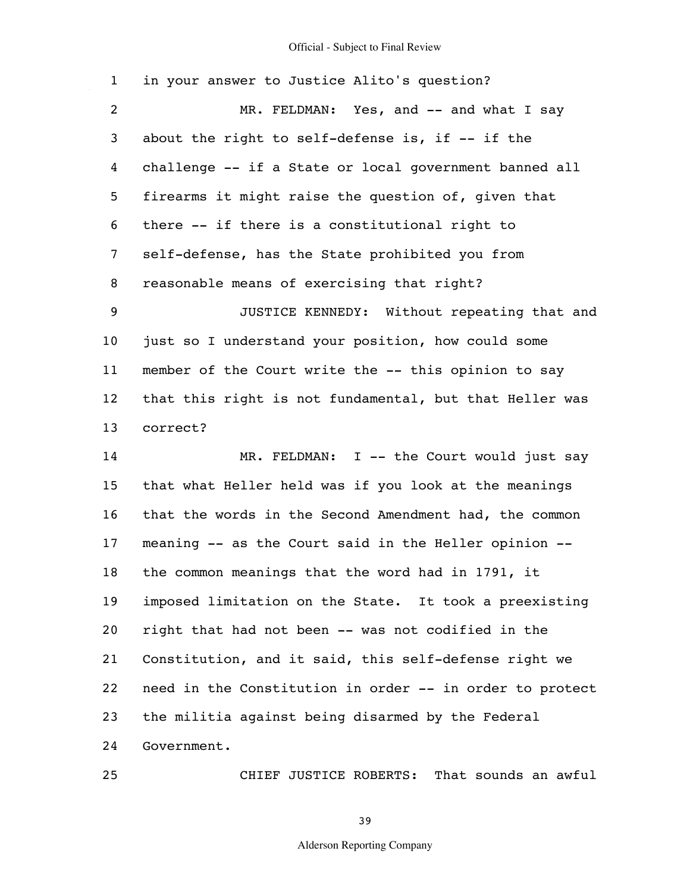in your answer to Justice Alito's question?

MR. FELDMAN: Yes, and -- and what I say about the right to self-defense is, if -- if the challenge -- if a State or local government banned all firearms it might raise the question of, given that there -- if there is a constitutional right to self-defense, has the State prohibited you from reasonable means of exercising that right?

JUSTICE KENNEDY: Without repeating that and just so I understand your position, how could some member of the Court write the -- this opinion to say that this right is not fundamental, but that Heller was correct?

MR. FELDMAN: I -- the Court would just say that what Heller held was if you look at the meanings that the words in the Second Amendment had, the common meaning -- as the Court said in the Heller opinion -- the common meanings that the word had in 1791, it imposed limitation on the State. It took a preexisting right that had not been -- was not codified in the Constitution, and it said, this self-defense right we need in the Constitution in order -- in order to protect the militia against being disarmed by the Federal Government.

CHIEF JUSTICE ROBERTS: That sounds an awful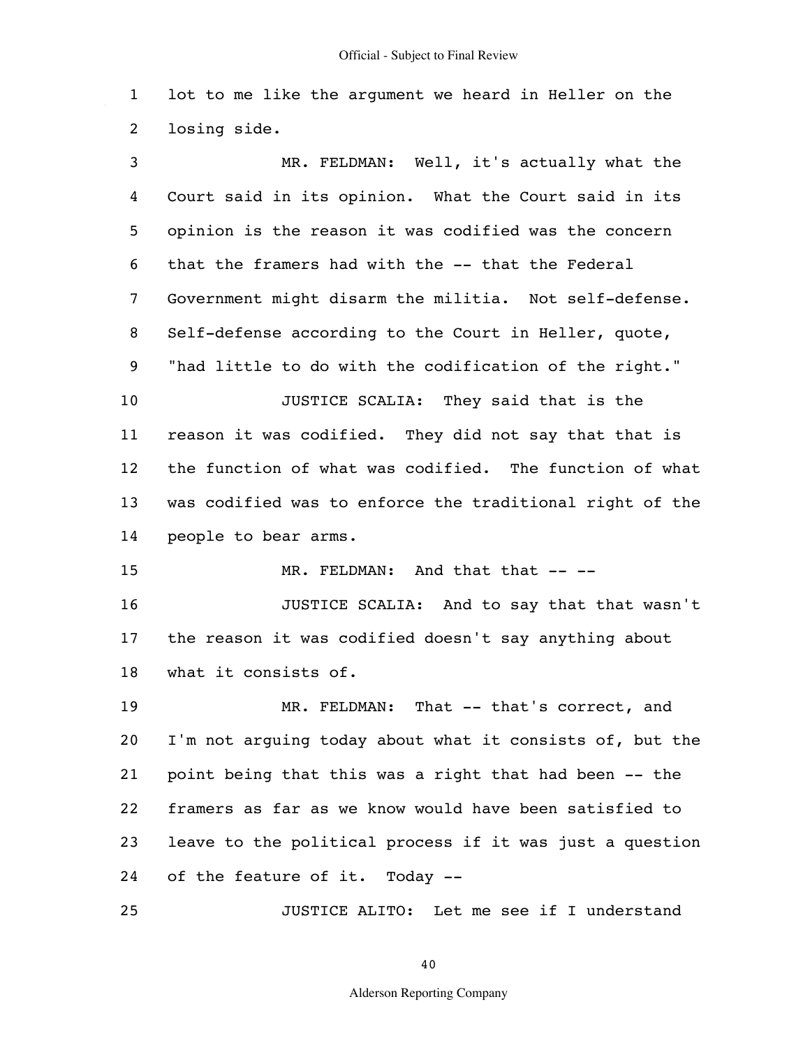lot to me like the argument we heard in Heller on the losing side.

MR. FELDMAN: Well, it's actually what the Court said in its opinion. What the Court said in its opinion is the reason it was codified was the concern that the framers had with the -- that the Federal Government might disarm the militia. Not self-defense. Self-defense according to the Court in Heller, quote, "had little to do with the codification of the right."

JUSTICE SCALIA: They said that is the reason it was codified. They did not say that that is the function of what was codified. The function of what was codified was to enforce the traditional right of the people to bear arms.

MR. FELDMAN: And that that -- --

JUSTICE SCALIA: And to say that that wasn't the reason it was codified doesn't say anything about what it consists of.

MR. FELDMAN: That -- that's correct, and I'm not arguing today about what it consists of, but the point being that this was a right that had been -- the framers as far as we know would have been satisfied to leave to the political process if it was just a question of the feature of it. Today --

JUSTICE ALITO: Let me see if I understand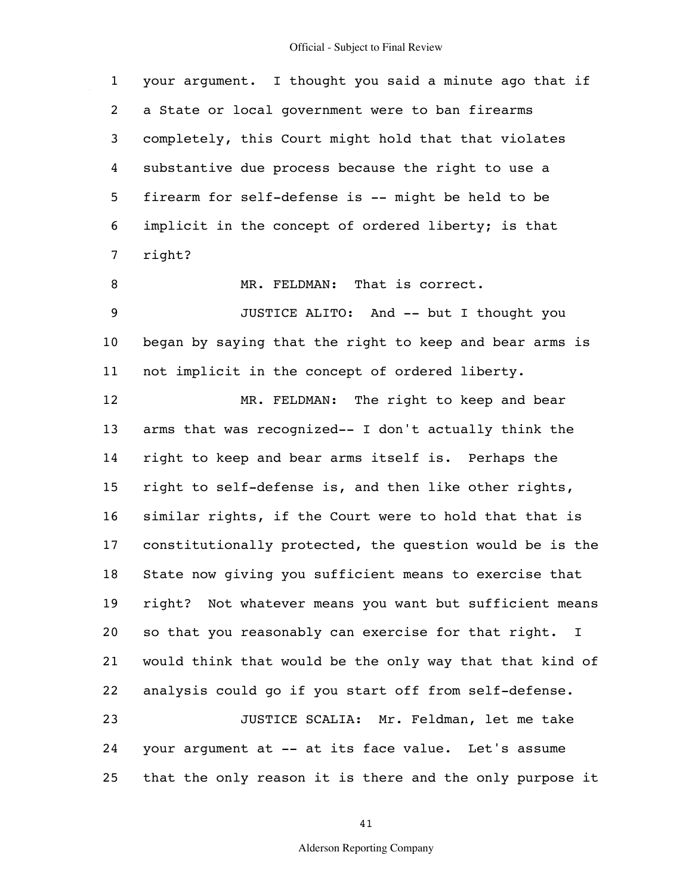your argument. I thought you said a minute ago that if a State or local government were to ban firearms completely, this Court might hold that that violates substantive due process because the right to use a firearm for self-defense is -- might be held to be implicit in the concept of ordered liberty; is that right?

MR. FELDMAN: That is correct.

JUSTICE ALITO: And -- but I thought you began by saying that the right to keep and bear arms is not implicit in the concept of ordered liberty.

MR. FELDMAN: The right to keep and bear arms that was recognized-- I don't actually think the right to keep and bear arms itself is. Perhaps the right to self-defense is, and then like other rights, similar rights, if the Court were to hold that that is constitutionally protected, the question would be is the State now giving you sufficient means to exercise that right? Not whatever means you want but sufficient means so that you reasonably can exercise for that right. I would think that would be the only way that that kind of analysis could go if you start off from self-defense.

JUSTICE SCALIA: Mr. Feldman, let me take your argument at -- at its face value. Let's assume that the only reason it is there and the only purpose it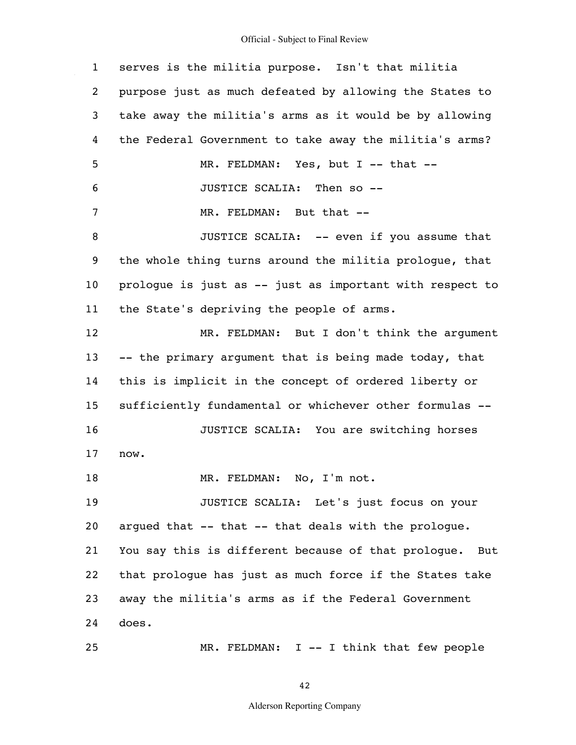serves is the militia purpose. Isn't that militia purpose just as much defeated by allowing the States to take away the militia's arms as it would be by allowing the Federal Government to take away the militia's arms?

MR. FELDMAN: Yes, but I -- that --

JUSTICE SCALIA: Then so --

MR. FELDMAN: But that --

JUSTICE SCALIA: -- even if you assume that the whole thing turns around the militia prologue, that prologue is just as -- just as important with respect to the State's depriving the people of arms.

MR. FELDMAN: But I don't think the argument -- the primary argument that is being made today, that this is implicit in the concept of ordered liberty or sufficiently fundamental or whichever other formulas --

JUSTICE SCALIA: You are switching horses now.

MR. FELDMAN: No, I'm not.

JUSTICE SCALIA: Let's just focus on your argued that -- that -- that deals with the prologue. You say this is different because of that prologue. But that prologue has just as much force if the States take away the militia's arms as if the Federal Government does.

MR. FELDMAN: I -- I think that few people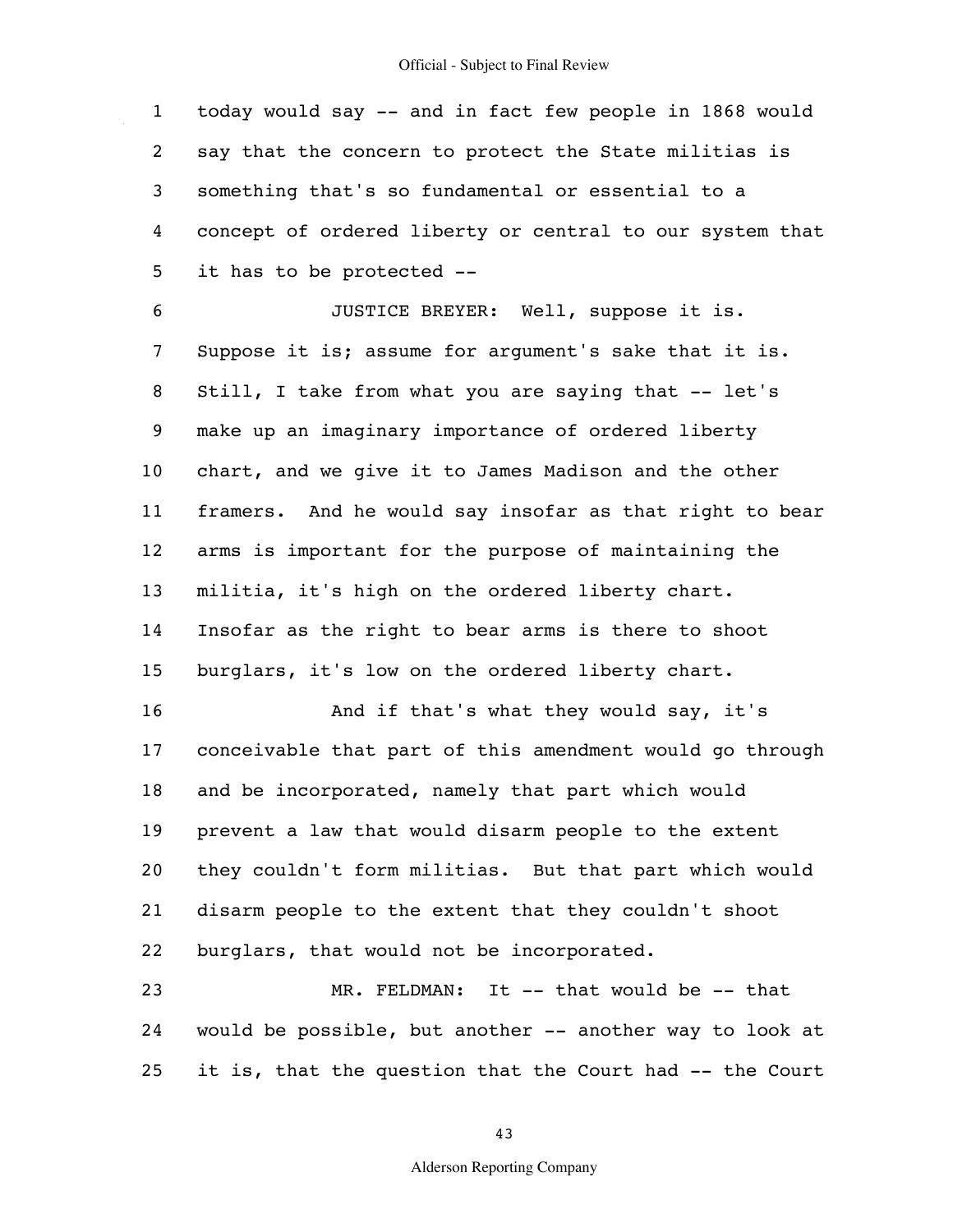today would say -- and in fact few people in 1868 would say that the concern to protect the State militias is something that's so fundamental or essential to a concept of ordered liberty or central to our system that it has to be protected --

JUSTICE BREYER: Well, suppose it is. Suppose it is; assume for argument's sake that it is. Still, I take from what you are saying that -- let's make up an imaginary importance of ordered liberty chart, and we give it to James Madison and the other framers. And he would say insofar as that right to bear arms is important for the purpose of maintaining the militia, it's high on the ordered liberty chart. Insofar as the right to bear arms is there to shoot burglars, it's low on the ordered liberty chart.

And if that's what they would say, it's conceivable that part of this amendment would go through and be incorporated, namely that part which would prevent a law that would disarm people to the extent they couldn't form militias. But that part which would disarm people to the extent that they couldn't shoot burglars, that would not be incorporated.

MR. FELDMAN: It -- that would be -- that would be possible, but another -- another way to look at it is, that the question that the Court had -- the Court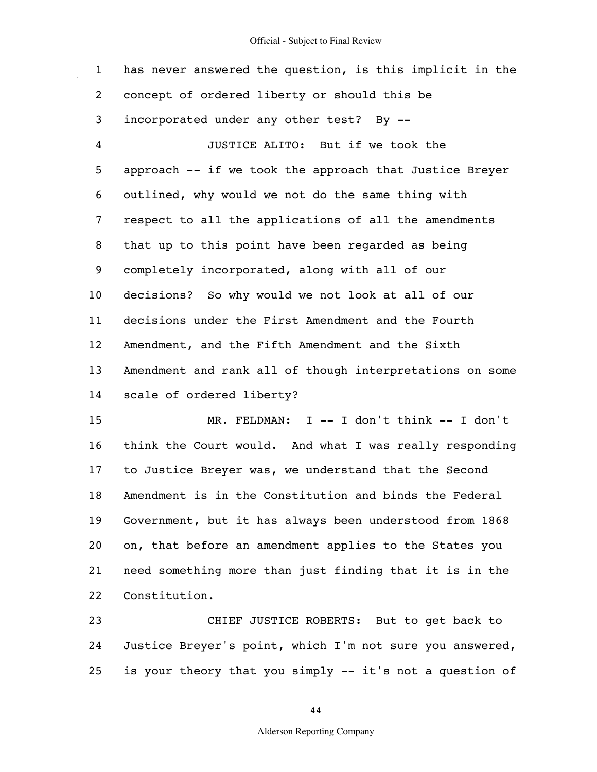has never answered the question, is this implicit in the concept of ordered liberty or should this be incorporated under any other test? By --

JUSTICE ALITO: But if we took the approach -- if we took the approach that Justice Breyer outlined, why would we not do the same thing with respect to all the applications of all the amendments that up to this point have been regarded as being completely incorporated, along with all of our decisions? So why would we not look at all of our decisions under the First Amendment and the Fourth Amendment, and the Fifth Amendment and the Sixth Amendment and rank all of though interpretations on some scale of ordered liberty?

MR. FELDMAN: I -- I don't think -- I don't think the Court would. And what I was really responding to Justice Breyer was, we understand that the Second Amendment is in the Constitution and binds the Federal Government, but it has always been understood from 1868 on, that before an amendment applies to the States you need something more than just finding that it is in the Constitution.

CHIEF JUSTICE ROBERTS: But to get back to Justice Breyer's point, which I'm not sure you answered, is your theory that you simply -- it's not a question of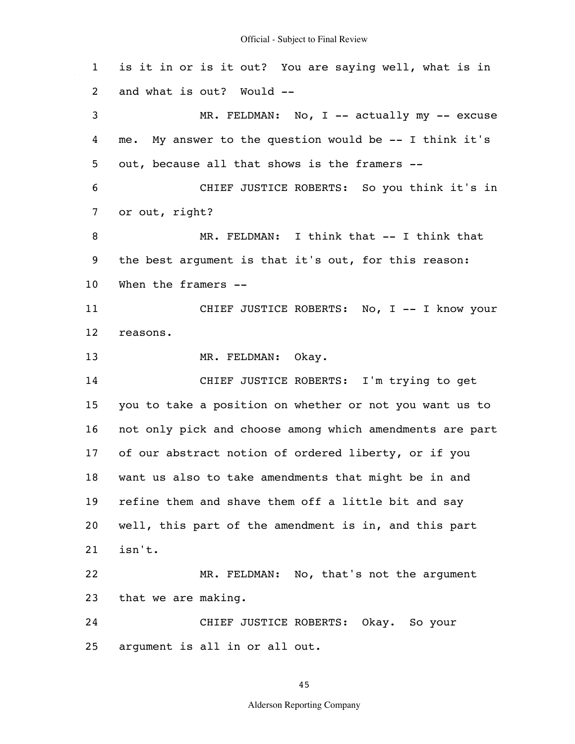is it in or is it out? You are saying well, what is in and what is out? Would --

MR. FELDMAN: No, I -- actually my -- excuse me. My answer to the question would be -- I think it's out, because all that shows is the framers --

CHIEF JUSTICE ROBERTS: So you think it's in or out, right?

MR. FELDMAN: I think that -- I think that the best argument is that it's out, for this reason: When the framers --

CHIEF JUSTICE ROBERTS: No, I -- I know your reasons.

MR. FELDMAN: Okay.

CHIEF JUSTICE ROBERTS: I'm trying to get you to take a position on whether or not you want us to not only pick and choose among which amendments are part of our abstract notion of ordered liberty, or if you want us also to take amendments that might be in and refine them and shave them off a little bit and say well, this part of the amendment is in, and this part isn't.

MR. FELDMAN: No, that's not the argument that we are making.

CHIEF JUSTICE ROBERTS: Okay. So your argument is all in or all out.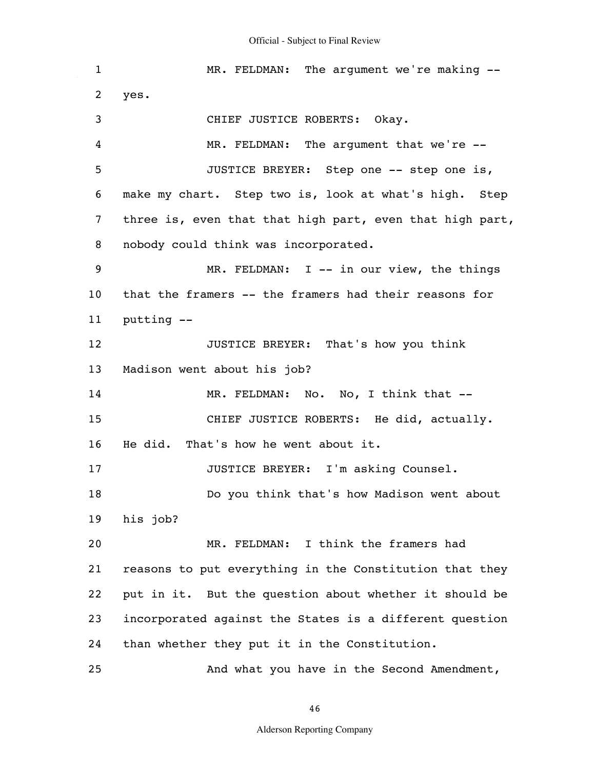MR. FELDMAN: The argument we're making -- yes.

CHIEF JUSTICE ROBERTS: Okay.

MR. FELDMAN: The argument that we're --

JUSTICE BREYER: Step one -- step one is, make my chart. Step two is, look at what's high. Step three is, even that that high part, even that high part, nobody could think was incorporated.

MR. FELDMAN: I -- in our view, the things that the framers -- the framers had their reasons for putting --

JUSTICE BREYER: That's how you think Madison went about his job?

MR. FELDMAN: No. No, I think that --

CHIEF JUSTICE ROBERTS: He did, actually. He did. That's how he went about it.

JUSTICE BREYER: I'm asking Counsel.

Do you think that's how Madison went about his job?

MR. FELDMAN: I think the framers had reasons to put everything in the Constitution that they put in it. But the question about whether it should be incorporated against the States is a different question than whether they put it in the Constitution.

And what you have in the Second Amendment,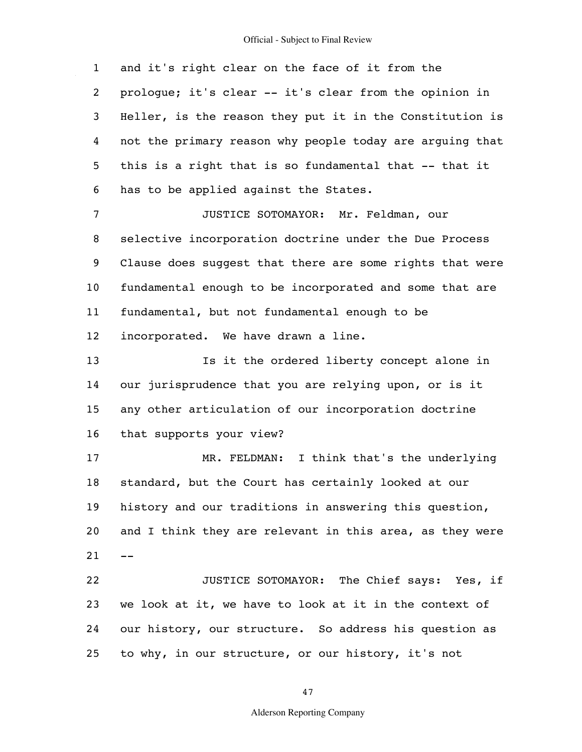and it's right clear on the face of it from the prologue; it's clear -- it's clear from the opinion in Heller, is the reason they put it in the Constitution is not the primary reason why people today are arguing that this is a right that is so fundamental that -- that it has to be applied against the States.

JUSTICE SOTOMAYOR: Mr. Feldman, our selective incorporation doctrine under the Due Process Clause does suggest that there are some rights that were fundamental enough to be incorporated and some that are fundamental, but not fundamental enough to be incorporated. We have drawn a line.

Is it the ordered liberty concept alone in our jurisprudence that you are relying upon, or is it any other articulation of our incorporation doctrine that supports your view?

MR. FELDMAN: I think that's the underlying standard, but the Court has certainly looked at our history and our traditions in answering this question, and I think they are relevant in this area, as they were --

JUSTICE SOTOMAYOR: The Chief says: Yes, if we look at it, we have to look at it in the context of our history, our structure. So address his question as to why, in our structure, or our history, it's not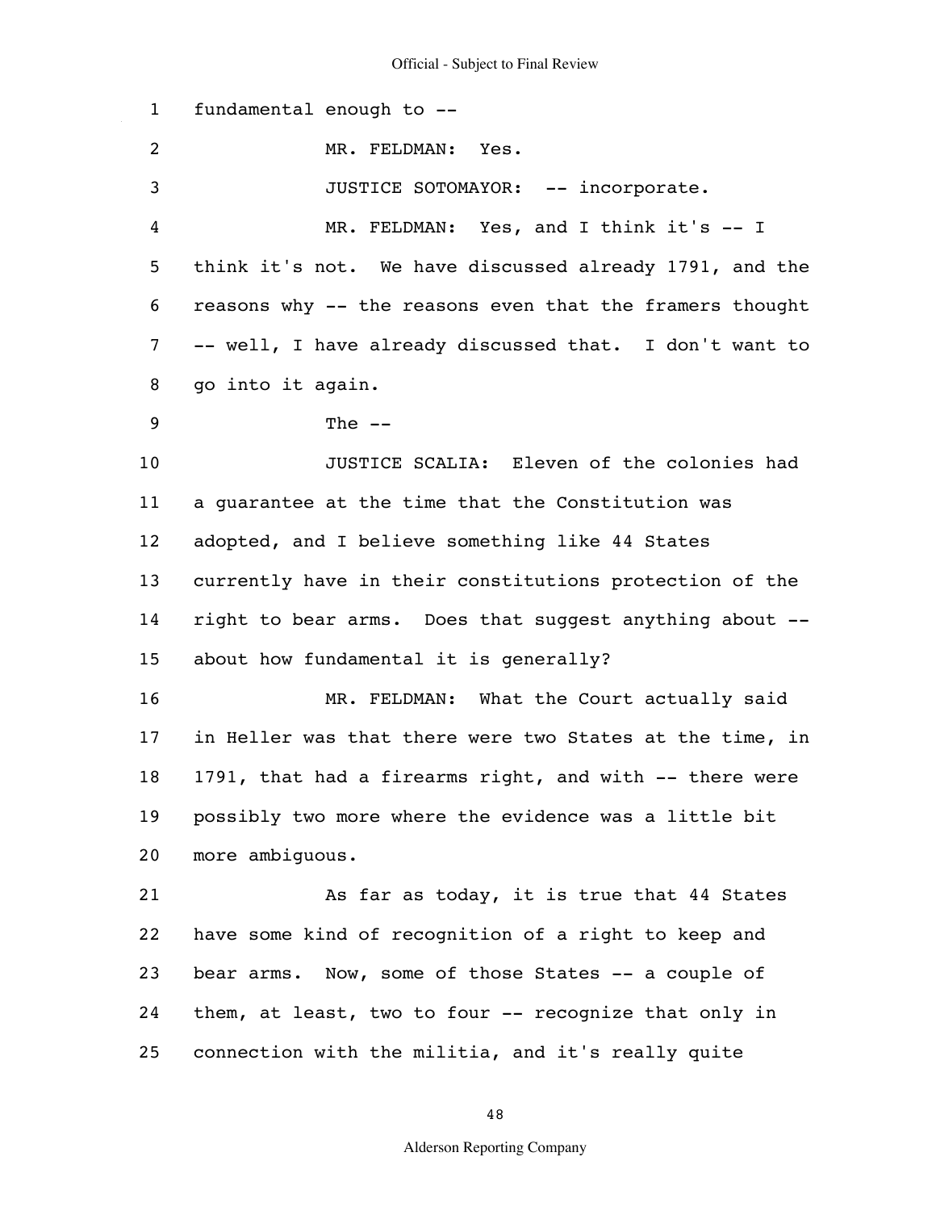fundamental enough to --

MR. FELDMAN: Yes.

JUSTICE SOTOMAYOR: -- incorporate.

MR. FELDMAN: Yes, and I think it's -- I think it's not. We have discussed already 1791, and the reasons why -- the reasons even that the framers thought -- well, I have already discussed that. I don't want to go into it again.

The --

JUSTICE SCALIA: Eleven of the colonies had a guarantee at the time that the Constitution was adopted, and I believe something like 44 States currently have in their constitutions protection of the right to bear arms. Does that suggest anything about -- about how fundamental it is generally?

MR. FELDMAN: What the Court actually said in Heller was that there were two States at the time, in 1791, that had a firearms right, and with -- there were possibly two more where the evidence was a little bit more ambiguous.

As far as today, it is true that 44 States have some kind of recognition of a right to keep and bear arms. Now, some of those States -- a couple of them, at least, two to four -- recognize that only in connection with the militia, and it's really quite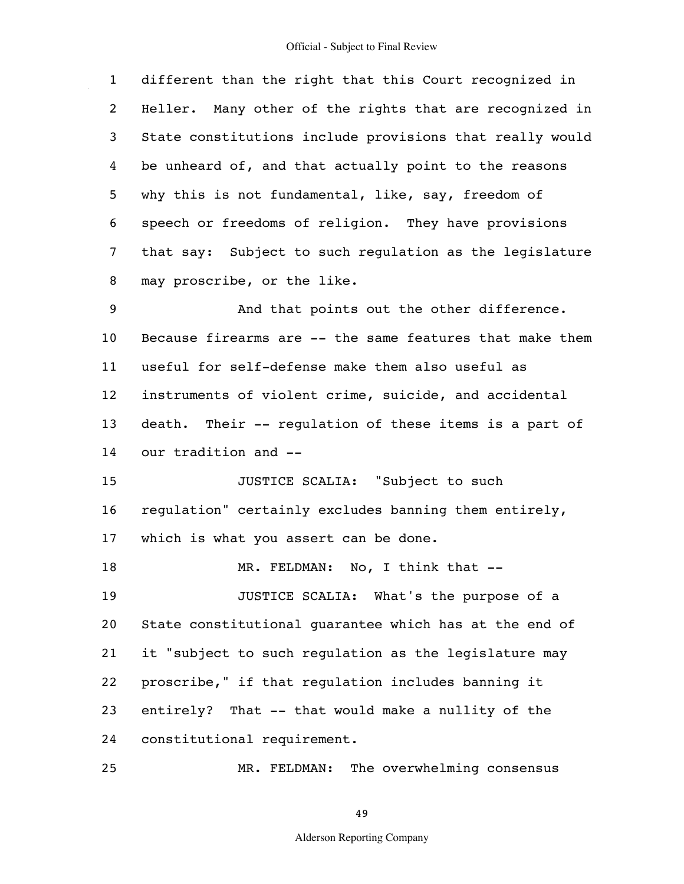different than the right that this Court recognized in Heller. Many other of the rights that are recognized in State constitutions include provisions that really would be unheard of, and that actually point to the reasons why this is not fundamental, like, say, freedom of speech or freedoms of religion. They have provisions that say: Subject to such regulation as the legislature may proscribe, or the like.

And that points out the other difference. Because firearms are -- the same features that make them useful for self-defense make them also useful as instruments of violent crime, suicide, and accidental death. Their -- regulation of these items is a part of our tradition and --

JUSTICE SCALIA: "Subject to such regulation" certainly excludes banning them entirely, which is what you assert can be done.

MR. FELDMAN: No, I think that --

JUSTICE SCALIA: What's the purpose of a State constitutional guarantee which has at the end of it "subject to such regulation as the legislature may proscribe," if that regulation includes banning it entirely? That -- that would make a nullity of the constitutional requirement.

MR. FELDMAN: The overwhelming consensus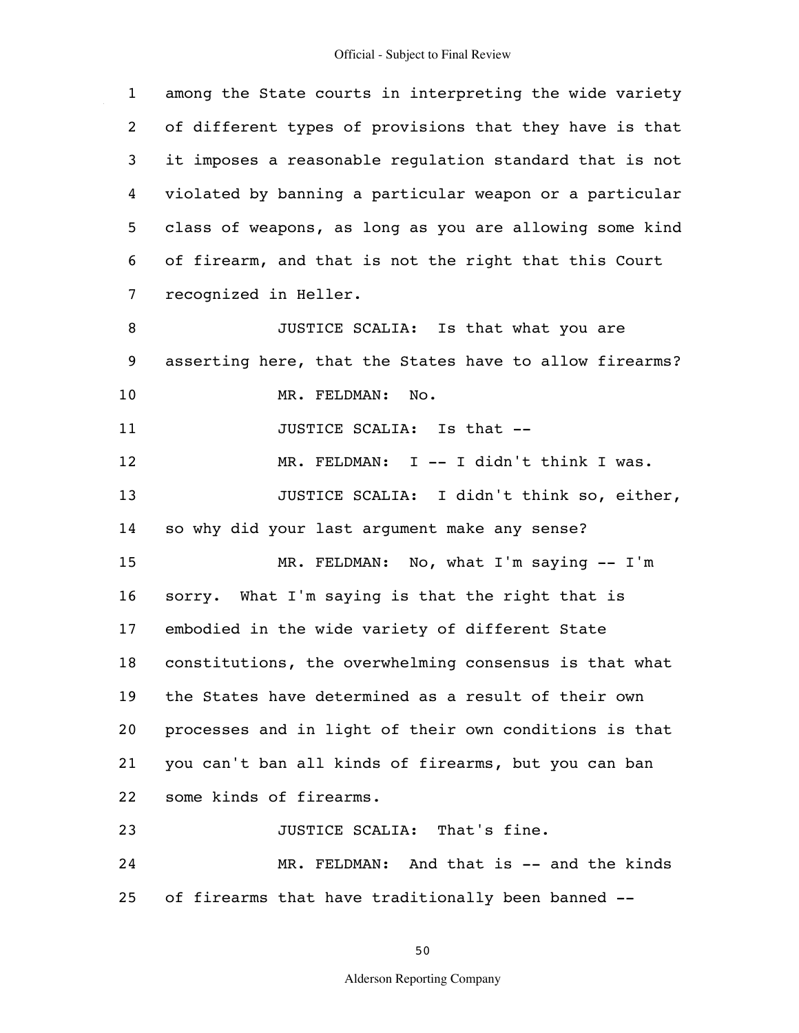among the State courts in interpreting the wide variety of different types of provisions that they have is that it imposes a reasonable regulation standard that is not violated by banning a particular weapon or a particular class of weapons, as long as you are allowing some kind of firearm, and that is not the right that this Court recognized in Heller.

JUSTICE SCALIA: Is that what you are asserting here, that the States have to allow firearms?

MR. FELDMAN: No.

JUSTICE SCALIA: Is that --

MR. FELDMAN: I -- I didn't think I was.

JUSTICE SCALIA: I didn't think so, either, so why did your last argument make any sense?

MR. FELDMAN: No, what I'm saying -- I'm sorry. What I'm saying is that the right that is embodied in the wide variety of different State constitutions, the overwhelming consensus is that what the States have determined as a result of their own processes and in light of their own conditions is that you can't ban all kinds of firearms, but you can ban some kinds of firearms.

JUSTICE SCALIA: That's fine.

MR. FELDMAN: And that is -- and the kinds of firearms that have traditionally been banned --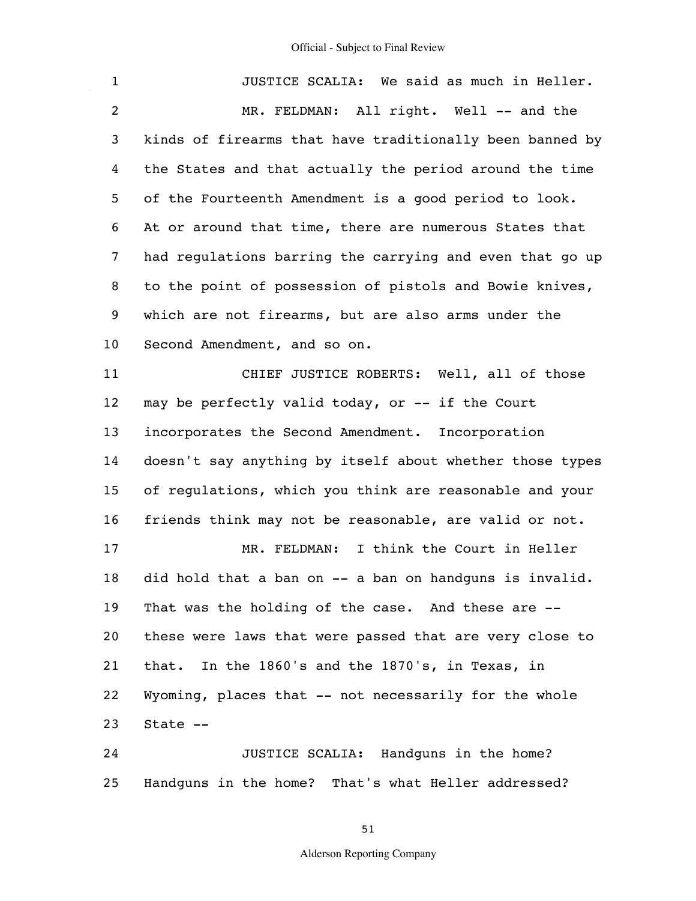JUSTICE SCALIA: We said as much in Heller.

MR. FELDMAN: All right. Well -- and the kinds of firearms that have traditionally been banned by the States and that actually the period around the time of the Fourteenth Amendment is a good period to look. At or around that time, there are numerous States that had regulations barring the carrying and even that go up to the point of possession of pistols and Bowie knives, which are not firearms, but are also arms under the Second Amendment, and so on.

CHIEF JUSTICE ROBERTS: Well, all of those may be perfectly valid today, or -- if the Court incorporates the Second Amendment. Incorporation doesn't say anything by itself about whether those types of regulations, which you think are reasonable and your friends think may not be reasonable, are valid or not.

MR. FELDMAN: I think the Court in Heller did hold that a ban on -- a ban on handguns is invalid. That was the holding of the case. And these are -- these were laws that were passed that are very close to that. In the 1860's and the 1870's, in Texas, in Wyoming, places that -- not necessarily for the whole State --

JUSTICE SCALIA: Handguns in the home? Handguns in the home? That's what Heller addressed?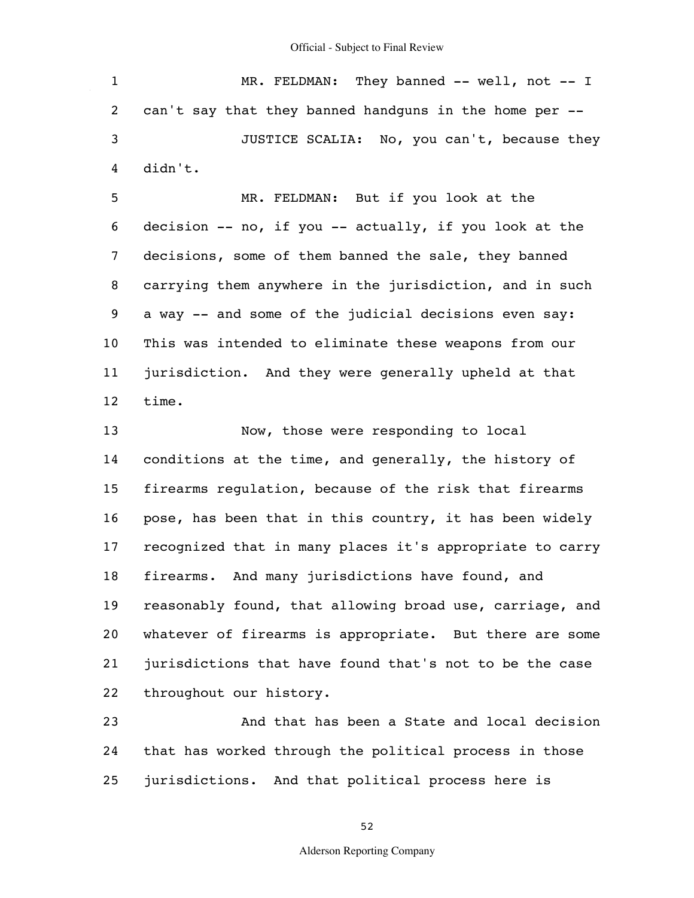MR. FELDMAN: They banned -- well, not -- I can't say that they banned handguns in the home per --

JUSTICE SCALIA: No, you can't, because they didn't.

MR. FELDMAN: But if you look at the decision -- no, if you -- actually, if you look at the decisions, some of them banned the sale, they banned carrying them anywhere in the jurisdiction, and in such a way -- and some of the judicial decisions even say: This was intended to eliminate these weapons from our jurisdiction. And they were generally upheld at that time.

Now, those were responding to local conditions at the time, and generally, the history of firearms regulation, because of the risk that firearms pose, has been that in this country, it has been widely recognized that in many places it's appropriate to carry firearms. And many jurisdictions have found, and reasonably found, that allowing broad use, carriage, and whatever of firearms is appropriate. But there are some jurisdictions that have found that's not to be the case throughout our history.

And that has been a State and local decision that has worked through the political process in those jurisdictions. And that political process here is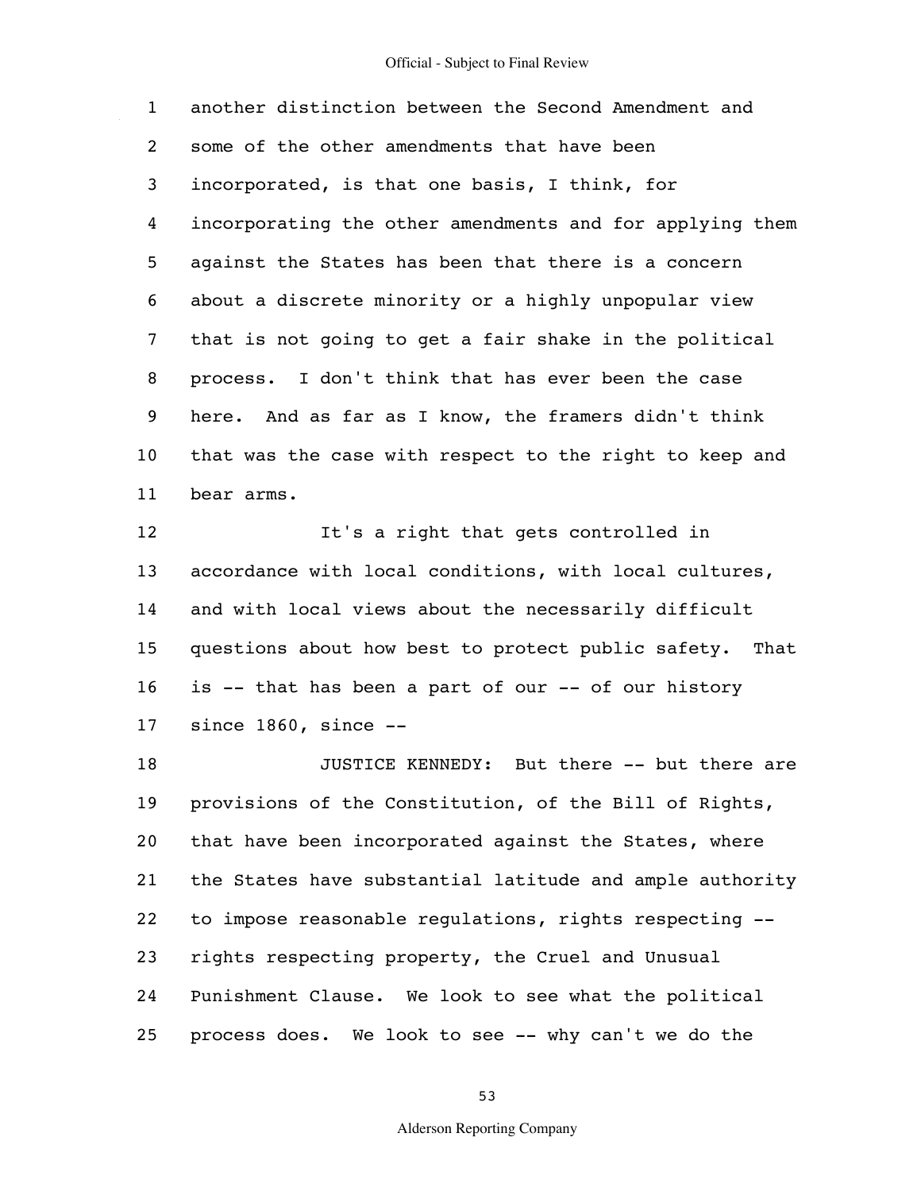another distinction between the Second Amendment and some of the other amendments that have been incorporated, is that one basis, I think, for incorporating the other amendments and for applying them against the States has been that there is a concern about a discrete minority or a highly unpopular view that is not going to get a fair shake in the political process. I don't think that has ever been the case here. And as far as I know, the framers didn't think that was the case with respect to the right to keep and bear arms.

It's a right that gets controlled in accordance with local conditions, with local cultures, and with local views about the necessarily difficult questions about how best to protect public safety. That is -- that has been a part of our -- of our history since 1860, since --

JUSTICE KENNEDY: But there -- but there are provisions of the Constitution, of the Bill of Rights, that have been incorporated against the States, where the States have substantial latitude and ample authority to impose reasonable regulations, rights respecting -- rights respecting property, the Cruel and Unusual Punishment Clause. We look to see what the political process does. We look to see -- why can't we do the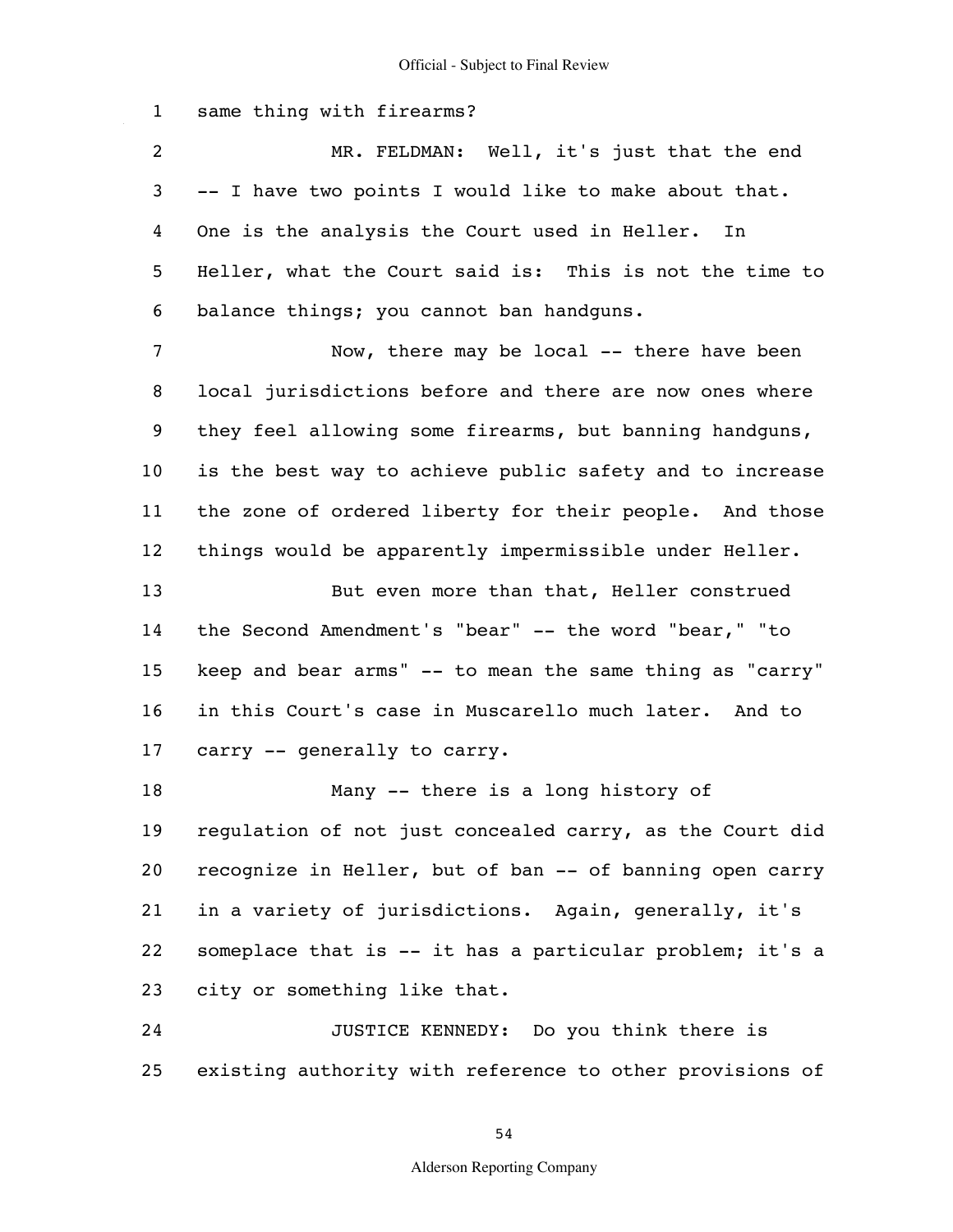same thing with firearms?

MR. FELDMAN: Well, it's just that the end -- I have two points I would like to make about that. One is the analysis the Court used in Heller. In Heller, what the Court said is: This is not the time to balance things; you cannot ban handguns.

Now, there may be local -- there have been local jurisdictions before and there are now ones where they feel allowing some firearms, but banning handguns, is the best way to achieve public safety and to increase the zone of ordered liberty for their people. And those things would be apparently impermissible under Heller.

But even more than that, Heller construed the Second Amendment's "bear" -- the word "bear," "to keep and bear arms" -- to mean the same thing as "carry" in this Court's case in Muscarello much later. And to carry -- generally to carry.

Many -- there is a long history of regulation of not just concealed carry, as the Court did recognize in Heller, but of ban -- of banning open carry in a variety of jurisdictions. Again, generally, it's someplace that is -- it has a particular problem; it's a city or something like that.

JUSTICE KENNEDY: Do you think there is existing authority with reference to other provisions of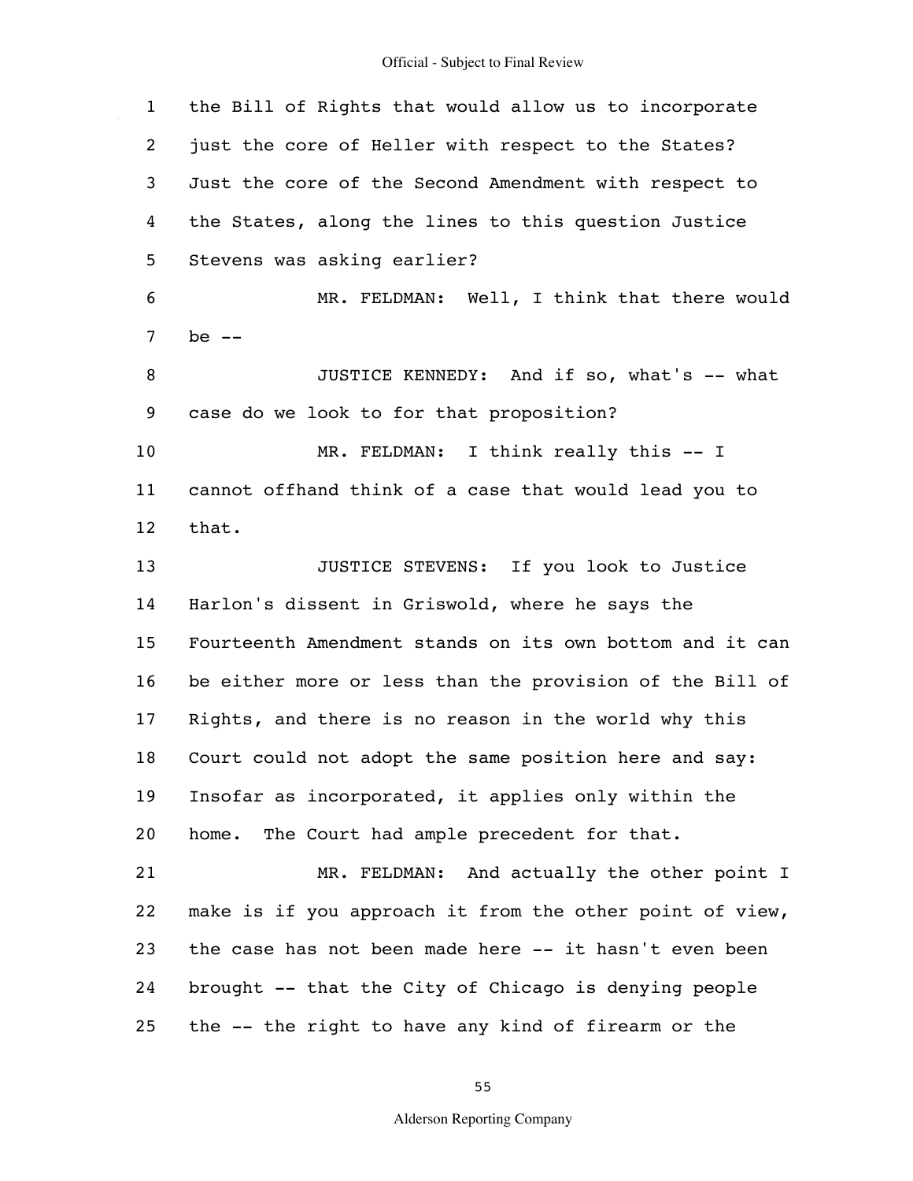1 the Bill of Rights that would allow us to incorporate
2 just the core of Heller with respect to the States?
3 Just the core of the Second Amendment with respect to
4 the States, along the lines to this question Justice
5 Stevens was asking earlier?

6 MR. FELDMAN: Well, I think that there would
7 be --

8 JUSTICE KENNEDY: And if so, what's -- what
9 case do we look to for that proposition?

10 MR. FELDMAN: I think really this -- I
11 cannot offhand think of a case that would lead you to
12 that.

13 JUSTICE STEVENS: If you look to Justice
14 Harlon's dissent in Griswold, where he says the
15 Fourteenth Amendment stands on its own bottom and it can
16 be either more or less than the provision of the Bill of
17 Rights, and there is no reason in the world why this
18 Court could not adopt the same position here and say:
19 Insofar as incorporated, it applies only within the
20 home. The Court had ample precedent for that.

21 MR. FELDMAN: And actually the other point I
22 make is if you approach it from the other point of view,
23 the case has not been made here -- it hasn't even been
24 brought -- that the City of Chicago is denying people
25 the -- the right to have any kind of firearm or the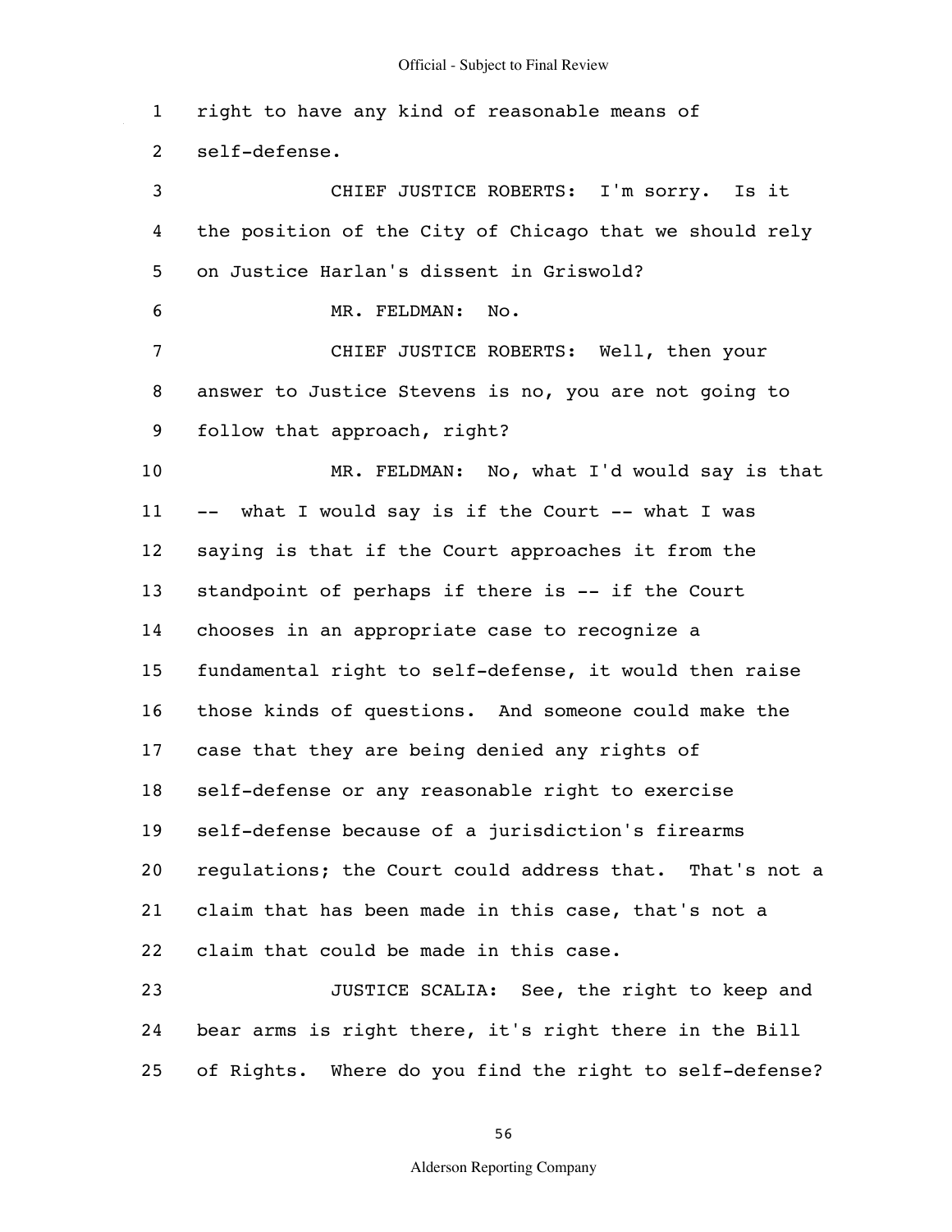right to have any kind of reasonable means of self-defense.

CHIEF JUSTICE ROBERTS: I'm sorry. Is it the position of the City of Chicago that we should rely on Justice Harlan's dissent in Griswold?

MR. FELDMAN: No.

CHIEF JUSTICE ROBERTS: Well, then your answer to Justice Stevens is no, you are not going to follow that approach, right?

MR. FELDMAN: No, what I'd would say is that -- what I would say is if the Court -- what I was saying is that if the Court approaches it from the standpoint of perhaps if there is -- if the Court chooses in an appropriate case to recognize a fundamental right to self-defense, it would then raise those kinds of questions. And someone could make the case that they are being denied any rights of self-defense or any reasonable right to exercise self-defense because of a jurisdiction's firearms regulations; the Court could address that. That's not a claim that has been made in this case, that's not a claim that could be made in this case.

JUSTICE SCALIA: See, the right to keep and bear arms is right there, it's right there in the Bill of Rights. Where do you find the right to self-defense?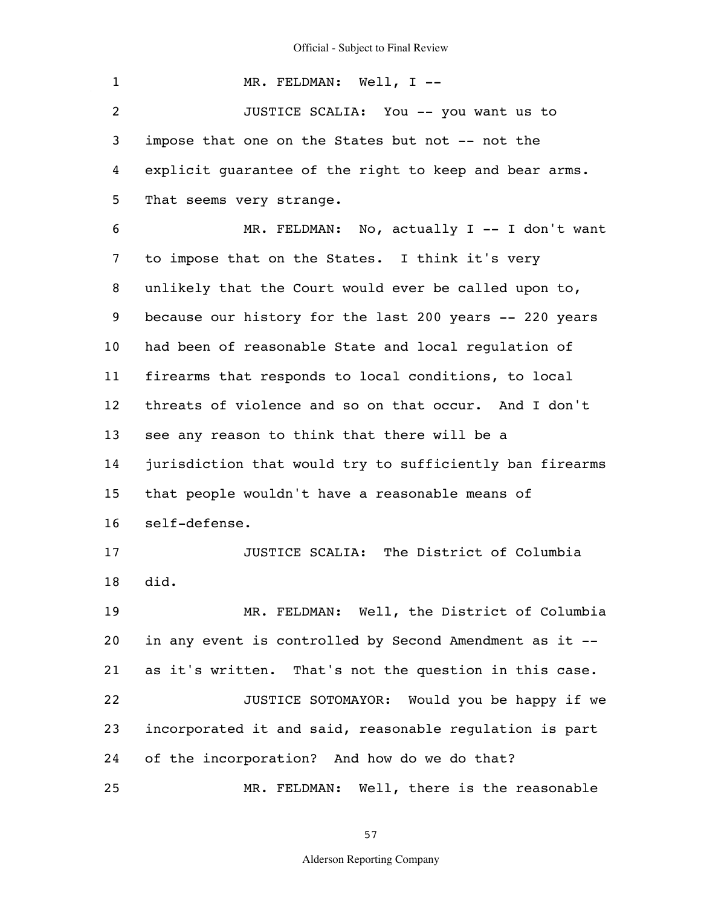MR. FELDMAN: Well, I --

JUSTICE SCALIA: You -- you want us to impose that one on the States but not -- not the explicit guarantee of the right to keep and bear arms. That seems very strange.

MR. FELDMAN: No, actually I -- I don't want to impose that on the States. I think it's very unlikely that the Court would ever be called upon to, because our history for the last 200 years -- 220 years had been of reasonable State and local regulation of firearms that responds to local conditions, to local threats of violence and so on that occur. And I don't see any reason to think that there will be a jurisdiction that would try to sufficiently ban firearms that people wouldn't have a reasonable means of self-defense.

JUSTICE SCALIA: The District of Columbia did.

MR. FELDMAN: Well, the District of Columbia in any event is controlled by Second Amendment as it -- as it's written. That's not the question in this case.

JUSTICE SOTOMAYOR: Would you be happy if we incorporated it and said, reasonable regulation is part of the incorporation? And how do we do that?

MR. FELDMAN: Well, there is the reasonable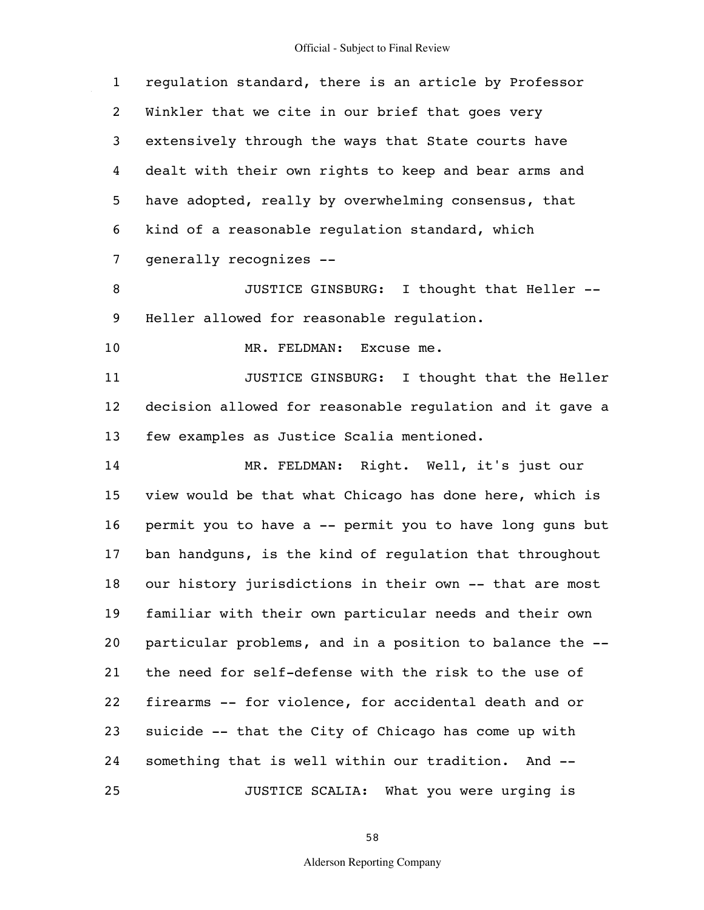regulation standard, there is an article by Professor Winkler that we cite in our brief that goes very extensively through the ways that State courts have dealt with their own rights to keep and bear arms and have adopted, really by overwhelming consensus, that kind of a reasonable regulation standard, which generally recognizes --

JUSTICE GINSBURG: I thought that Heller -- Heller allowed for reasonable regulation.

MR. FELDMAN: Excuse me.

JUSTICE GINSBURG: I thought that the Heller decision allowed for reasonable regulation and it gave a few examples as Justice Scalia mentioned.

MR. FELDMAN: Right. Well, it's just our view would be that what Chicago has done here, which is permit you to have a -- permit you to have long guns but ban handguns, is the kind of regulation that throughout our history jurisdictions in their own -- that are most familiar with their own particular needs and their own particular problems, and in a position to balance the -- the need for self-defense with the risk to the use of firearms -- for violence, for accidental death and or suicide -- that the City of Chicago has come up with something that is well within our tradition. And --

JUSTICE SCALIA: What you were urging is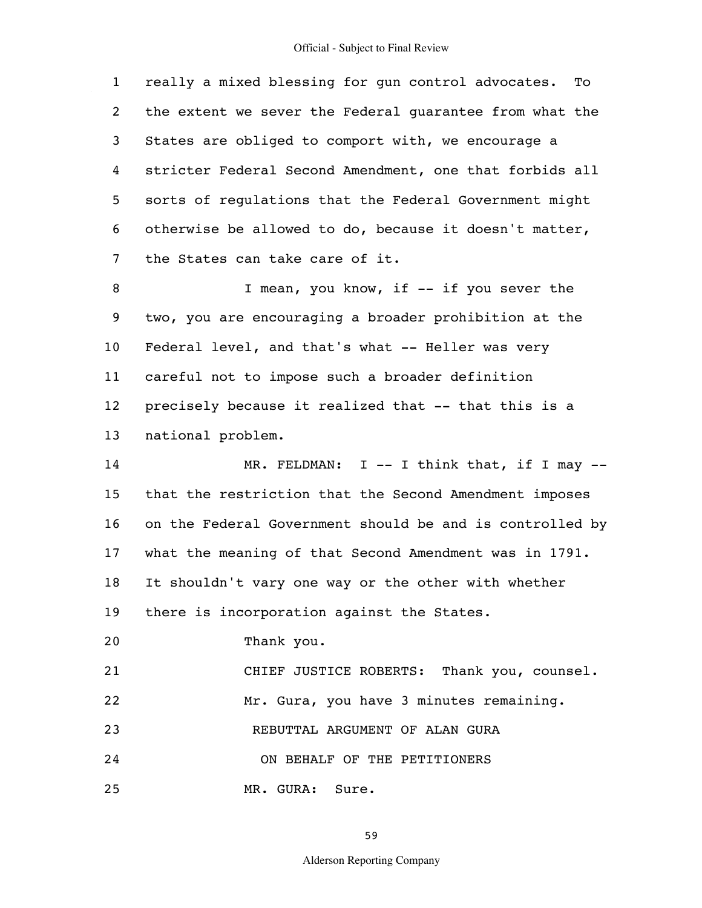really a mixed blessing for gun control advocates. To the extent we sever the Federal guarantee from what the States are obliged to comport with, we encourage a stricter Federal Second Amendment, one that forbids all sorts of regulations that the Federal Government might otherwise be allowed to do, because it doesn't matter, the States can take care of it.

I mean, you know, if -- if you sever the two, you are encouraging a broader prohibition at the Federal level, and that's what -- Heller was very careful not to impose such a broader definition precisely because it realized that -- that this is a national problem.

MR. FELDMAN: I -- I think that, if I may -- that the restriction that the Second Amendment imposes on the Federal Government should be and is controlled by what the meaning of that Second Amendment was in 1791. It shouldn't vary one way or the other with whether there is incorporation against the States.

Thank you.

CHIEF JUSTICE ROBERTS: Thank you, counsel.

Mr. Gura, you have 3 minutes remaining.

REBUTTAL ARGUMENT OF ALAN GURA

ON BEHALF OF THE PETITIONERS

MR. GURA: Sure.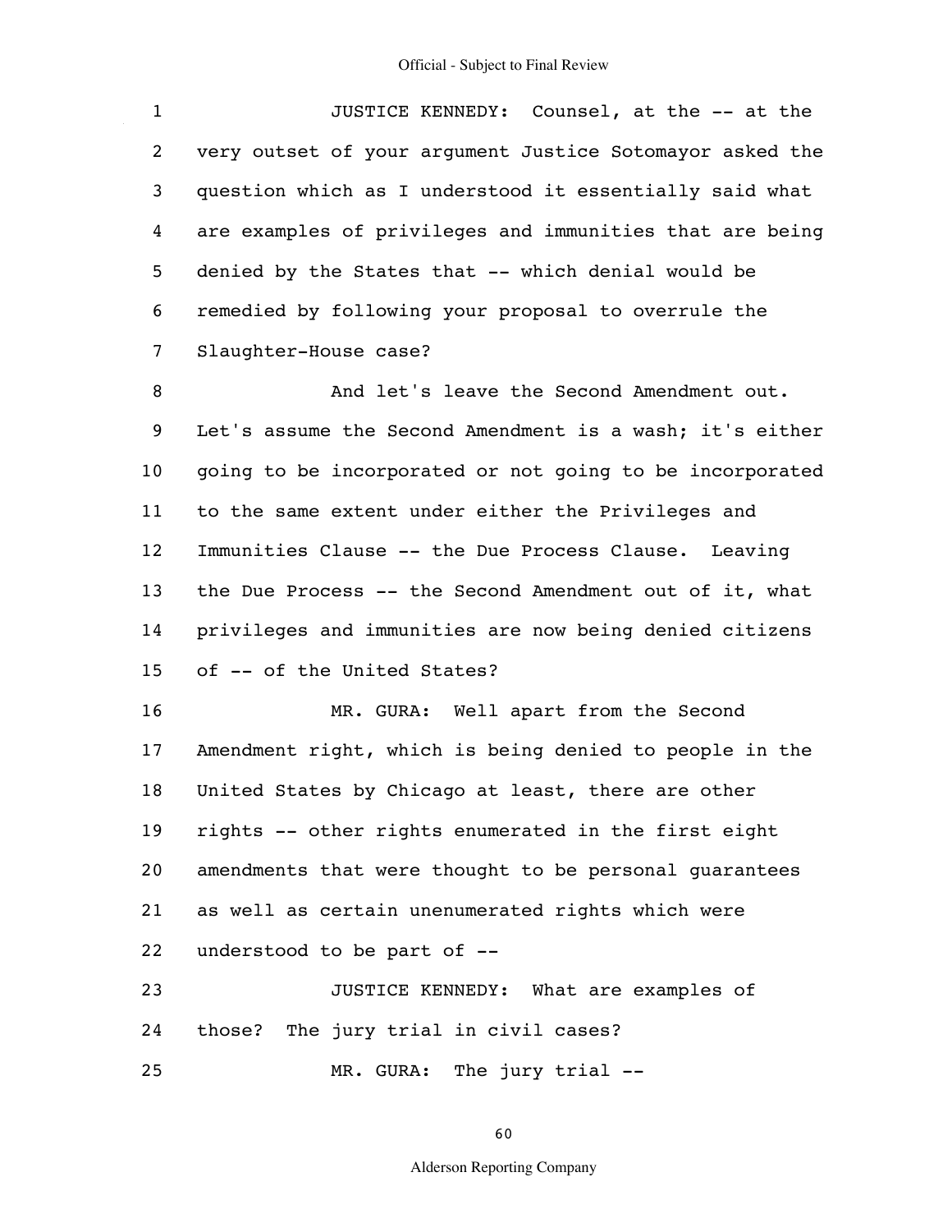JUSTICE KENNEDY: Counsel, at the -- at the very outset of your argument Justice Sotomayor asked the question which as I understood it essentially said what are examples of privileges and immunities that are being denied by the States that -- which denial would be remedied by following your proposal to overrule the Slaughter-House case?

And let's leave the Second Amendment out. Let's assume the Second Amendment is a wash; it's either going to be incorporated or not going to be incorporated to the same extent under either the Privileges and Immunities Clause -- the Due Process Clause. Leaving the Due Process -- the Second Amendment out of it, what privileges and immunities are now being denied citizens of -- of the United States?

MR. GURA: Well apart from the Second Amendment right, which is being denied to people in the United States by Chicago at least, there are other rights -- other rights enumerated in the first eight amendments that were thought to be personal guarantees as well as certain unenumerated rights which were understood to be part of --

JUSTICE KENNEDY: What are examples of those? The jury trial in civil cases?

MR. GURA: The jury trial --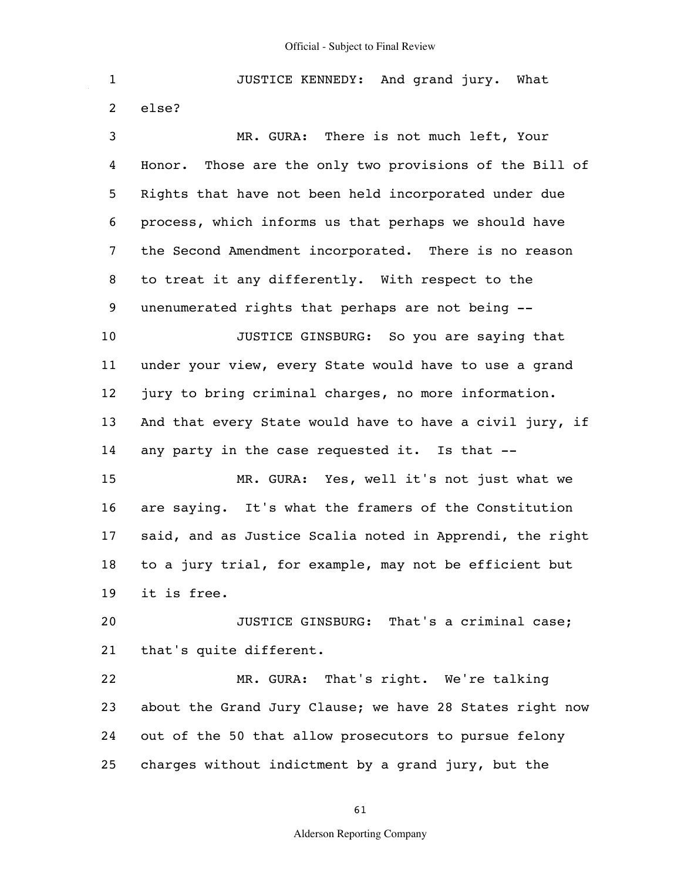JUSTICE KENNEDY: And grand jury. What else?

MR. GURA: There is not much left, Your Honor. Those are the only two provisions of the Bill of Rights that have not been held incorporated under due process, which informs us that perhaps we should have the Second Amendment incorporated. There is no reason to treat it any differently. With respect to the unenumerated rights that perhaps are not being --

JUSTICE GINSBURG: So you are saying that under your view, every State would have to use a grand jury to bring criminal charges, no more information. And that every State would have to have a civil jury, if any party in the case requested it. Is that --

MR. GURA: Yes, well it's not just what we are saying. It's what the framers of the Constitution said, and as Justice Scalia noted in Apprendi, the right to a jury trial, for example, may not be efficient but it is free.

JUSTICE GINSBURG: That's a criminal case; that's quite different.

MR. GURA: That's right. We're talking about the Grand Jury Clause; we have 28 States right now out of the 50 that allow prosecutors to pursue felony charges without indictment by a grand jury, but the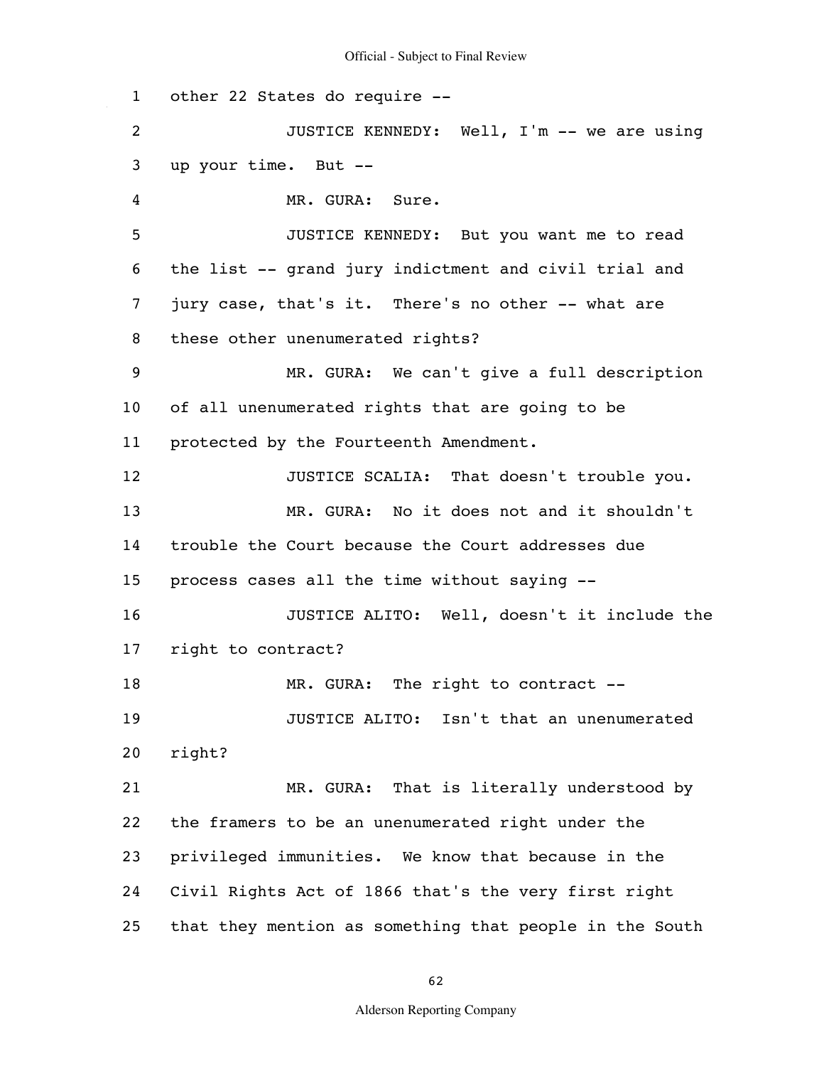other 22 States do require --

JUSTICE KENNEDY: Well, I'm -- we are using up your time. But --

MR. GURA: Sure.

JUSTICE KENNEDY: But you want me to read the list -- grand jury indictment and civil trial and jury case, that's it. There's no other -- what are these other unenumerated rights?

MR. GURA: We can't give a full description of all unenumerated rights that are going to be protected by the Fourteenth Amendment.

JUSTICE SCALIA: That doesn't trouble you.

MR. GURA: No it does not and it shouldn't trouble the Court because the Court addresses due process cases all the time without saying --

JUSTICE ALITO: Well, doesn't it include the right to contract?

MR. GURA: The right to contract --

JUSTICE ALITO: Isn't that an unenumerated right?

MR. GURA: That is literally understood by the framers to be an unenumerated right under the privileged immunities. We know that because in the Civil Rights Act of 1866 that's the very first right that they mention as something that people in the South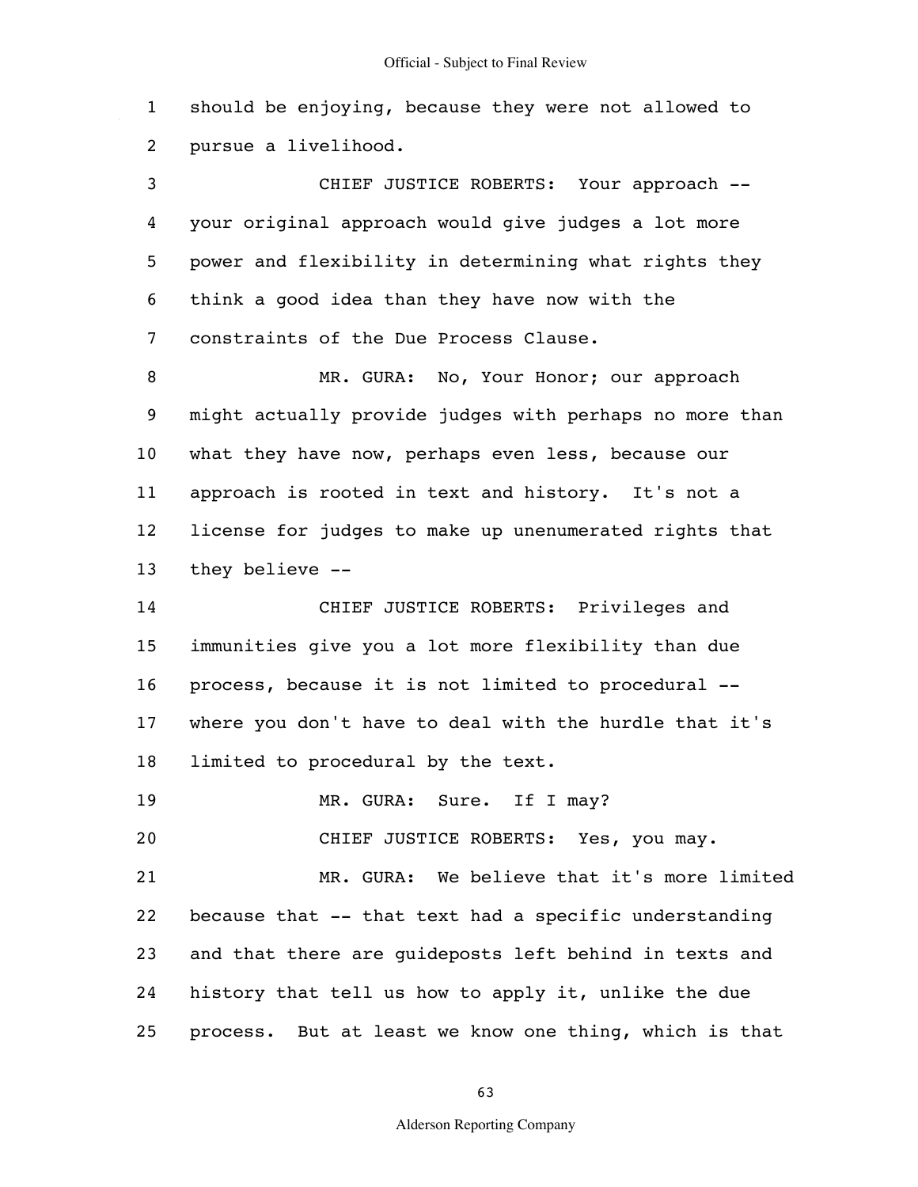should be enjoying, because they were not allowed to pursue a livelihood.

CHIEF JUSTICE ROBERTS: Your approach -- your original approach would give judges a lot more power and flexibility in determining what rights they think a good idea than they have now with the constraints of the Due Process Clause.

MR. GURA: No, Your Honor; our approach might actually provide judges with perhaps no more than what they have now, perhaps even less, because our approach is rooted in text and history. It's not a license for judges to make up unenumerated rights that they believe --

CHIEF JUSTICE ROBERTS: Privileges and immunities give you a lot more flexibility than due process, because it is not limited to procedural -- where you don't have to deal with the hurdle that it's limited to procedural by the text.

MR. GURA: Sure. If I may?

CHIEF JUSTICE ROBERTS: Yes, you may.

MR. GURA: We believe that it's more limited because that -- that text had a specific understanding and that there are guideposts left behind in texts and history that tell us how to apply it, unlike the due process. But at least we know one thing, which is that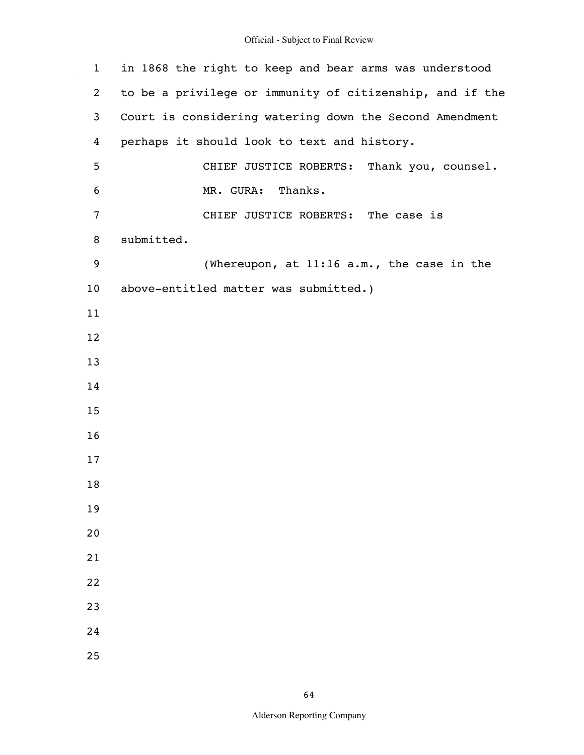in 1868 the right to keep and bear arms was understood to be a privilege or immunity of citizenship, and if the Court is considering watering down the Second Amendment perhaps it should look to text and history.

CHIEF JUSTICE ROBERTS: Thank you, counsel.

MR. GURA: Thanks.

CHIEF JUSTICE ROBERTS: The case is submitted.

(Whereupon, at 11:16 a.m., the case in the above-entitled matter was submitted.)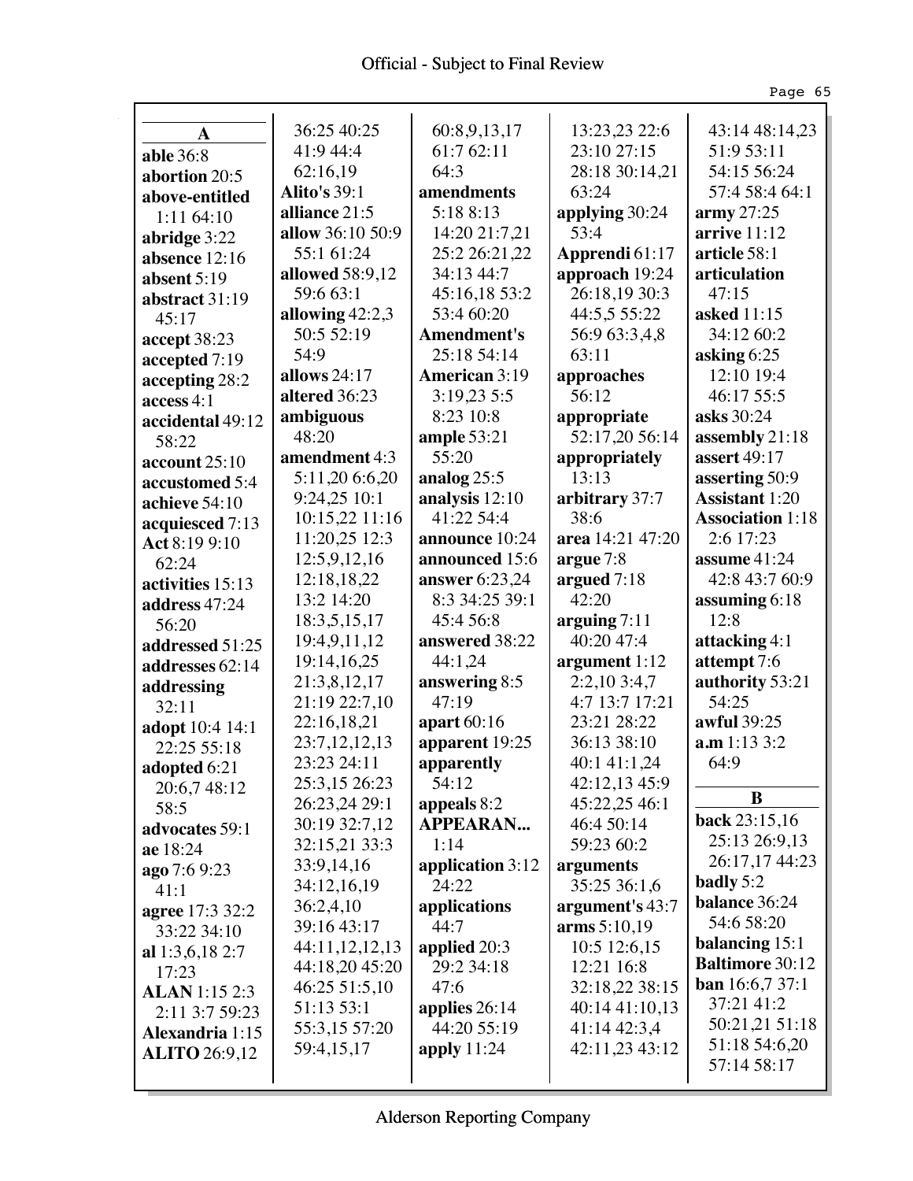## A

**able** 36:8
**abortion** 20:5
**above-entitled** 1:11 64:10
**abridge** 3:22
**absence** 12:16
**absent** 5:19
**abstract** 31:19 45:17
**accept** 38:23
**accepted** 7:19
**accepting** 28:2
**access** 4:1
**accidental** 49:12 58:22
**account** 25:10
**accustomed** 5:4
**achieve** 54:10
**acquiesced** 7:13
**Act** 8:19 9:10 62:24
**activities** 15:13
**address** 47:24 56:20
**addressed** 51:25
**addresses** 62:14
**addressing** 32:11
**adopt** 10:4 14:1 22:25 55:18
**adopted** 6:21 20:6,7 48:12 58:5
**advocates** 59:1
**ae** 18:24
**ago** 7:6 9:23 41:1
**agree** 17:3 32:2 33:22 34:10
**al** 1:3,6,18 2:7 17:23
**ALAN** 1:15 2:3 2:11 3:7 59:23
**Alexandria** 1:15
**ALITO** 26:9,12 36:25 40:25 41:9 44:4 62:16,19
**Alito's** 39:1
**alliance** 21:5
**allow** 36:10 50:9 55:1 61:24
**allowed** 58:9,12 59:6 63:1
**allowing** 42:2,3 50:5 52:19 54:9
**allows** 24:17
**altered** 36:23
**ambiguous** 48:20
**amendment** 4:3 5:11,20 6:6,20 9:24,25 10:1 10:15,22 11:16 11:20,25 12:3 12:5,9,12,16 12:18,18,22 13:2 14:20 18:3,5,15,17 19:4,9,11,12 19:14,16,25 21:3,8,12,17 21:19 22:7,10 22:16,18,21 23:7,12,12,13 23:23 24:11 25:3,15 26:23 26:23,24 29:1 30:19 32:7,12 32:15,21 33:3 33:9,14,16 34:12,16,19 36:2,4,10 39:16 43:17 44:11,12,12,13 44:18,20 45:20 46:25 51:5,10 51:13 53:1 55:3,15 57:20 59:4,15,17 60:8,9,13,17 61:7 62:11 64:3
**amendments** 5:18 8:13 14:20 21:7,21 25:2 26:21,22 34:13 44:7 45:16,18 53:2 53:4 60:20
**Amendment's** 25:18 54:14
**American** 3:19 3:19,23 5:5 8:23 10:8
**ample** 53:21 55:20
**analog** 25:5
**analysis** 12:10 41:22 54:4
**announce** 10:24
**announced** 15:6
**answer** 6:23,24 8:3 34:25 39:1 45:4 56:8
**answered** 38:22 44:1,24
**answering** 8:5 47:19
**apart** 60:16
**apparent** 19:25
**apparently** 54:12
**appeals** 8:2
**APPEARAN...** 1:14
**application** 3:12 24:22
**applications** 44:7
**applied** 20:3 29:2 34:18 47:6
**applies** 26:14 44:20 55:19
**apply** 11:24 13:23,23 22:6 23:10 27:15 28:18 30:14,21 63:24
**applying** 30:24 53:4
**Apprendi** 61:17
**approach** 19:24 26:18,19 30:3 44:5,5 55:22 56:9 63:3,4,8 63:11
**approaches** 56:12
**appropriate** 52:17,20 56:14
**appropriately** 13:13
**arbitrary** 37:7 38:6
**area** 14:21 47:20
**argue** 7:8
**argued** 7:18 42:20
**arguing** 7:11 40:20 47:4
**argument** 1:12 2:2,10 3:4,7 4:7 13:7 17:21 23:21 28:22 36:13 38:10 40:1 41:1,24 42:12,13 45:9 45:22,25 46:1 46:4 50:14 59:23 60:2
**arguments** 35:25 36:1,6
**argument's** 43:7
**arms** 5:10,19 10:5 12:6,15 12:21 16:8 32:18,22 38:15 40:14 41:10,13 41:14 42:3,4 42:11,23 43:12 43:14 48:14,23 51:9 53:11 54:15 56:24 57:4 58:4 64:1
**army** 27:25
**arrive** 11:12
**article** 58:1
**articulation** 47:15
**asked** 11:15 34:12 60:2
**asking** 6:25 12:10 19:4 46:17 55:5
**asks** 30:24
**assembly** 21:18
**assert** 49:17
**asserting** 50:9
**Assistant** 1:20
**Association** 1:18 2:6 17:23
**assume** 41:24 42:8 43:7 60:9
**assuming** 6:18 12:8
**attacking** 4:1
**attempt** 7:6
**authority** 53:21 54:25
**awful** 39:25
**a.m** 1:13 3:2 64:9

## B

**back** 23:15,16 25:13 26:9,13 26:17,17 44:23
**badly** 5:2
**balance** 36:24 54:6 58:20
**balancing** 15:1
**Baltimore** 30:12
**ban** 16:6,7 37:1 37:21 41:2 50:21,21 51:18 51:18 54:6,20 57:14 58:17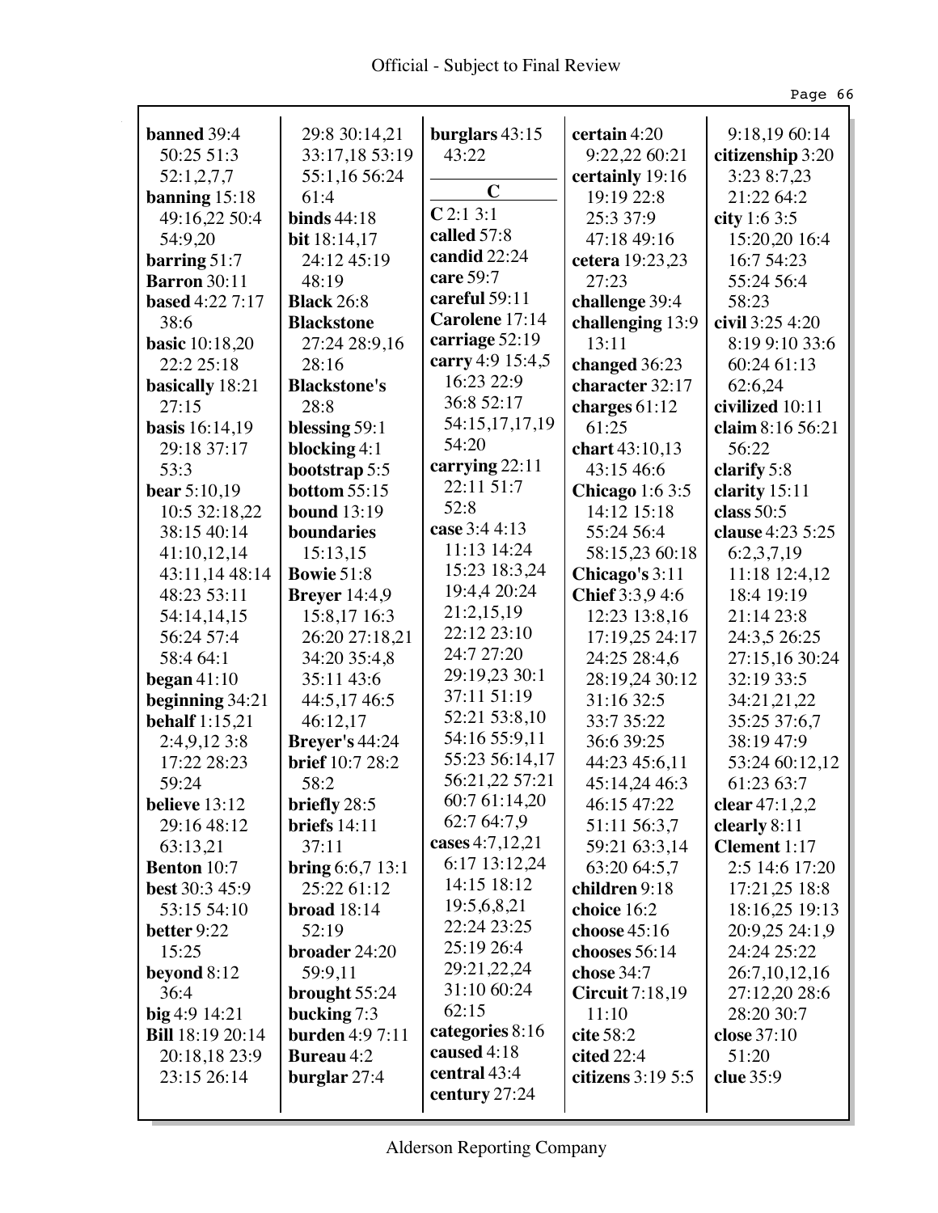**banned** 39:4 50:25 51:3 52:1,2,7,7
**banning** 15:18 49:16,22 50:4 54:9,20
**barring** 51:7
**Barron** 30:11
**based** 4:22 7:17 38:6
**basic** 10:18,20 22:2 25:18
**basically** 18:21 27:15
**basis** 16:14,19 29:18 37:17 53:3
**bear** 5:10,19 10:5 32:18,22 38:15 40:14 41:10,12,14 43:11,14 48:14 48:23 53:11 54:14,14,15 56:24 57:4 58:4 64:1
**began** 41:10
**beginning** 34:21
**behalf** 1:15,21 2:4,9,12 3:8 17:22 28:23 59:24
**believe** 13:12 29:16 48:12 63:13,21
**Benton** 10:7
**best** 30:3 45:9 53:15 54:10
**better** 9:22 15:25
**beyond** 8:12 36:4
**big** 4:9 14:21
**Bill** 18:19 20:14 20:18,18 23:9 23:15 26:14 29:8 30:14,21 33:17,18 53:19 55:1,16 56:24 61:4
**binds** 44:18
**bit** 18:14,17 24:12 45:19 48:19
**Black** 26:8
**Blackstone** 27:24 28:9,16 28:16
**Blackstone's** 28:8
**blessing** 59:1
**blocking** 4:1
**bootstrap** 5:5
**bottom** 55:15
**bound** 13:19
**boundaries** 15:13,15
**Bowie** 51:8
**Breyer** 14:4,9 15:8,17 16:3 26:20 27:18,21 34:20 35:4,8 35:11 43:6 44:5,17 46:5 46:12,17
**Breyer's** 44:24
**brief** 10:7 28:2 58:2
**briefly** 28:5
**briefs** 14:11 37:11
**bring** 6:6,7 13:1 25:22 61:12
**broad** 18:14 52:19
**broader** 24:20 59:9,11
**brought** 55:24
**bucking** 7:3
**burden** 4:9 7:11
**Bureau** 4:2
**burglar** 27:4
**burglars** 43:15 43:22

## C

**C** 2:1 3:1
**called** 57:8
**candid** 22:24
**care** 59:7
**careful** 59:11
**Carolene** 17:14
**carriage** 52:19
**carry** 4:9 15:4,5 16:23 22:9 36:8 52:17 54:15,17,17,19 54:20
**carrying** 22:11 22:11 51:7 52:8
**case** 3:4 4:13 11:13 14:24 15:23 18:3,24 19:4,4 20:24 21:2,15,19 22:12 23:10 24:7 27:20 29:19,23 30:1 37:11 51:19 52:21 53:8,10 54:16 55:9,11 55:23 56:14,17 56:21,22 57:21 60:7 61:14,20 62:7 64:7,9
**cases** 4:7,12,21 6:17 13:12,24 14:15 18:12 19:5,6,8,21 22:24 23:25 25:19 26:4 29:21,22,24 31:10 60:24 62:15
**categories** 8:16
**caused** 4:18
**central** 43:4
**century** 27:24
**certain** 4:20 9:22,22 60:21
**certainly** 19:16 19:19 22:8 25:3 37:9 47:18 49:16
**cetera** 19:23,23 27:23
**challenge** 39:4
**challenging** 13:9 13:11
**changed** 36:23
**character** 32:17
**charges** 61:12 61:25
**chart** 43:10,13 43:15 46:6
**Chicago** 1:6 3:5 14:12 15:18 55:24 56:4 58:15,23 60:18
**Chicago's** 3:11
**Chief** 3:3,9 4:6 12:23 13:8,16 17:19,25 24:17 24:25 28:4,6 28:19,24 30:12 31:16 32:5 33:7 35:22 36:6 39:25 44:23 45:6,11 45:14,24 46:3 46:15 47:22 51:11 56:3,7 59:21 63:3,14 63:20 64:5,7
**children** 9:18
**choice** 16:2
**choose** 45:16
**chooses** 56:14
**chose** 34:7
**Circuit** 7:18,19 11:10
**cite** 58:2
**cited** 22:4
**citizens** 3:19 5:5 9:18,19 60:14
**citizenship** 3:20 3:23 8:7,23 21:22 64:2
**city** 1:6 3:5 15:20,20 16:4 16:7 54:23 55:24 56:4 58:23
**civil** 3:25 4:20 8:19 9:10 33:6 60:24 61:13 62:6,24
**civilized** 10:11
**claim** 8:16 56:21 56:22
**clarify** 5:8
**clarity** 15:11
**class** 50:5
**clause** 4:23 5:25 6:2,3,7,19 11:18 12:4,12 18:4 19:19 21:14 23:8 24:3,5 26:25 27:15,16 30:24 32:19 33:5 34:21,21,22 35:25 37:6,7 38:19 47:9 53:24 60:12,12 61:23 63:7
**clear** 47:1,2,2
**clearly** 8:11
**Clement** 1:17 2:5 14:6 17:20 17:21,25 18:8 18:16,25 19:13 20:9,25 24:1,9 24:24 25:22 26:7,10,12,16 27:12,20 28:6 28:20 30:7
**close** 37:10 51:20
**clue** 35:9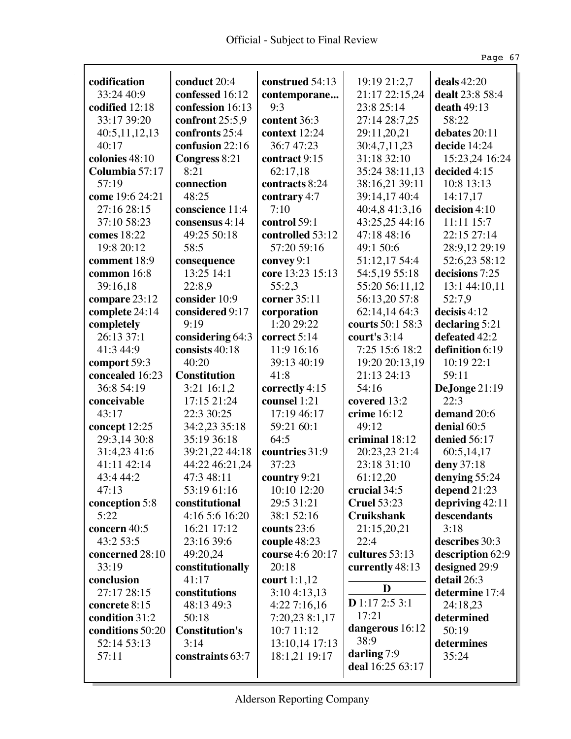**codification** 33:24 40:9
**codified** 12:18 33:17 39:20 40:5,11,12,13 40:17
**colonies** 48:10
**Columbia** 57:17 57:19
**come** 19:6 24:21 27:16 28:15 37:10 58:23
**comes** 18:22 19:8 20:12
**comment** 18:9
**common** 16:8 39:16,18
**compare** 23:12
**complete** 24:14
**completely** 26:13 37:1 41:3 44:9
**comport** 59:3
**concealed** 16:23 36:8 54:19
**conceivable** 43:17
**concept** 12:25 29:3,14 30:8 31:4,23 41:6 41:11 42:14 43:4 44:2 47:13
**conception** 5:8 5:22
**concern** 40:5 43:2 53:5
**concerned** 28:10 33:19
**conclusion** 27:17 28:15
**concrete** 8:15
**condition** 31:2
**conditions** 50:20 52:14 53:13 57:11
**conduct** 20:4
**confessed** 16:12
**confession** 16:13
**confront** 25:5,9
**confronts** 25:4
**confusion** 22:16
**Congress** 8:21 8:21
**connection** 48:25
**conscience** 11:4
**consensus** 4:14 49:25 50:18 58:5
**consequence** 13:25 14:1 22:8,9
**consider** 10:9
**considered** 9:17 9:19
**considering** 64:3
**consists** 40:18 40:20
**Constitution** 3:21 16:1,2 17:15 21:24 22:3 30:25 34:2,23 35:18 35:19 36:18 39:21,22 44:18 44:22 46:21,24 47:3 48:11 53:19 61:16
**constitutional** 4:16 5:6 16:20 16:21 17:12 23:16 39:6 49:20,24
**constitutionally** 41:17
**constitutions** 48:13 49:3 50:18
**Constitution's** 3:14
**constraints** 63:7
**construed** 54:13
**contemporane...** 9:3
**content** 36:3
**context** 12:24 36:7 47:23
**contract** 9:15 62:17,18
**contracts** 8:24
**contrary** 4:7 7:10
**control** 59:1
**controlled** 53:12 57:20 59:16
**convey** 9:1
**core** 13:23 15:13 55:2,3
**corner** 35:11
**corporation** 1:20 29:22
**correct** 5:14 11:9 16:16 39:13 40:19 41:8
**correctly** 4:15
**counsel** 1:21 17:19 46:17 59:21 60:1 64:5
**countries** 31:9 37:23
**country** 9:21 10:10 12:20 29:5 31:21 38:1 52:16
**counts** 23:6
**couple** 48:23
**course** 4:6 20:17 20:18
**court** 1:1,12 3:10 4:13,13 4:22 7:16,16 7:20,23 8:1,17 10:7 11:12 13:10,14 17:13 18:1,21 19:17 19:19 21:2,7 21:17 22:15,24 23:8 25:14 27:14 28:7,25 29:11,20,21 30:4,7,11,23 31:18 32:10 35:24 38:11,13 38:16,21 39:11 39:14,17 40:4 40:4,8 41:3,16 43:25,25 44:16 47:18 48:16 49:1 50:6 51:12,17 54:4 54:5,19 55:18 55:20 56:11,12 56:13,20 57:8 62:14,14 64:3
**courts** 50:1 58:3
**court's** 3:14 7:25 15:6 18:2 19:20 20:13,19 21:13 24:13 54:16
**covered** 13:2
**crime** 16:12 49:12
**criminal** 18:12 20:23,23 21:4 23:18 31:10 61:12,20
**crucial** 34:5
**Cruel** 53:23
**Cruikshank** 21:15,20,21 22:4
**cultures** 53:13
**currently** 48:13

## D

**D** 1:17 2:5 3:1 17:21
**dangerous** 16:12 38:9
**darling** 7:9
**deal** 16:25 63:17
**deals** 42:20
**dealt** 23:8 58:4
**death** 49:13 58:22
**debates** 20:11
**decide** 14:24 15:23,24 16:24
**decided** 4:15 10:8 13:13 14:17,17
**decision** 4:10 11:11 15:7 22:15 27:14 28:9,12 29:19 52:6,23 58:12
**decisions** 7:25 13:1 44:10,11 52:7,9
**decisis** 4:12
**declaring** 5:21
**defeated** 42:2
**definition** 6:19 10:19 22:1 59:11
**DeJonge** 21:19 22:3
**demand** 20:6
**denial** 60:5
**denied** 56:17 60:5,14,17
**deny** 37:18
**denying** 55:24
**depend** 21:23
**depriving** 42:11
**descendants** 3:18
**describes** 30:3
**description** 62:9
**designed** 29:9
**detail** 26:3
**determine** 17:4 24:18,23
**determined** 50:19
**determines** 35:24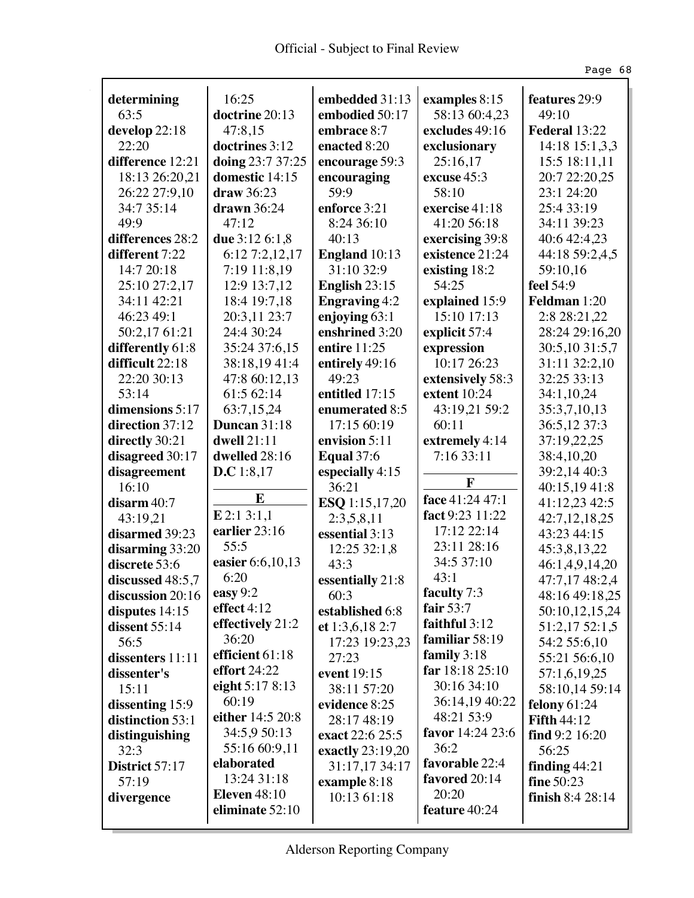**determining** 63:5
**develop** 22:18 22:20
**difference** 12:21 18:13 26:20,21 26:22 27:9,10 34:7 35:14 49:9
**differences** 28:2
**different** 7:22 14:7 20:18 25:10 27:2,17 34:11 42:21 46:23 49:1 50:2,17 61:21
**differently** 61:8
**difficult** 22:18 22:20 30:13 53:14
**dimensions** 5:17
**direction** 37:12
**directly** 30:21
**disagreed** 30:17
**disagreement** 16:10
**disarm** 40:7 43:19,21
**disarmed** 39:23
**disarming** 33:20
**discrete** 53:6
**discussed** 48:5,7
**discussion** 20:16
**disputes** 14:15
**dissent** 55:14 56:5
**dissenters** 11:11
**dissenter's** 15:11
**dissenting** 15:9
**distinction** 53:1
**distinguishing** 32:3
**District** 57:17 57:19
**divergence** 16:25
**doctrine** 20:13 47:8,15
**doctrines** 3:12
**doing** 23:7 37:25
**domestic** 14:15
**draw** 36:23
**drawn** 36:24 47:12
**due** 3:12 6:1,8 6:12 7:2,12,17 7:19 11:8,19 12:9 13:7,12 18:4 19:7,18 20:3,11 23:7 24:4 30:24 35:24 37:6,15 38:18,19 41:4 47:8 60:12,13 61:5 62:14 63:7,15,24
**Duncan** 31:18
**dwell** 21:11
**dwelled** 28:16
**D.C** 1:8,17

**E**

**E** 2:1 3:1,1
**earlier** 23:16 55:5
**easier** 6:6,10,13 6:20
**easy** 9:2
**effect** 4:12
**effectively** 21:2 36:20
**efficient** 61:18
**effort** 24:22
**eight** 5:17 8:13 60:19
**either** 14:5 20:8 34:5,9 50:13 55:16 60:9,11
**elaborated** 13:24 31:18
**Eleven** 48:10
**eliminate** 52:10
**embedded** 31:13
**embodied** 50:17
**embrace** 8:7
**enacted** 8:20
**encourage** 59:3
**encouraging** 59:9
**enforce** 3:21 8:24 36:10 40:13
**England** 10:13 31:10 32:9
**English** 23:15
**Engraving** 4:2
**enjoying** 63:1
**enshrined** 3:20
**entire** 11:25
**entirely** 49:16 49:23
**entitled** 17:15
**enumerated** 8:5 17:15 60:19
**envision** 5:11
**Equal** 37:6
**especially** 4:15 36:21
**ESQ** 1:15,17,20 2:3,5,8,11
**essential** 3:13 12:25 32:1,8 43:3
**essentially** 21:8 60:3
**established** 6:8
**et** 1:3,6,18 2:7 17:23 19:23,23 27:23
**event** 19:15 38:11 57:20
**evidence** 8:25 28:17 48:19
**exact** 22:6 25:5
**exactly** 23:19,20 31:17,17 34:17
**example** 8:18 10:13 61:18
**examples** 8:15 58:13 60:4,23
**excludes** 49:16
**exclusionary** 25:16,17
**excuse** 45:3 58:10
**exercise** 41:18 41:20 56:18
**exercising** 39:8
**existence** 21:24
**existing** 18:2 54:25
**explained** 15:9 15:10 17:13
**explicit** 57:4
**expression** 10:17 26:23
**extensively** 58:3
**extent** 10:24 43:19,21 59:2 60:11
**extremely** 4:14 7:16 33:11

**F**

**face** 41:24 47:1
**fact** 9:23 11:22 17:12 22:14 23:11 28:16 34:5 37:10 43:1
**faculty** 7:3
**fair** 53:7
**faithful** 3:12
**familiar** 58:19
**family** 3:18
**far** 18:18 25:10 30:16 34:10 36:14,19 40:22 48:21 53:9
**favor** 14:24 23:6 36:2
**favorable** 22:4
**favored** 20:14 20:20
**feature** 40:24
**features** 29:9 49:10
**Federal** 13:22 14:18 15:1,3,3 15:5 18:11,11 20:7 22:20,25 23:1 24:20 25:4 33:19 34:11 39:23 40:6 42:4,23 44:18 59:2,4,5 59:10,16
**feel** 54:9
**Feldman** 1:20 2:8 28:21,22 28:24 29:16,20 30:5,10 31:5,7 31:11 32:2,10 32:25 33:13 34:1,10,24 35:3,7,10,13 36:5,12 37:3 37:19,22,25 38:4,10,20 39:2,14 40:3 40:15,19 41:8 41:12,23 42:5 42:7,12,18,25 43:23 44:15 45:3,8,13,22 46:1,4,9,14,20 47:7,17 48:2,4 48:16 49:18,25 50:10,12,15,24 51:2,17 52:1,5 54:2 55:6,10 55:21 56:6,10 57:1,6,19,25 58:10,14 59:14
**felony** 61:24
**Fifth** 44:12
**find** 9:2 16:20 56:25
**finding** 44:21
**fine** 50:23
**finish** 8:4 28:14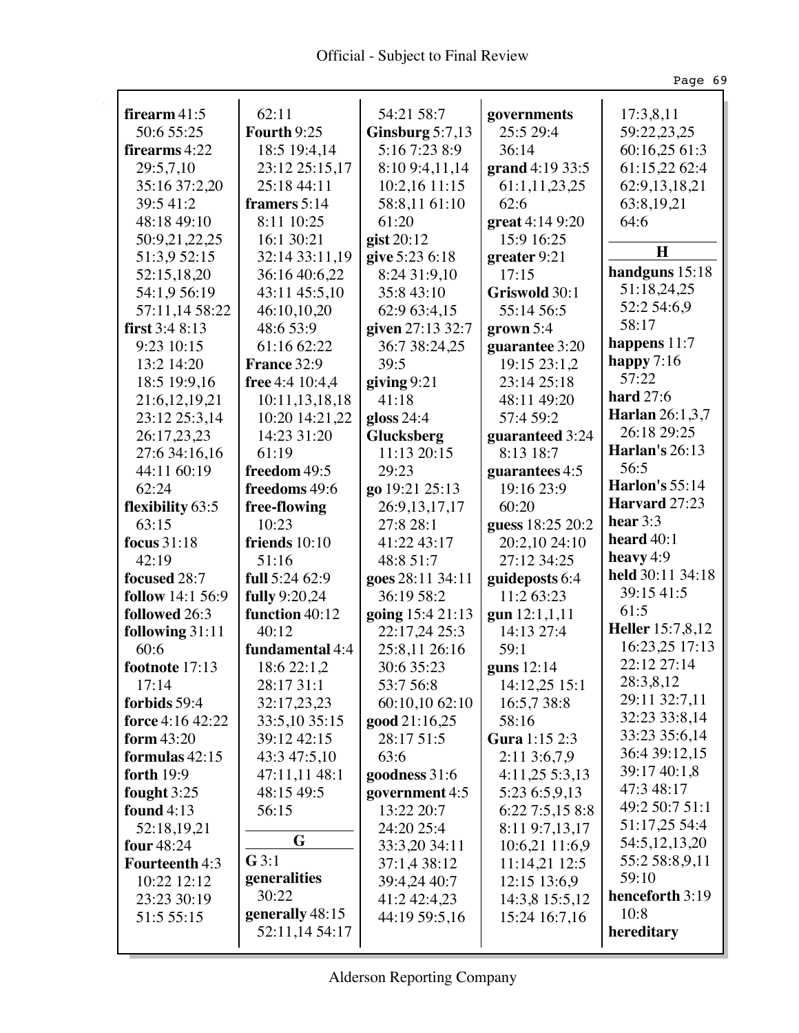**firearm** 41:5
50:6 55:25
**firearms** 4:22
29:5,7,10
35:16 37:2,20
39:5 41:2
48:18 49:10
50:9,21,22,25
51:3,9 52:15
52:15,18,20
54:1,9 56:19
57:11,14 58:22
**first** 3:4 8:13
9:23 10:15
13:2 14:20
18:5 19:9,16
21:6,12,19,21
23:12 25:3,14
26:17,23,23
27:6 34:16,16
44:11 60:19
62:24
**flexibility** 63:5
63:15
**focus** 31:18
42:19
**focused** 28:7
**follow** 14:1 56:9
**followed** 26:3
**following** 31:11
60:6
**footnote** 17:13
17:14
**forbids** 59:4
**force** 4:16 42:22
**form** 43:20
**formulas** 42:15
**forth** 19:9
**fought** 3:25
**found** 4:13
52:18,19,21
**four** 48:24
**Fourteenth** 4:3
10:22 12:12
23:23 30:19
51:5 55:15
62:11
**Fourth** 9:25
18:5 19:4,14
23:12 25:15,17
25:18 44:11
**framers** 5:14
8:11 10:25
16:1 30:21
32:14 33:11,19
36:16 40:6,22
43:11 45:5,10
46:10,10,20
48:6 53:9
61:16 62:22
**France** 32:9
**free** 4:4 10:4,4
10:11,13,18,18
10:20 14:21,22
14:23 31:20
61:19
**freedom** 49:5
**freedoms** 49:6
**free-flowing**
10:23
**friends** 10:10
51:16
**full** 5:24 62:9
**fully** 9:20,24
**function** 40:12
40:12
**fundamental** 4:4
18:6 22:1,2
28:17 31:1
32:17,23,23
33:5,10 35:15
39:12 42:15
43:3 47:5,10
47:11,11 48:1
48:15 49:5
56:15

**G**

**G** 3:1
**generalities**
30:22
**generally** 48:15
52:11,14 54:17
54:21 58:7
**Ginsburg** 5:7,13
5:16 7:23 8:9
8:10 9:4,11,14
10:2,16 11:15
58:8,11 61:10
61:20
**gist** 20:12
**give** 5:23 6:18
8:24 31:9,10
35:8 43:10
62:9 63:4,15
**given** 27:13 32:7
36:7 38:24,25
39:5
**giving** 9:21
41:18
**gloss** 24:4
**Glucksberg**
11:13 20:15
29:23
**go** 19:21 25:13
26:9,13,17,17
27:8 28:1
41:22 43:17
48:8 51:7
**goes** 28:11 34:11
36:19 58:2
**going** 15:4 21:13
22:17,24 25:3
25:8,11 26:16
30:6 35:23
53:7 56:8
60:10,10 62:10
**good** 21:16,25
28:17 51:5
63:6
**goodness** 31:6
**government** 4:5
13:22 20:7
24:20 25:4
33:3,20 34:11
37:1,4 38:12
39:4,24 40:7
41:2 42:4,23
44:19 59:5,16
**governments**
25:5 29:4
36:14
**grand** 4:19 33:5
61:1,11,23,25
62:6
**great** 4:14 9:20
15:9 16:25
**greater** 9:21
17:15
**Griswold** 30:1
55:14 56:5
**grown** 5:4
**guarantee** 3:20
19:15 23:1,2
23:14 25:18
48:11 49:20
57:4 59:2
**guaranteed** 3:24
8:13 18:7
**guarantees** 4:5
19:16 23:9
60:20
**guess** 18:25 20:2
20:2,10 24:10
27:12 34:25
**guideposts** 6:4
11:2 63:23
**gun** 12:1,1,11
14:13 27:4
59:1
**guns** 12:14
14:12,25 15:1
16:5,7 38:8
58:16
**Gura** 1:15 2:3
2:11 3:6,7,9
4:11,25 5:3,13
5:23 6:5,9,13
6:22 7:5,15 8:8
8:11 9:7,13,17
10:6,21 11:6,9
11:14,21 12:5
12:15 13:6,9
14:3,8 15:5,12
15:24 16:7,16
17:3,8,11
59:22,23,25
60:16,25 61:3
61:15,22 62:4
62:9,13,18,21
63:8,19,21
64:6

**H**

**handguns** 15:18
51:18,24,25
52:2 54:6,9
58:17
**happens** 11:7
**happy** 7:16
57:22
**hard** 27:6
**Harlan** 26:1,3,7
26:18 29:25
**Harlan's** 26:13
56:5
**Harlon's** 55:14
**Harvard** 27:23
**hear** 3:3
**heard** 40:1
**heavy** 4:9
**held** 30:11 34:18
39:15 41:5
61:5
**Heller** 15:7,8,12
16:23,25 17:13
22:12 27:14
28:3,8,12
29:11 32:7,11
32:23 33:8,14
33:23 35:6,14
36:4 39:12,15
39:17 40:1,8
47:3 48:17
49:2 50:7 51:1
51:17,25 54:4
54:5,12,13,20
55:2 58:8,9,11
59:10
**henceforth** 3:19
10:8
**hereditary**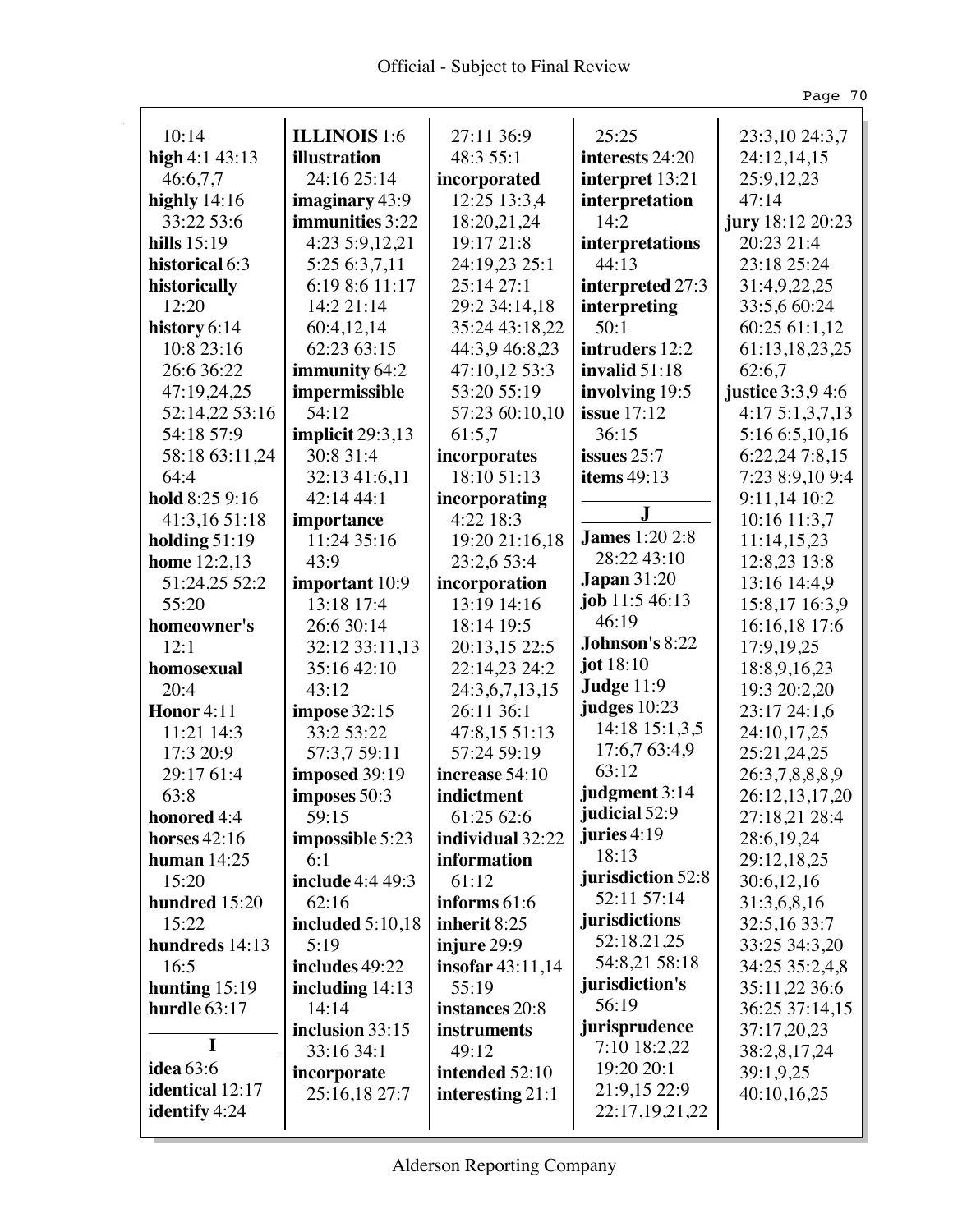10:14
**high** 4:1 43:13 46:6,7,7
**highly** 14:16 33:22 53:6
**hills** 15:19
**historical** 6:3
**historically** 12:20
**history** 6:14 10:8 23:16 26:6 36:22 47:19,24,25 52:14,22 53:16 54:18 57:9 58:18 63:11,24 64:4
**hold** 8:25 9:16 41:3,16 51:18
**holding** 51:19
**home** 12:2,13 51:24,25 52:2 55:20
**homeowner's** 12:1
**homosexual** 20:4
**Honor** 4:11 11:21 14:3 17:3 20:9 29:17 61:4 63:8
**honored** 4:4
**horses** 42:16
**human** 14:25 15:20
**hundred** 15:20 15:22
**hundreds** 14:13 16:5
**hunting** 15:19
**hurdle** 63:17

**I**

**idea** 63:6
**identical** 12:17
**identify** 4:24
**ILLINOIS** 1:6
**illustration** 24:16 25:14
**imaginary** 43:9
**immunities** 3:22 4:23 5:9,12,21 5:25 6:3,7,11 6:19 8:6 11:17 14:2 21:14 60:4,12,14 62:23 63:15
**immunity** 64:2
**impermissible** 54:12
**implicit** 29:3,13 30:8 31:4 32:13 41:6,11 42:14 44:1
**importance** 11:24 35:16 43:9
**important** 10:9 13:18 17:4 26:6 30:14 32:12 33:11,13 35:16 42:10 43:12
**impose** 32:15 33:2 53:22 57:3,7 59:11
**imposed** 39:19
**imposes** 50:3 59:15
**impossible** 5:23 6:1
**include** 4:4 49:3 62:16
**included** 5:10,18 5:19
**includes** 49:22
**including** 14:13 14:14
**inclusion** 33:15 33:16 34:1
**incorporate** 25:16,18 27:7 27:11 36:9 48:3 55:1
**incorporated** 12:25 13:3,4 18:20,21,24 19:17 21:8 24:19,23 25:1 25:14 27:1 29:2 34:14,18 35:24 43:18,22 44:3,9 46:8,23 47:10,12 53:3 53:20 55:19 57:23 60:10,10 61:5,7
**incorporates** 18:10 51:13
**incorporating** 4:22 18:3 19:20 21:16,18 23:2,6 53:4
**incorporation** 13:19 14:16 18:14 19:5 20:13,15 22:5 22:14,23 24:2 24:3,6,7,13,15 26:11 36:1 47:8,15 51:13 57:24 59:19
**increase** 54:10
**indictment** 61:25 62:6
**individual** 32:22
**information** 61:12
**informs** 61:6
**inherit** 8:25
**injure** 29:9
**insofar** 43:11,14 55:19
**instances** 20:8
**instruments** 49:12
**intended** 52:10
**interesting** 21:1 25:25
**interests** 24:20
**interpret** 13:21
**interpretation** 14:2
**interpretations** 44:13
**interpreted** 27:3
**interpreting** 50:1
**intruders** 12:2
**invalid** 51:18
**involving** 19:5
**issue** 17:12 36:15
**issues** 25:7
**items** 49:13

**J**

**James** 1:20 2:8 28:22 43:10
**Japan** 31:20
**job** 11:5 46:13 46:19
**Johnson's** 8:22
**jot** 18:10
**Judge** 11:9
**judges** 10:23 14:18 15:1,3,5 17:6,7 63:4,9 63:12
**judgment** 3:14
**judicial** 52:9
**juries** 4:19 18:13
**jurisdiction** 52:8 52:11 57:14
**jurisdictions** 52:18,21,25 54:8,21 58:18
**jurisdiction's** 56:19
**jurisprudence** 7:10 18:2,22 19:20 20:1 21:9,15 22:9 22:17,19,21,22 23:3,10 24:3,7 24:12,14,15 25:9,12,23 47:14
**jury** 18:12 20:23 20:23 21:4 23:18 25:24 31:4,9,22,25 33:5,6 60:24 60:25 61:1,12 61:13,18,23,25 62:6,7
**justice** 3:3,9 4:6 4:17 5:1,3,7,13 5:16 6:5,10,16 6:22,24 7:8,15 7:23 8:9,10 9:4 9:11,14 10:2 10:16 11:3,7 11:14,15,23 12:8,23 13:8 13:16 14:4,9 15:8,17 16:3,9 16:16,18 17:6 17:9,19,25 18:8,9,16,23 19:3 20:2,20 23:17 24:1,6 24:10,17,25 25:21,24,25 26:3,7,8,8,8,9 26:12,13,17,20 27:18,21 28:4 28:6,19,24 29:12,18,25 30:6,12,16 31:3,6,8,16 32:5,16 33:7 33:25 34:3,20 34:25 35:2,4,8 35:11,22 36:6 36:25 37:14,15 37:17,20,23 38:2,8,17,24 39:1,9,25 40:10,16,25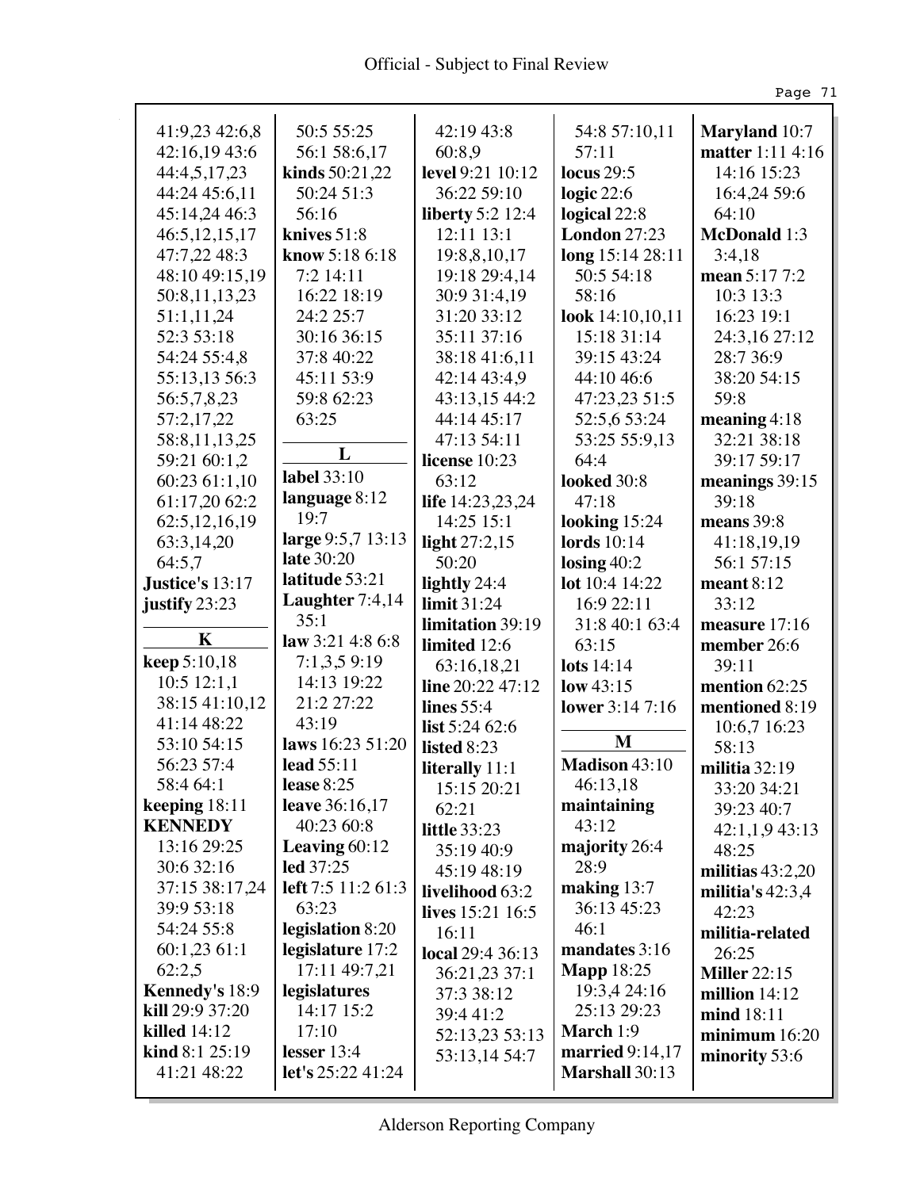41:9,23 42:6,8
42:16,19 43:6
44:4,5,17,23
44:24 45:6,11
45:14,24 46:3
46:5,12,15,17
47:7,22 48:3
48:10 49:15,19
50:8,11,13,23
51:1,11,24
52:3 53:18
54:24 55:4,8
55:13,13 56:3
56:5,7,8,23
57:2,17,22
58:8,11,13,25
59:21 60:1,2
60:23 61:1,10
61:17,20 62:2
62:5,12,16,19
63:3,14,20
64:5,7

**Justice's** 13:17
**justify** 23:23

**K**

**keep** 5:10,18
10:5 12:1,1
38:15 41:10,12
41:14 48:22
53:10 54:15
56:23 57:4
58:4 64:1
**keeping** 18:11
**KENNEDY**
13:16 29:25
30:6 32:16
37:15 38:17,24
39:9 53:18
54:24 55:8
60:1,23 61:1
62:2,5
**Kennedy's** 18:9
**kill** 29:9 37:20
**killed** 14:12
**kind** 8:1 25:19
41:21 48:22
50:5 55:25
56:1 58:6,17
**kinds** 50:21,22
50:24 51:3
56:16
**knives** 51:8
**know** 5:18 6:18
7:2 14:11
16:22 18:19
24:2 25:7
30:16 36:15
37:8 40:22
45:11 53:9
59:8 62:23
63:25

**L**

**label** 33:10
**language** 8:12
19:7
**large** 9:5,7 13:13
**late** 30:20
**latitude** 53:21
**Laughter** 7:4,14
35:1
**law** 3:21 4:8 6:8
7:1,3,5 9:19
14:13 19:22
21:2 27:22
43:19
**laws** 16:23 51:20
**lead** 55:11
**lease** 8:25
**leave** 36:16,17
40:23 60:8
**Leaving** 60:12
**led** 37:25
**left** 7:5 11:2 61:3
63:23
**legislation** 8:20
**legislature** 17:2
17:11 49:7,21
**legislatures**
14:17 15:2
17:10
**lesser** 13:4
**let's** 25:22 41:24
42:19 43:8
60:8,9
**level** 9:21 10:12
36:22 59:10
**liberty** 5:2 12:4
12:11 13:1
19:8,8,10,17
19:18 29:4,14
30:9 31:4,19
31:20 33:12
35:11 37:16
38:18 41:6,11
42:14 43:4,9
43:13,15 44:2
44:14 45:17
47:13 54:11
**license** 10:23
63:12
**life** 14:23,23,24
14:25 15:1
**light** 27:2,15
50:20
**lightly** 24:4
**limit** 31:24
**limitation** 39:19
**limited** 12:6
63:16,18,21
**line** 20:22 47:12
**lines** 55:4
**list** 5:24 62:6
**listed** 8:23
**literally** 11:1
15:15 20:21
62:21
**little** 33:23
35:19 40:9
45:19 48:19
**livelihood** 63:2
**lives** 15:21 16:5
16:11
**local** 29:4 36:13
36:21,23 37:1
37:3 38:12
39:4 41:2
52:13,23 53:13
53:13,14 54:7
54:8 57:10,11
57:11
**locus** 29:5
**logic** 22:6
**logical** 22:8
**London** 27:23
**long** 15:14 28:11
50:5 54:18
58:16
**look** 14:10,10,11
15:18 31:14
39:15 43:24
44:10 46:6
47:23,23 51:5
52:5,6 53:24
53:25 55:9,13
64:4
**looked** 30:8
47:18
**looking** 15:24
**lords** 10:14
**losing** 40:2
**lot** 10:4 14:22
16:9 22:11
31:8 40:1 63:4
63:15
**lots** 14:14
**low** 43:15
**lower** 3:14 7:16

**M**

**Madison** 43:10
46:13,18
**maintaining**
43:12
**majority** 26:4
28:9
**making** 13:7
36:13 45:23
46:1
**mandates** 3:16
**Mapp** 18:25
19:3,4 24:16
25:13 29:23
**March** 1:9
**married** 9:14,17
**Marshall** 30:13
**Maryland** 10:7
**matter** 1:11 4:16
14:16 15:23
16:4,24 59:6
64:10
**McDonald** 1:3
3:4,18
**mean** 5:17 7:2
10:3 13:3
16:23 19:1
24:3,16 27:12
28:7 36:9
38:20 54:15
59:8
**meaning** 4:18
32:21 38:18
39:17 59:17
**meanings** 39:15
39:18
**means** 39:8
41:18,19,19
56:1 57:15
**meant** 8:12
33:12
**measure** 17:16
**member** 26:6
39:11
**mention** 62:25
**mentioned** 8:19
10:6,7 16:23
58:13
**militia** 32:19
33:20 34:21
39:23 40:7
42:1,1,9 43:13
48:25
**militias** 43:2,20
**militia's** 42:3,4
42:23
**militia-related**
26:25
**Miller** 22:15
**million** 14:12
**mind** 18:11
**minimum** 16:20
**minority** 53:6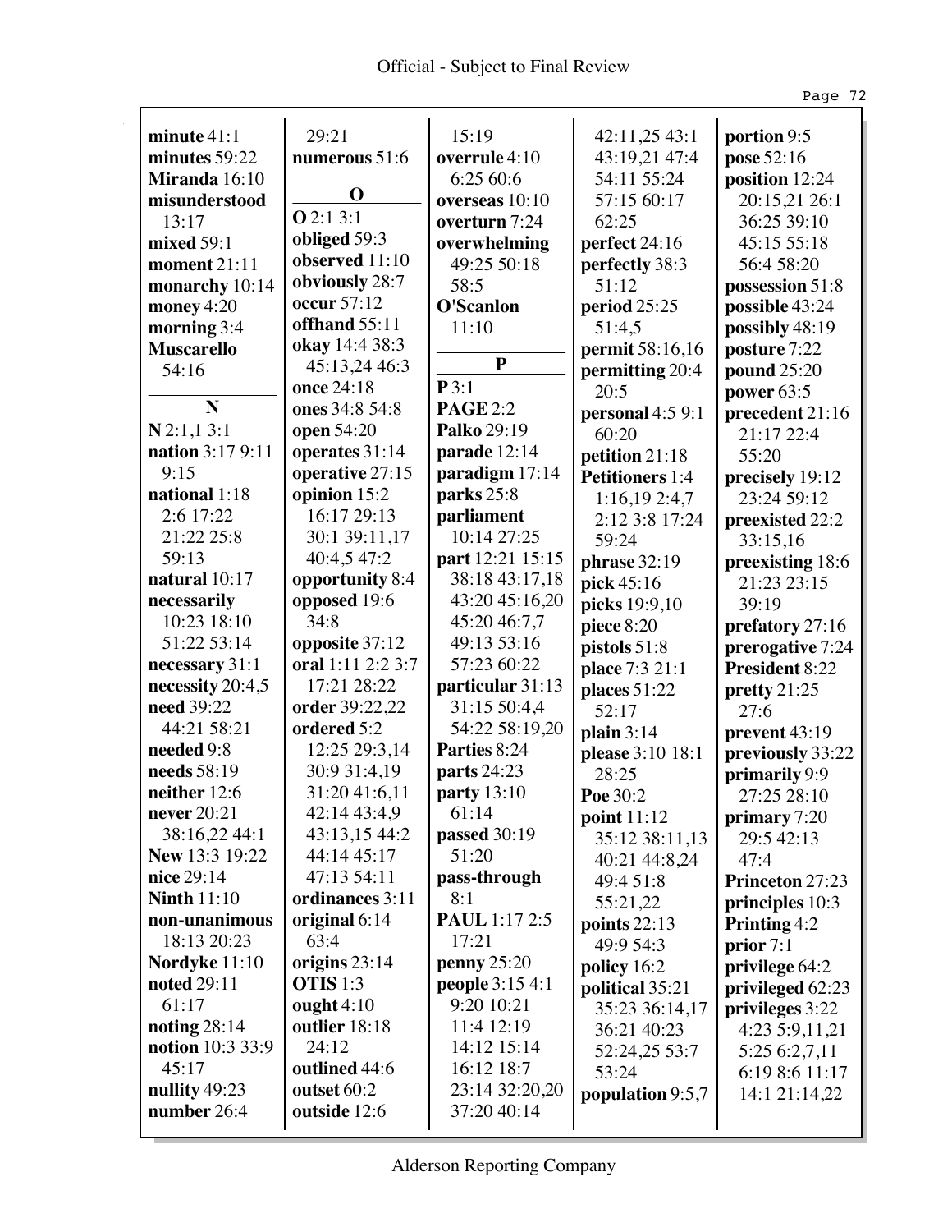**minute** 41:1
**minutes** 59:22
**Miranda** 16:10
**misunderstood** 13:17
**mixed** 59:1
**moment** 21:11
**monarchy** 10:14
**money** 4:20
**morning** 3:4
**Muscarello** 54:16

**N**

**N** 2:1,1 3:1
**nation** 3:17 9:11 9:15
**national** 1:18 2:6 17:22 21:22 25:8 59:13
**natural** 10:17
**necessarily** 10:23 18:10 51:22 53:14
**necessary** 31:1
**necessity** 20:4,5
**need** 39:22 44:21 58:21
**needed** 9:8
**needs** 58:19
**neither** 12:6
**never** 20:21 38:16,22 44:1
**New** 13:3 19:22
**nice** 29:14
**Ninth** 11:10
**non-unanimous** 18:13 20:23
**Nordyke** 11:10
**noted** 29:11 61:17
**noting** 28:14
**notion** 10:3 33:9 45:17
**nullity** 49:23
**number** 26:4 29:21
**numerous** 51:6

**O**

**O** 2:1 3:1
**obliged** 59:3
**observed** 11:10
**obviously** 28:7
**occur** 57:12
**offhand** 55:11
**okay** 14:4 38:3 45:13,24 46:3
**once** 24:18
**ones** 34:8 54:8
**open** 54:20
**operates** 31:14
**operative** 27:15
**opinion** 15:2 16:17 29:13 30:1 39:11,17 40:4,5 47:2
**opportunity** 8:4
**opposed** 19:6 34:8
**opposite** 37:12
**oral** 1:11 2:2 3:7 17:21 28:22
**order** 39:22,22
**ordered** 5:2 12:25 29:3,14 30:9 31:4,19 31:20 41:6,11 42:14 43:4,9 43:13,15 44:2 44:14 45:17 47:13 54:11
**ordinances** 3:11
**original** 6:14 63:4
**origins** 23:14
**OTIS** 1:3
**ought** 4:10
**outlier** 18:18 24:12
**outlined** 44:6
**outset** 60:2
**outside** 12:6 15:19
**overrule** 4:10 6:25 60:6
**overseas** 10:10
**overturn** 7:24
**overwhelming** 49:25 50:18 58:5
**O'Scanlon** 11:10

**P**

**P** 3:1
**PAGE** 2:2
**Palko** 29:19
**parade** 12:14
**paradigm** 17:14
**parks** 25:8
**parliament** 10:14 27:25
**part** 12:21 15:15 38:18 43:17,18 43:20 45:16,20 45:20 46:7,7 49:13 53:16 57:23 60:22
**particular** 31:13 31:15 50:4,4 54:22 58:19,20
**Parties** 8:24
**parts** 24:23
**party** 13:10 61:14
**passed** 30:19 51:20
**pass-through** 8:1
**PAUL** 1:17 2:5 17:21
**penny** 25:20
**people** 3:15 4:1 9:20 10:21 11:4 12:19 14:12 15:14 16:12 18:7 23:14 32:20,20 37:20 40:14 42:11,25 43:1 43:19,21 47:4 54:11 55:24 57:15 60:17 62:25
**perfect** 24:16
**perfectly** 38:3 51:12
**period** 25:25 51:4,5
**permit** 58:16,16
**permitting** 20:4 20:5
**personal** 4:5 9:1 60:20
**petition** 21:18
**Petitioners** 1:4 1:16,19 2:4,7 2:12 3:8 17:24 59:24
**phrase** 32:19
**pick** 45:16
**picks** 19:9,10
**piece** 8:20
**pistols** 51:8
**place** 7:3 21:1
**places** 51:22 52:17
**plain** 3:14
**please** 3:10 18:1 28:25
**Poe** 30:2
**point** 11:12 35:12 38:11,13 40:21 44:8,24 49:4 51:8 55:21,22
**points** 22:13 49:9 54:3
**policy** 16:2
**political** 35:21 35:23 36:14,17 36:21 40:23 52:24,25 53:7 53:24
**population** 9:5,7
**portion** 9:5
**pose** 52:16
**position** 12:24 20:15,21 26:1 36:25 39:10 45:15 55:18 56:4 58:20
**possession** 51:8
**possible** 43:24
**possibly** 48:19
**posture** 7:22
**pound** 25:20
**power** 63:5
**precedent** 21:16 21:17 22:4 55:20
**precisely** 19:12 23:24 59:12
**preexisted** 22:2 33:15,16
**preexisting** 18:6 21:23 23:15 39:19
**prefatory** 27:16
**prerogative** 7:24
**President** 8:22
**pretty** 21:25 27:6
**prevent** 43:19
**previously** 33:22
**primarily** 9:9 27:25 28:10
**primary** 7:20 29:5 42:13 47:4
**Princeton** 27:23
**principles** 10:3
**Printing** 4:2
**prior** 7:1
**privilege** 64:2
**privileged** 62:23
**privileges** 3:22 4:23 5:9,11,21 5:25 6:2,7,11 6:19 8:6 11:17 14:1 21:14,22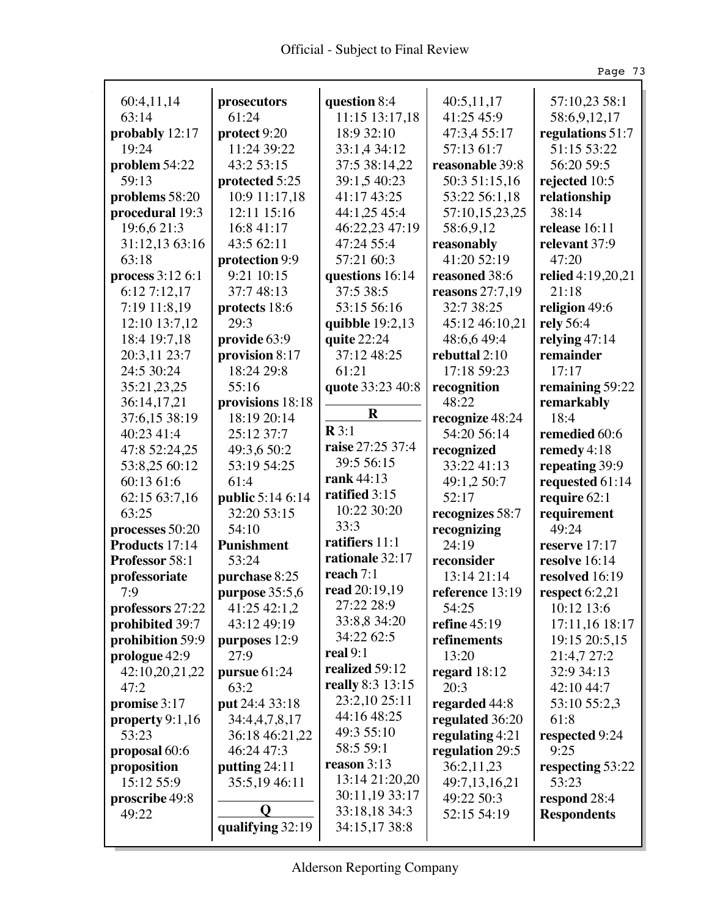60:4,11,14
63:14
**probably** 12:17
19:24
**problem** 54:22
59:13
**problems** 58:20
**procedural** 19:3
19:6,6 21:3
31:12,13 63:16
63:18
**process** 3:12 6:1
6:12 7:12,17
7:19 11:8,19
12:10 13:7,12
18:4 19:7,18
20:3,11 23:7
24:5 30:24
35:21,23,25
36:14,17,21
37:6,15 38:19
40:23 41:4
47:8 52:24,25
53:8,25 60:12
60:13 61:6
62:15 63:7,16
63:25
**processes** 50:20
**Products** 17:14
**Professor** 58:1
**professoriate**
7:9
**professors** 27:22
**prohibited** 39:7
**prohibition** 59:9
**prologue** 42:9
42:10,20,21,22
47:2
**promise** 3:17
**property** 9:1,16
53:23
**proposal** 60:6
**proposition**
15:12 55:9
**proscribe** 49:8
49:22
**prosecutors**
61:24
**protect** 9:20
11:24 39:22
43:2 53:15
**protected** 5:25
10:9 11:17,18
12:11 15:16
16:8 41:17
43:5 62:11
**protection** 9:9
9:21 10:15
37:7 48:13
**protects** 18:6
29:3
**provide** 63:9
**provision** 8:17
18:24 29:8
55:16
**provisions** 18:18
18:19 20:14
25:12 37:7
49:3,6 50:2
53:19 54:25
61:4
**public** 5:14 6:14
32:20 53:15
54:10
**Punishment**
53:24
**purchase** 8:25
**purpose** 35:5,6
41:25 42:1,2
43:12 49:19
**purposes** 12:9
27:9
**pursue** 61:24
63:2
**put** 24:4 33:18
34:4,4,7,8,17
36:18 46:21,22
46:24 47:3
**putting** 24:11
35:5,19 46:11

## Q

**qualifying** 32:19
**question** 8:4
11:15 13:17,18
18:9 32:10
33:1,4 34:12
37:5 38:14,22
39:1,5 40:23
41:17 43:25
44:1,25 45:4
46:22,23 47:19
47:24 55:4
57:21 60:3
**questions** 16:14
37:5 38:5
53:15 56:16
**quibble** 19:2,13
**quite** 22:24
37:12 48:25
61:21
**quote** 33:23 40:8

## R

**R** 3:1
**raise** 27:25 37:4
39:5 56:15
**rank** 44:13
**ratified** 3:15
10:22 30:20
33:3
**ratifiers** 11:1
**rationale** 32:17
**reach** 7:1
**read** 20:19,19
27:22 28:9
33:8,8 34:20
34:22 62:5
**real** 9:1
**realized** 59:12
**really** 8:3 13:15
23:2,10 25:11
44:16 48:25
49:3 55:10
58:5 59:1
**reason** 3:13
13:14 21:20,20
30:11,19 33:17
33:18,18 34:3
34:15,17 38:8
40:5,11,17
41:25 45:9
47:3,4 55:17
57:13 61:7
**reasonable** 39:8
50:3 51:15,16
53:22 56:1,18
57:10,15,23,25
58:6,9,12
**reasonably**
41:20 52:19
**reasoned** 38:6
**reasons** 27:7,19
32:7 38:25
45:12 46:10,21
48:6,6 49:4
**rebuttal** 2:10
17:18 59:23
**recognition**
48:22
**recognize** 48:24
54:20 56:14
**recognized**
33:22 41:13
49:1,2 50:7
52:17
**recognizes** 58:7
**recognizing**
24:19
**reconsider**
13:14 21:14
**reference** 13:19
54:25
**refine** 45:19
**refinements**
13:20
**regard** 18:12
20:3
**regarded** 44:8
**regulated** 36:20
**regulating** 4:21
**regulation** 29:5
36:2,11,23
49:7,13,16,21
49:22 50:3
52:15 54:19
57:10,23 58:1
58:6,9,12,17
**regulations** 51:7
51:15 53:22
56:20 59:5
**rejected** 10:5
**relationship**
38:14
**release** 16:11
**relevant** 37:9
47:20
**relied** 4:19,20,21
21:18
**religion** 49:6
**rely** 56:4
**relying** 47:14
**remainder**
17:17
**remaining** 59:22
**remarkably**
18:4
**remedied** 60:6
**remedy** 4:18
**repeating** 39:9
**requested** 61:14
**require** 62:1
**requirement**
49:24
**reserve** 17:17
**resolve** 16:14
**resolved** 16:19
**respect** 6:2,21
10:12 13:6
17:11,16 18:17
19:15 20:5,15
21:4,7 27:2
32:9 34:13
42:10 44:7
53:10 55:2,3
61:8
**respected** 9:24
9:25
**respecting** 53:22
53:23
**respond** 28:4
**Respondents**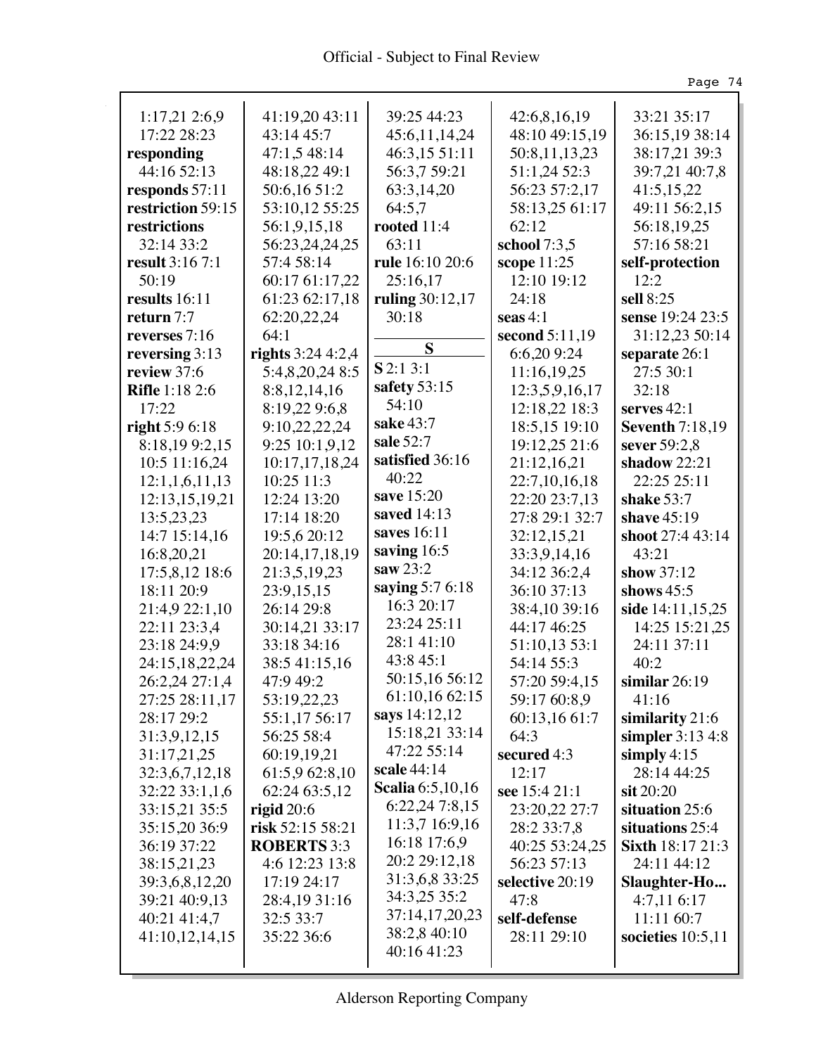1:17,21 2:6,9
17:22 28:23
**responding**
44:16 52:13
**responds** 57:11
**restriction** 59:15
**restrictions**
32:14 33:2
**result** 3:16 7:1
50:19
**results** 16:11
**return** 7:7
**reverses** 7:16
**reversing** 3:13
**review** 37:6
**Rifle** 1:18 2:6
17:22
**right** 5:9 6:18
8:18,19 9:2,15
10:5 11:16,24
12:1,1,6,11,13
12:13,15,19,21
13:5,23,23
14:7 15:14,16
16:8,20,21
17:5,8,12 18:6
18:11 20:9
21:4,9 22:1,10
22:11 23:3,4
23:18 24:9,9
24:15,18,22,24
26:2,24 27:1,4
27:25 28:11,17
28:17 29:2
31:3,9,12,15
31:17,21,25
32:3,6,7,12,18
32:22 33:1,1,6
33:15,21 35:5
35:15,20 36:9
36:19 37:22
38:15,21,23
39:3,6,8,12,20
39:21 40:9,13
40:21 41:4,7
41:10,12,14,15
41:19,20 43:11
43:14 45:7
47:1,5 48:14
48:18,22 49:1
50:6,16 51:2
53:10,12 55:25
56:1,9,15,18
56:23,24,24,25
57:4 58:14
60:17 61:17,22
61:23 62:17,18
62:20,22,24
64:1
**rights** 3:24 4:2,4
5:4,8,20,24 8:5
8:8,12,14,16
8:19,22 9:6,8
9:10,22,22,24
9:25 10:1,9,12
10:17,17,18,24
10:25 11:3
12:24 13:20
17:14 18:20
19:5,6 20:12
20:14,17,18,19
21:3,5,19,23
23:9,15,15
26:14 29:8
30:14,21 33:17
33:18 34:16
38:5 41:15,16
47:9 49:2
53:19,22,23
55:1,17 56:17
56:25 58:4
60:19,19,21
61:5,9 62:8,10
62:24 63:5,12
**rigid** 20:6
**risk** 52:15 58:21
**ROBERTS** 3:3
4:6 12:23 13:8
17:19 24:17
28:4,19 31:16
32:5 33:7
35:22 36:6
39:25 44:23
45:6,11,14,24
46:3,15 51:11
56:3,7 59:21
63:3,14,20
64:5,7
**rooted** 11:4
63:11
**rule** 16:10 20:6
25:16,17
**ruling** 30:12,17
30:18

## S

**S** 2:1 3:1
**safety** 53:15
54:10
**sake** 43:7
**sale** 52:7
**satisfied** 36:16
40:22
**save** 15:20
**saved** 14:13
**saves** 16:11
**saving** 16:5
**saw** 23:2
**saying** 5:7 6:18
16:3 20:17
23:24 25:11
28:1 41:10
43:8 45:1
50:15,16 56:12
61:10,16 62:15
**says** 14:12,12
15:18,21 33:14
47:22 55:14
**scale** 44:14
**Scalia** 6:5,10,16
6:22,24 7:8,15
11:3,7 16:9,16
16:18 17:6,9
20:2 29:12,18
31:3,6,8 33:25
34:3,25 35:2
37:14,17,20,23
38:2,8 40:10
40:16 41:23
42:6,8,16,19
48:10 49:15,19
50:8,11,13,23
51:1,24 52:3
56:23 57:2,17
58:13,25 61:17
62:12
**school** 7:3,5
**scope** 11:25
12:10 19:12
24:18
**seas** 4:1
**second** 5:11,19
6:6,20 9:24
11:16,19,25
12:3,5,9,16,17
12:18,22 18:3
18:5,15 19:10
19:12,25 21:6
21:12,16,21
22:7,10,16,18
22:20 23:7,13
27:8 29:1 32:7
32:12,15,21
33:3,9,14,16
34:12 36:2,4
36:10 37:13
38:4,10 39:16
44:17 46:25
51:10,13 53:1
54:14 55:3
57:20 59:4,15
59:17 60:8,9
60:13,16 61:7
64:3
**secured** 4:3
12:17
**see** 15:4 21:1
23:20,22 27:7
28:2 33:7,8
40:25 53:24,25
56:23 57:13
**selective** 20:19
47:8
**self-defense**
28:11 29:10
33:21 35:17
36:15,19 38:14
38:17,21 39:3
39:7,21 40:7,8
41:5,15,22
49:11 56:2,15
56:18,19,25
57:16 58:21
**self-protection**
12:2
**sell** 8:25
**sense** 19:24 23:5
31:12,23 50:14
**separate** 26:1
27:5 30:1
32:18
**serves** 42:1
**Seventh** 7:18,19
**sever** 59:2,8
**shadow** 22:21
22:25 25:11
**shake** 53:7
**shave** 45:19
**shoot** 27:4 43:14
43:21
**show** 37:12
**shows** 45:5
**side** 14:11,15,25
14:25 15:21,25
24:11 37:11
40:2
**similar** 26:19
41:16
**similarity** 21:6
**simpler** 3:13 4:8
**simply** 4:15
28:14 44:25
**sit** 20:20
**situation** 25:6
**situations** 25:4
**Sixth** 18:17 21:3
24:11 44:12
**Slaughter-Ho...**
4:7,11 6:17
11:11 60:7
**societies** 10:5,11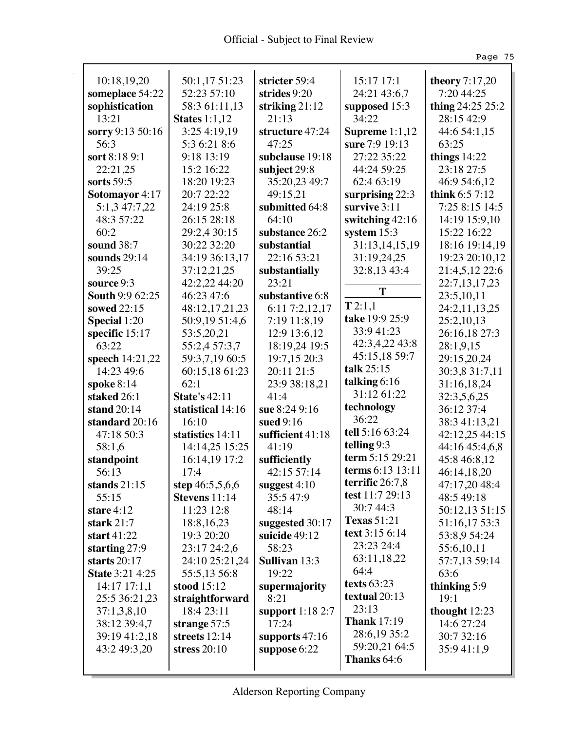10:18,19,20
**someplace** 54:22
**sophistication** 13:21
**sorry** 9:13 50:16 56:3
**sort** 8:18 9:1 22:21,25
**sorts** 59:5
**Sotomayor** 4:17 5:1,3 47:7,22 48:3 57:22 60:2
**sound** 38:7
**sounds** 29:14 39:25
**source** 9:3
**South** 9:9 62:25
**sowed** 22:15
**Special** 1:20
**specific** 15:17 63:22
**speech** 14:21,22 14:23 49:6
**spoke** 8:14
**staked** 26:1
**stand** 20:14
**standard** 20:16 47:18 50:3 58:1,6
**standpoint** 56:13
**stands** 21:15 55:15
**stare** 4:12
**stark** 21:7
**start** 41:22
**starting** 27:9
**starts** 20:17
**State** 3:21 4:25 14:17 17:1,1 25:5 36:21,23 37:1,3,8,10 38:12 39:4,7 39:19 41:2,18 43:2 49:3,20 50:1,17 51:23 52:23 57:10 58:3 61:11,13
**States** 1:1,12 3:25 4:19,19 5:3 6:21 8:6 9:18 13:19 15:2 16:22 18:20 19:23 20:7 22:22 24:19 25:8 26:15 28:18 29:2,4 30:15 30:22 32:20 34:19 36:13,17 37:12,21,25 42:2,22 44:20 46:23 47:6 48:12,17,21,23 50:9,19 51:4,6 53:5,20,21 55:2,4 57:3,7 59:3,7,19 60:5 60:15,18 61:23 62:1
**State's** 42:11
**statistical** 14:16 16:10
**statistics** 14:11 14:14,25 15:25 16:14,19 17:2 17:4
**step** 46:5,5,6,6
**Stevens** 11:14 11:23 12:8 18:8,16,23 19:3 20:20 23:17 24:2,6 24:10 25:21,24 55:5,13 56:8
**stood** 15:12
**straightforward** 18:4 23:11
**strange** 57:5
**streets** 12:14
**stress** 20:10
**stricter** 59:4
**strides** 9:20
**striking** 21:12 21:13
**structure** 47:24 47:25
**subclause** 19:18
**subject** 29:8 35:20,23 49:7 49:15,21
**submitted** 64:8 64:10
**substance** 26:2
**substantial** 22:16 53:21
**substantially** 23:21
**substantive** 6:8 6:11 7:2,12,17 7:19 11:8,19 12:9 13:6,12 18:19,24 19:5 19:7,15 20:3 20:11 21:5 23:9 38:18,21 41:4
**sue** 8:24 9:16
**sued** 9:16
**sufficient** 41:18 41:19
**sufficiently** 42:15 57:14
**suggest** 4:10 35:5 47:9 48:14
**suggested** 30:17
**suicide** 49:12 58:23
**Sullivan** 13:3 19:22
**supermajority** 8:21
**support** 1:18 2:7 17:24
**supports** 47:16
**suppose** 6:22
15:17 17:1 24:21 43:6,7
**supposed** 15:3 34:22
**Supreme** 1:1,12
**sure** 7:9 19:13 27:22 35:22 44:24 59:25 62:4 63:19
**surprising** 22:3
**survive** 3:11
**switching** 42:16
**system** 15:3 31:13,14,15,19 31:19,24,25 32:8,13 43:4

## T

**T** 2:1,1
**take** 19:9 25:9 33:9 41:23 42:3,4,22 43:8 45:15,18 59:7
**talk** 25:15
**talking** 6:16 31:12 61:22
**technology** 36:22
**tell** 5:16 63:24
**telling** 9:3
**term** 5:15 29:21
**terms** 6:13 13:11
**terrific** 26:7,8
**test** 11:7 29:13 30:7 44:3
**Texas** 51:21
**text** 3:15 6:14 23:23 24:4 63:11,18,22 64:4
**texts** 63:23
**textual** 20:13 23:13
**Thank** 17:19 28:6,19 35:2 59:20,21 64:5
**Thanks** 64:6
**theory** 7:17,20 7:20 44:25
**thing** 24:25 25:2 28:15 42:9 44:6 54:1,15 63:25
**things** 14:22 23:18 27:5 46:9 54:6,12
**think** 6:5 7:12 7:25 8:15 14:5 14:19 15:9,10 15:22 16:22 18:16 19:14,19 19:23 20:10,12 21:4,5,12 22:6 22:7,13,17,23 23:5,10,11 24:2,11,13,25 25:2,10,13 26:16,18 27:3 28:1,9,15 29:15,20,24 30:3,8 31:7,11 31:16,18,24 32:3,5,6,25 36:12 37:4 38:3 41:13,21 42:12,25 44:15 44:16 45:4,6,8 45:8 46:8,12 46:14,18,20 47:17,20 48:4 48:5 49:18 50:12,13 51:15 51:16,17 53:3 53:8,9 54:24 55:6,10,11 57:7,13 59:14 63:6
**thinking** 5:9 19:1
**thought** 12:23 14:6 27:24 30:7 32:16 35:9 41:1,9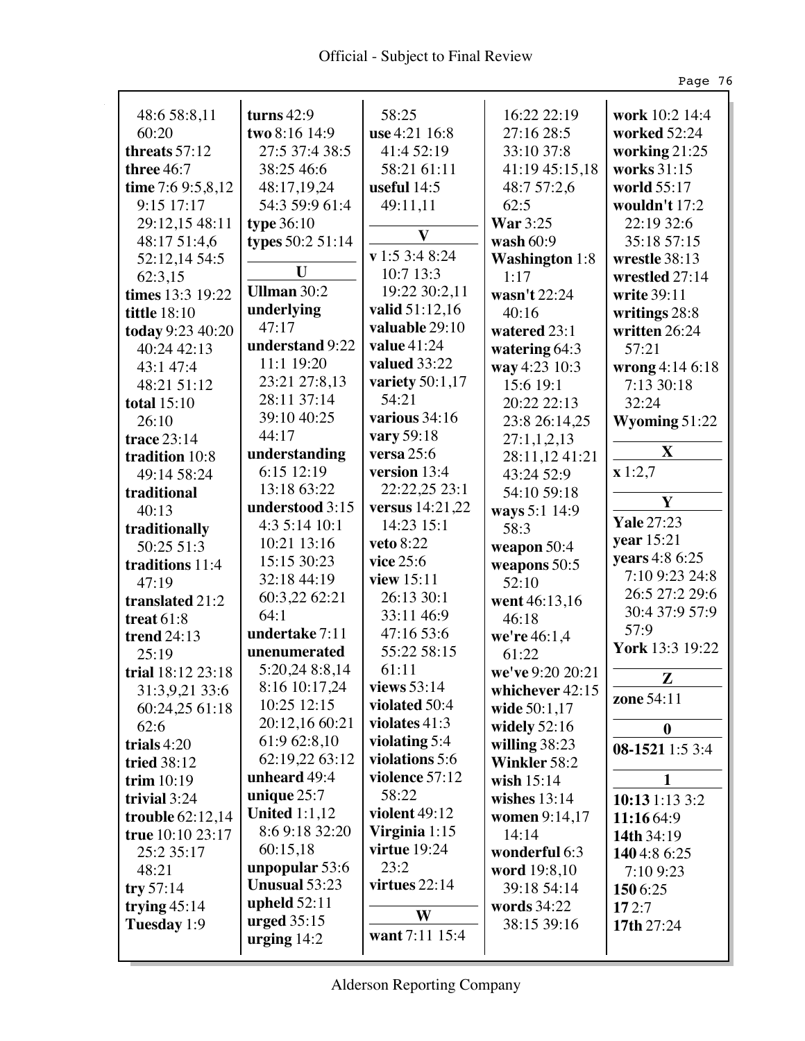48:6 58:8,11 60:20
**threats** 57:12
**three** 46:7
**time** 7:6 9:5,8,12 9:15 17:17 29:12,15 48:11 48:17 51:4,6 52:12,14 54:5 62:3,15
**times** 13:3 19:22
**tittle** 18:10
**today** 9:23 40:20 40:24 42:13 43:1 47:4 48:21 51:12
**total** 15:10 26:10
**trace** 23:14
**tradition** 10:8 49:14 58:24
**traditional** 40:13
**traditionally** 50:25 51:3
**traditions** 11:4 47:19
**translated** 21:2
**treat** 61:8
**trend** 24:13 25:19
**trial** 18:12 23:18 31:3,9,21 33:6 60:24,25 61:18 62:6
**trials** 4:20
**tried** 38:12
**trim** 10:19
**trivial** 3:24
**trouble** 62:12,14
**true** 10:10 23:17 25:2 35:17 48:21
**try** 57:14
**trying** 45:14
**Tuesday** 1:9
**turns** 42:9
**two** 8:16 14:9 27:5 37:4 38:5 38:25 46:6 48:17,19,24 54:3 59:9 61:4
**type** 36:10
**types** 50:2 51:14

## U

**Ullman** 30:2
**underlying** 47:17
**understand** 9:22 11:1 19:20 23:21 27:8,13 28:11 37:14 39:10 40:25 44:17
**understanding** 6:15 12:19 13:18 63:22
**understood** 3:15 4:3 5:14 10:1 10:21 13:16 15:15 30:23 32:18 44:19 60:3,22 62:21 64:1
**undertake** 7:11
**unenumerated** 5:20,24 8:8,14 8:16 10:17,24 10:25 12:15 20:12,16 60:21 61:9 62:8,10 62:19,22 63:12
**unheard** 49:4
**unique** 25:7
**United** 1:1,12 8:6 9:18 32:20 60:15,18
**unpopular** 53:6
**Unusual** 53:23
**upheld** 52:11
**urged** 35:15
**urging** 14:2
58:25
**use** 4:21 16:8 41:4 52:19 58:21 61:11
**useful** 14:5 49:11,11

## V

**v** 1:5 3:4 8:24 10:7 13:3 19:22 30:2,11
**valid** 51:12,16
**valuable** 29:10
**value** 41:24
**valued** 33:22
**variety** 50:1,17 54:21
**various** 34:16
**vary** 59:18
**versa** 25:6
**version** 13:4 22:22,25 23:1
**versus** 14:21,22 14:23 15:1
**veto** 8:22
**vice** 25:6
**view** 15:11 26:13 30:1 33:11 46:9 47:16 53:6 55:22 58:15 61:11
**views** 53:14
**violated** 50:4
**violates** 41:3
**violating** 5:4
**violations** 5:6
**violence** 57:12 58:22
**violent** 49:12
**Virginia** 1:15
**virtue** 19:24 23:2
**virtues** 22:14

## W

**want** 7:11 15:4
16:22 22:19 27:16 28:5 33:10 37:8 41:19 45:15,18 48:7 57:2,6 62:5
**War** 3:25
**wash** 60:9
**Washington** 1:8 1:17
**wasn't** 22:24 40:16
**watered** 23:1
**watering** 64:3
**way** 4:23 10:3 15:6 19:1 20:22 22:13 23:8 26:14,25 27:1,1,2,13 28:11,12 41:21 43:24 52:9 54:10 59:18
**ways** 5:1 14:9 58:3
**weapon** 50:4
**weapons** 50:5 52:10
**went** 46:13,16 46:18
**we're** 46:1,4 61:22
**we've** 9:20 20:21
**whichever** 42:15
**wide** 50:1,17
**widely** 52:16
**willing** 38:23
**Winkler** 58:2
**wish** 15:14
**wishes** 13:14
**women** 9:14,17 14:14
**wonderful** 6:3
**word** 19:8,10 39:18 54:14
**words** 34:22 38:15 39:16
**work** 10:2 14:4
**worked** 52:24
**working** 21:25
**works** 31:15
**world** 55:17
**wouldn't** 17:2 22:19 32:6 35:18 57:15
**wrestle** 38:13
**wrestled** 27:14
**write** 39:11
**writings** 28:8
**written** 26:24 57:21
**wrong** 4:14 6:18 7:13 30:18 32:24
**Wyoming** 51:22

## X

**x** 1:2,7

## Y

**Yale** 27:23
**year** 15:21
**years** 4:8 6:25 7:10 9:23 24:8 26:5 27:2 29:6 30:4 37:9 57:9 57:9
**York** 13:3 19:22

## Z

**zone** 54:11

## 0

**08-1521** 1:5 3:4

## 1

**10:13** 1:13 3:2
**11:16** 64:9
**14th** 34:19
**140** 4:8 6:25 7:10 9:23
**150** 6:25
**17** 2:7
**17th** 27:24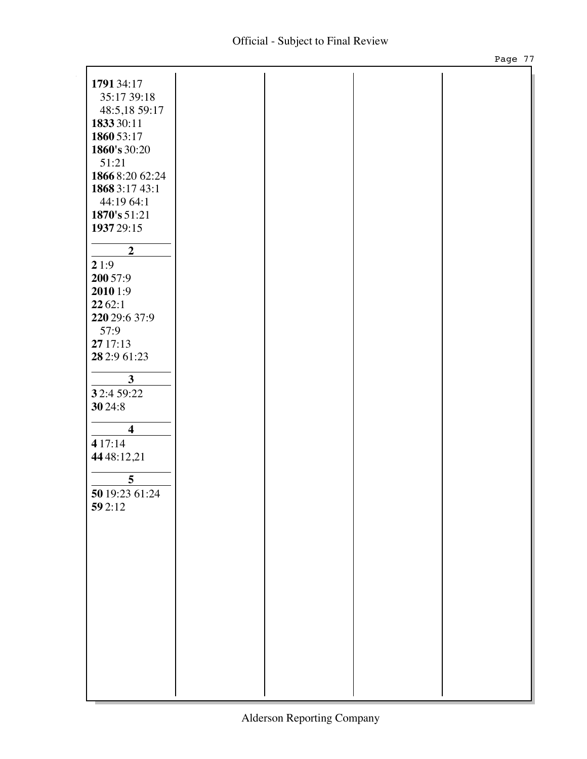**1791** 34:17 35:17 39:18 48:5,18 59:17
**1833** 30:11
**1860** 53:17
**1860's** 30:20 51:21
**1866** 8:20 62:24
**1868** 3:17 43:1 44:19 64:1
**1870's** 51:21
**1937** 29:15

**2**

**2** 1:9
**200** 57:9
**2010** 1:9
**22** 62:1
**220** 29:6 37:9 57:9
**27** 17:13
**28** 2:9 61:23

**3**

**3** 2:4 59:22
**30** 24:8

**4**

**4** 17:14
**44** 48:12,21

**5**

**50** 19:23 61:24
**59** 2:12